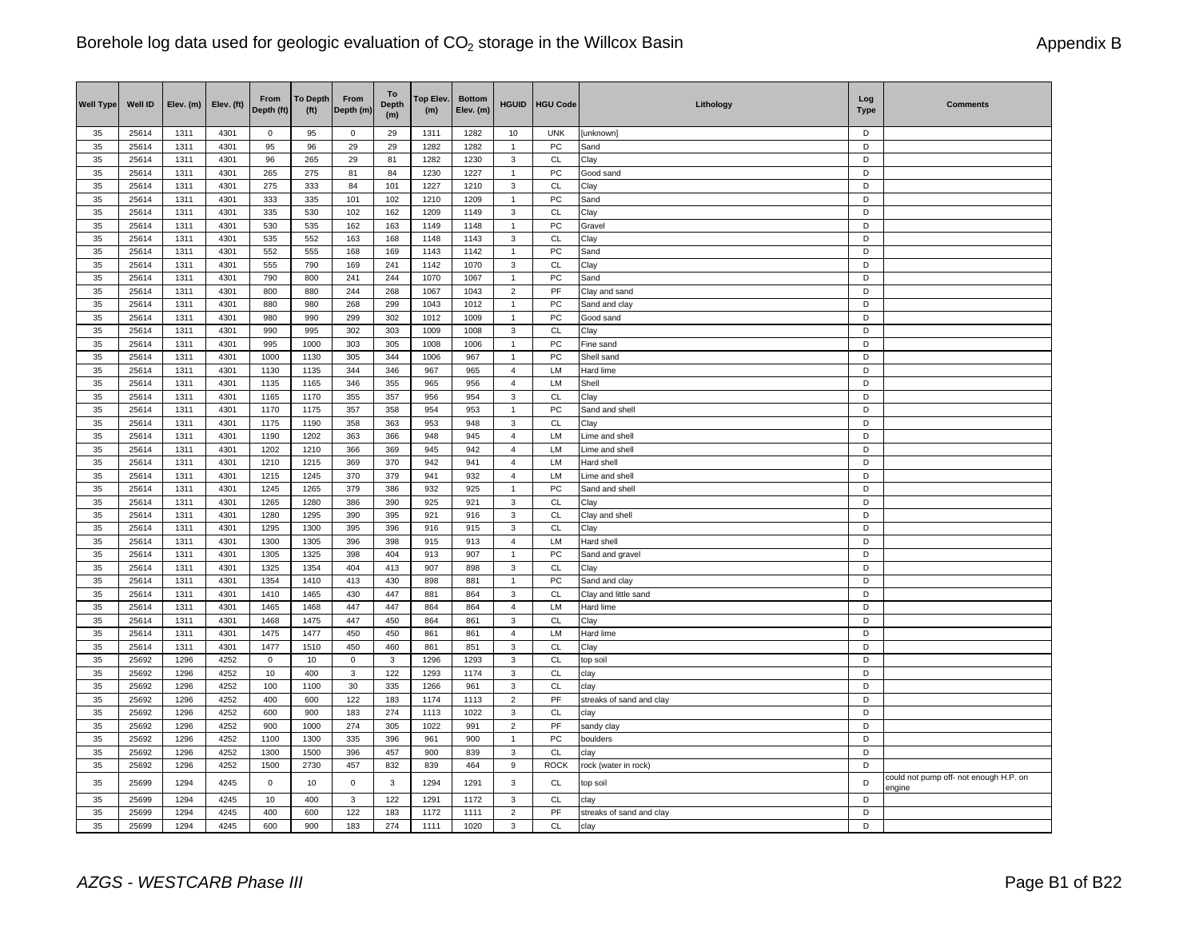| Well Type | Well ID | Elev. (m) | Elev. (ft) | From Depth (ft) | To Depth (ft) | From Depth (m) | To Depth (m) | Top Elev. (m) | Bottom Elev. (m) | HGUID | HGU Code | Lithology | Log Type | Comments |
|---|---|---|---|---|---|---|---|---|---|---|---|---|---|---|
| 35 | 25614 | 1311 | 4301 | 0 | 95 | 0 | 29 | 1311 | 1282 | 10 | UNK | [unknown] | D | |
| 35 | 25614 | 1311 | 4301 | 95 | 96 | 29 | 29 | 1282 | 1282 | 1 | PC | Sand | D | |
| 35 | 25614 | 1311 | 4301 | 96 | 265 | 29 | 81 | 1282 | 1230 | 3 | CL | Clay | D | |
| 35 | 25614 | 1311 | 4301 | 265 | 275 | 81 | 84 | 1230 | 1227 | 1 | PC | Good sand | D | |
| 35 | 25614 | 1311 | 4301 | 275 | 333 | 84 | 101 | 1227 | 1210 | 3 | CL | Clay | D | |
| 35 | 25614 | 1311 | 4301 | 333 | 335 | 101 | 102 | 1210 | 1209 | 1 | PC | Sand | D | |
| 35 | 25614 | 1311 | 4301 | 335 | 530 | 102 | 162 | 1209 | 1149 | 3 | CL | Clay | D | |
| 35 | 25614 | 1311 | 4301 | 530 | 535 | 162 | 163 | 1149 | 1148 | 1 | PC | Gravel | D | |
| 35 | 25614 | 1311 | 4301 | 535 | 552 | 163 | 168 | 1148 | 1143 | 3 | CL | Clay | D | |
| 35 | 25614 | 1311 | 4301 | 552 | 555 | 168 | 169 | 1143 | 1142 | 1 | PC | Sand | D | |
| 35 | 25614 | 1311 | 4301 | 555 | 790 | 169 | 241 | 1142 | 1070 | 3 | CL | Clay | D | |
| 35 | 25614 | 1311 | 4301 | 790 | 800 | 241 | 244 | 1070 | 1067 | 1 | PC | Sand | D | |
| 35 | 25614 | 1311 | 4301 | 800 | 880 | 244 | 268 | 1067 | 1043 | 2 | PF | Clay and sand | D | |
| 35 | 25614 | 1311 | 4301 | 880 | 980 | 268 | 299 | 1043 | 1012 | 1 | PC | Sand and clay | D | |
| 35 | 25614 | 1311 | 4301 | 980 | 990 | 299 | 302 | 1012 | 1009 | 1 | PC | Good sand | D | |
| 35 | 25614 | 1311 | 4301 | 990 | 995 | 302 | 303 | 1009 | 1008 | 3 | CL | Clay | D | |
| 35 | 25614 | 1311 | 4301 | 995 | 1000 | 303 | 305 | 1008 | 1006 | 1 | PC | Fine sand | D | |
| 35 | 25614 | 1311 | 4301 | 1000 | 1130 | 305 | 344 | 1006 | 967 | 1 | PC | Shell sand | D | |
| 35 | 25614 | 1311 | 4301 | 1130 | 1135 | 344 | 346 | 967 | 965 | 4 | LM | Hard lime | D | |
| 35 | 25614 | 1311 | 4301 | 1135 | 1165 | 346 | 355 | 965 | 956 | 4 | LM | Shell | D | |
| 35 | 25614 | 1311 | 4301 | 1165 | 1170 | 355 | 357 | 956 | 954 | 3 | CL | Clay | D | |
| 35 | 25614 | 1311 | 4301 | 1170 | 1175 | 357 | 358 | 954 | 953 | 1 | PC | Sand and shell | D | |
| 35 | 25614 | 1311 | 4301 | 1175 | 1190 | 358 | 363 | 953 | 948 | 3 | CL | Clay | D | |
| 35 | 25614 | 1311 | 4301 | 1190 | 1202 | 363 | 366 | 948 | 945 | 4 | LM | Lime and shell | D | |
| 35 | 25614 | 1311 | 4301 | 1202 | 1210 | 366 | 369 | 945 | 942 | 4 | LM | Lime and shell | D | |
| 35 | 25614 | 1311 | 4301 | 1210 | 1215 | 369 | 370 | 942 | 941 | 4 | LM | Hard shell | D | |
| 35 | 25614 | 1311 | 4301 | 1215 | 1245 | 370 | 379 | 941 | 932 | 4 | LM | Lime and shell | D | |
| 35 | 25614 | 1311 | 4301 | 1245 | 1265 | 379 | 386 | 932 | 925 | 1 | PC | Sand and shell | D | |
| 35 | 25614 | 1311 | 4301 | 1265 | 1280 | 386 | 390 | 925 | 921 | 3 | CL | Clay | D | |
| 35 | 25614 | 1311 | 4301 | 1280 | 1295 | 390 | 395 | 921 | 916 | 3 | CL | Clay and shell | D | |
| 35 | 25614 | 1311 | 4301 | 1295 | 1300 | 395 | 396 | 916 | 915 | 3 | CL | Clay | D | |
| 35 | 25614 | 1311 | 4301 | 1300 | 1305 | 396 | 398 | 915 | 913 | 4 | LM | Hard shell | D | |
| 35 | 25614 | 1311 | 4301 | 1305 | 1325 | 398 | 404 | 913 | 907 | 1 | PC | Sand and gravel | D | |
| 35 | 25614 | 1311 | 4301 | 1325 | 1354 | 404 | 413 | 907 | 898 | 3 | CL | Clay | D | |
| 35 | 25614 | 1311 | 4301 | 1354 | 1410 | 413 | 430 | 898 | 881 | 1 | PC | Sand and clay | D | |
| 35 | 25614 | 1311 | 4301 | 1410 | 1465 | 430 | 447 | 881 | 864 | 3 | CL | Clay and little sand | D | |
| 35 | 25614 | 1311 | 4301 | 1465 | 1468 | 447 | 447 | 864 | 864 | 4 | LM | Hard lime | D | |
| 35 | 25614 | 1311 | 4301 | 1468 | 1475 | 447 | 450 | 864 | 861 | 3 | CL | Clay | D | |
| 35 | 25614 | 1311 | 4301 | 1475 | 1477 | 450 | 450 | 861 | 861 | 4 | LM | Hard lime | D | |
| 35 | 25614 | 1311 | 4301 | 1477 | 1510 | 450 | 460 | 861 | 851 | 3 | CL | Clay | D | |
| 35 | 25692 | 1296 | 4252 | 0 | 10 | 0 | 3 | 1296 | 1293 | 3 | CL | top soil | D | |
| 35 | 25692 | 1296 | 4252 | 10 | 400 | 3 | 122 | 1293 | 1174 | 3 | CL | clay | D | |
| 35 | 25692 | 1296 | 4252 | 100 | 1100 | 30 | 335 | 1266 | 961 | 3 | CL | clay | D | |
| 35 | 25692 | 1296 | 4252 | 400 | 600 | 122 | 183 | 1174 | 1113 | 2 | PF | streaks of sand and clay | D | |
| 35 | 25692 | 1296 | 4252 | 600 | 900 | 183 | 274 | 1113 | 1022 | 3 | CL | clay | D | |
| 35 | 25692 | 1296 | 4252 | 900 | 1000 | 274 | 305 | 1022 | 991 | 2 | PF | sandy clay | D | |
| 35 | 25692 | 1296 | 4252 | 1100 | 1300 | 335 | 396 | 961 | 900 | 1 | PC | boulders | D | |
| 35 | 25692 | 1296 | 4252 | 1300 | 1500 | 396 | 457 | 900 | 839 | 3 | CL | clay | D | |
| 35 | 25692 | 1296 | 4252 | 1500 | 2730 | 457 | 832 | 839 | 464 | 9 | ROCK | rock (water in rock) | D | |
| 35 | 25699 | 1294 | 4245 | 0 | 10 | 0 | 3 | 1294 | 1291 | 3 | CL | top soil | D | could not pump off- not enough H.P. on engine |
| 35 | 25699 | 1294 | 4245 | 10 | 400 | 3 | 122 | 1291 | 1172 | 3 | CL | clay | D | |
| 35 | 25699 | 1294 | 4245 | 400 | 600 | 122 | 183 | 1172 | 1111 | 2 | PF | streaks of sand and clay | D | |
| 35 | 25699 | 1294 | 4245 | 600 | 900 | 183 | 274 | 1111 | 1020 | 3 | CL | clay | D | |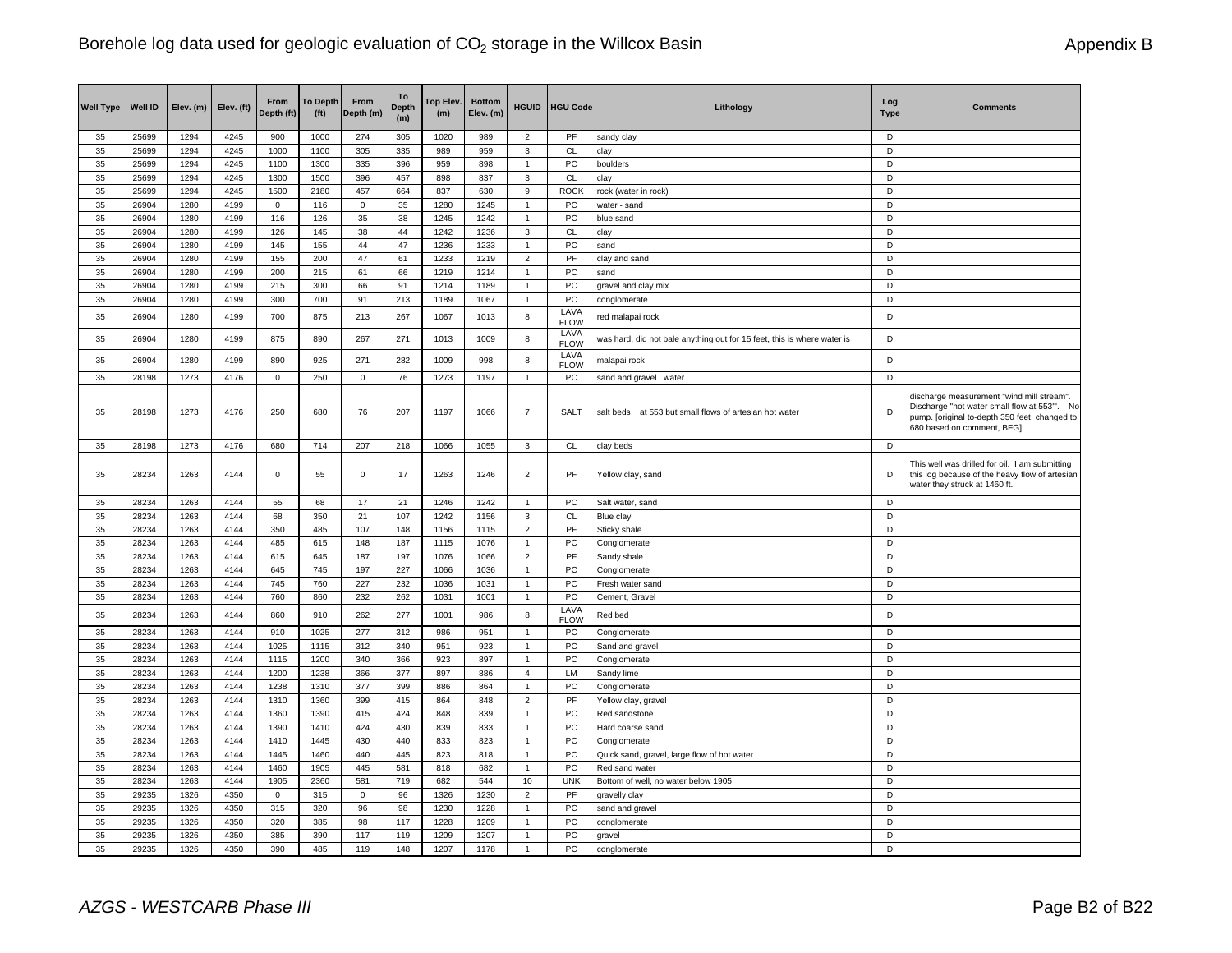| Well Type | Well ID | Elev. (m) | Elev. (ft) | From Depth (ft) | To Depth (ft) | From Depth (m) | To Depth (m) | Top Elev. (m) | Bottom Elev. (m) | HGUID | HGU Code | Lithology | Log Type | Comments |
|---|---|---|---|---|---|---|---|---|---|---|---|---|---|---|
| 35 | 25699 | 1294 | 4245 | 900 | 1000 | 274 | 305 | 1020 | 989 | 2 | PF | sandy clay | D | |
| 35 | 25699 | 1294 | 4245 | 1000 | 1100 | 305 | 335 | 989 | 959 | 3 | CL | clay | D | |
| 35 | 25699 | 1294 | 4245 | 1100 | 1300 | 335 | 396 | 959 | 898 | 1 | PC | boulders | D | |
| 35 | 25699 | 1294 | 4245 | 1300 | 1500 | 396 | 457 | 898 | 837 | 3 | CL | clay | D | |
| 35 | 25699 | 1294 | 4245 | 1500 | 2180 | 457 | 664 | 837 | 630 | 9 | ROCK | rock (water in rock) | D | |
| 35 | 26904 | 1280 | 4199 | 0 | 116 | 0 | 35 | 1280 | 1245 | 1 | PC | water - sand | D | |
| 35 | 26904 | 1280 | 4199 | 116 | 126 | 35 | 38 | 1245 | 1242 | 1 | PC | blue sand | D | |
| 35 | 26904 | 1280 | 4199 | 126 | 145 | 38 | 44 | 1242 | 1236 | 3 | CL | clay | D | |
| 35 | 26904 | 1280 | 4199 | 145 | 155 | 44 | 47 | 1236 | 1233 | 1 | PC | sand | D | |
| 35 | 26904 | 1280 | 4199 | 155 | 200 | 47 | 61 | 1233 | 1219 | 2 | PF | clay and sand | D | |
| 35 | 26904 | 1280 | 4199 | 200 | 215 | 61 | 66 | 1219 | 1214 | 1 | PC | sand | D | |
| 35 | 26904 | 1280 | 4199 | 215 | 300 | 66 | 91 | 1214 | 1189 | 1 | PC | gravel and clay mix | D | |
| 35 | 26904 | 1280 | 4199 | 300 | 700 | 91 | 213 | 1189 | 1067 | 1 | PC | conglomerate | D | |
| 35 | 26904 | 1280 | 4199 | 700 | 875 | 213 | 267 | 1067 | 1013 | 8 | LAVA FLOW | red malapai rock | D | |
| 35 | 26904 | 1280 | 4199 | 875 | 890 | 267 | 271 | 1013 | 1009 | 8 | LAVA FLOW | was hard, did not bale anything out for 15 feet, this is where water is | D | |
| 35 | 26904 | 1280 | 4199 | 890 | 925 | 271 | 282 | 1009 | 998 | 8 | LAVA FLOW | malapai rock | D | |
| 35 | 28198 | 1273 | 4176 | 0 | 250 | 0 | 76 | 1273 | 1197 | 1 | PC | sand and gravel water | D | |
| 35 | 28198 | 1273 | 4176 | 250 | 680 | 76 | 207 | 1197 | 1066 | 7 | SALT | salt beds at 553 but small flows of artesian hot water | D | discharge measurement "wind mill stream". Discharge "hot water small flow at 553'". No pump. [original to-depth 350 feet, changed to 680 based on comment, BFG] |
| 35 | 28198 | 1273 | 4176 | 680 | 714 | 207 | 218 | 1066 | 1055 | 3 | CL | clay beds | D | |
| 35 | 28234 | 1263 | 4144 | 0 | 55 | 0 | 17 | 1263 | 1246 | 2 | PF | Yellow clay, sand | D | This well was drilled for oil. I am submitting this log because of the heavy flow of artesian water they struck at 1460 ft. |
| 35 | 28234 | 1263 | 4144 | 55 | 68 | 17 | 21 | 1246 | 1242 | 1 | PC | Salt water, sand | D | |
| 35 | 28234 | 1263 | 4144 | 68 | 350 | 21 | 107 | 1242 | 1156 | 3 | CL | Blue clay | D | |
| 35 | 28234 | 1263 | 4144 | 350 | 485 | 107 | 148 | 1156 | 1115 | 2 | PF | Sticky shale | D | |
| 35 | 28234 | 1263 | 4144 | 485 | 615 | 148 | 187 | 1115 | 1076 | 1 | PC | Conglomerate | D | |
| 35 | 28234 | 1263 | 4144 | 615 | 645 | 187 | 197 | 1076 | 1066 | 2 | PF | Sandy shale | D | |
| 35 | 28234 | 1263 | 4144 | 645 | 745 | 197 | 227 | 1066 | 1036 | 1 | PC | Conglomerate | D | |
| 35 | 28234 | 1263 | 4144 | 745 | 760 | 227 | 232 | 1036 | 1031 | 1 | PC | Fresh water sand | D | |
| 35 | 28234 | 1263 | 4144 | 760 | 860 | 232 | 262 | 1031 | 1001 | 1 | PC | Cement, Gravel | D | |
| 35 | 28234 | 1263 | 4144 | 860 | 910 | 262 | 277 | 1001 | 986 | 8 | LAVA FLOW | Red bed | D | |
| 35 | 28234 | 1263 | 4144 | 910 | 1025 | 277 | 312 | 986 | 951 | 1 | PC | Conglomerate | D | |
| 35 | 28234 | 1263 | 4144 | 1025 | 1115 | 312 | 340 | 951 | 923 | 1 | PC | Sand and gravel | D | |
| 35 | 28234 | 1263 | 4144 | 1115 | 1200 | 340 | 366 | 923 | 897 | 1 | PC | Conglomerate | D | |
| 35 | 28234 | 1263 | 4144 | 1200 | 1238 | 366 | 377 | 897 | 886 | 4 | LM | Sandy lime | D | |
| 35 | 28234 | 1263 | 4144 | 1238 | 1310 | 377 | 399 | 886 | 864 | 1 | PC | Conglomerate | D | |
| 35 | 28234 | 1263 | 4144 | 1310 | 1360 | 399 | 415 | 864 | 848 | 2 | PF | Yellow clay, gravel | D | |
| 35 | 28234 | 1263 | 4144 | 1360 | 1390 | 415 | 424 | 848 | 839 | 1 | PC | Red sandstone | D | |
| 35 | 28234 | 1263 | 4144 | 1390 | 1410 | 424 | 430 | 839 | 833 | 1 | PC | Hard coarse sand | D | |
| 35 | 28234 | 1263 | 4144 | 1410 | 1445 | 430 | 440 | 833 | 823 | 1 | PC | Conglomerate | D | |
| 35 | 28234 | 1263 | 4144 | 1445 | 1460 | 440 | 445 | 823 | 818 | 1 | PC | Quick sand, gravel, large flow of hot water | D | |
| 35 | 28234 | 1263 | 4144 | 1460 | 1905 | 445 | 581 | 818 | 682 | 1 | PC | Red sand water | D | |
| 35 | 28234 | 1263 | 4144 | 1905 | 2360 | 581 | 719 | 682 | 544 | 10 | UNK | Bottom of well, no water below 1905 | D | |
| 35 | 29235 | 1326 | 4350 | 0 | 315 | 0 | 96 | 1326 | 1230 | 2 | PF | gravelly clay | D | |
| 35 | 29235 | 1326 | 4350 | 315 | 320 | 96 | 98 | 1230 | 1228 | 1 | PC | sand and gravel | D | |
| 35 | 29235 | 1326 | 4350 | 320 | 385 | 98 | 117 | 1228 | 1209 | 1 | PC | conglomerate | D | |
| 35 | 29235 | 1326 | 4350 | 385 | 390 | 117 | 119 | 1209 | 1207 | 1 | PC | gravel | D | |
| 35 | 29235 | 1326 | 4350 | 390 | 485 | 119 | 148 | 1207 | 1178 | 1 | PC | conglomerate | D | |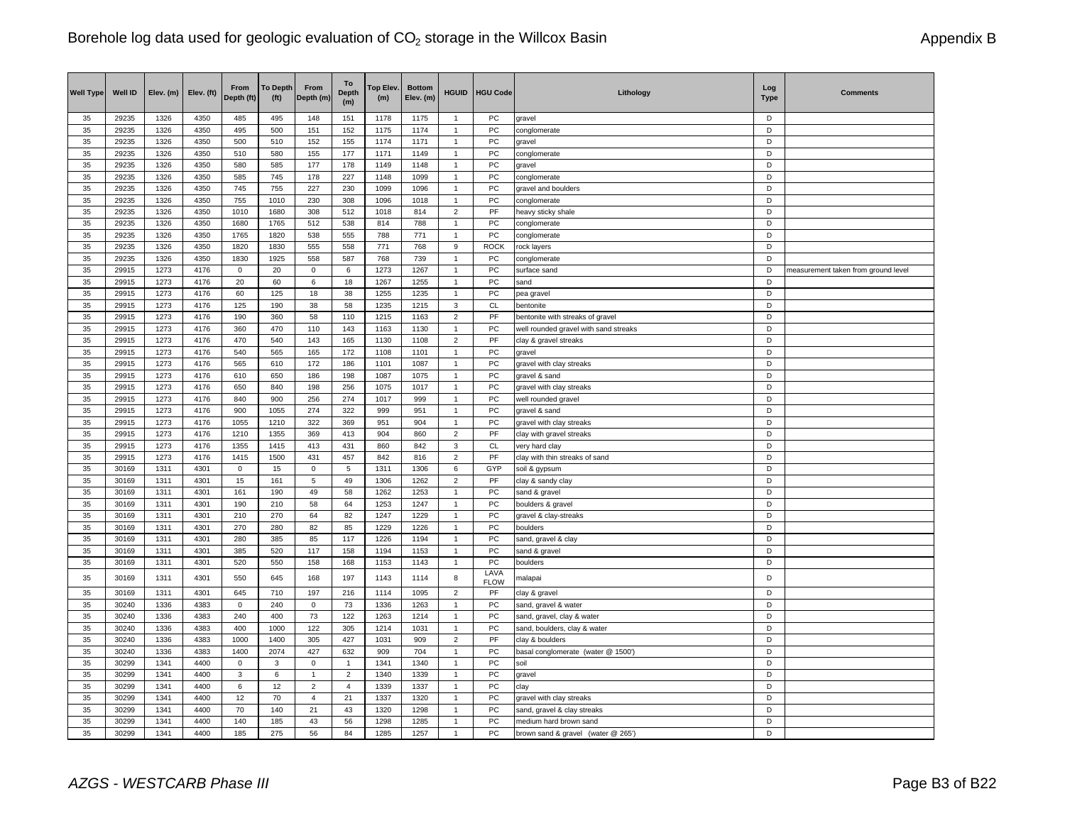| Well Type | Well ID | Elev. (m) | Elev. (ft) | From Depth (ft) | To Depth (ft) | From Depth (m) | To Depth (m) | Top Elev. (m) | Bottom Elev. (m) | HGUID | HGU Code | Lithology | Log Type | Comments |
|---|---|---|---|---|---|---|---|---|---|---|---|---|---|---|
| 35 | 29235 | 1326 | 4350 | 485 | 495 | 148 | 151 | 1178 | 1175 | 1 | PC | gravel | D | |
| 35 | 29235 | 1326 | 4350 | 495 | 500 | 151 | 152 | 1175 | 1174 | 1 | PC | conglomerate | D | |
| 35 | 29235 | 1326 | 4350 | 500 | 510 | 152 | 155 | 1174 | 1171 | 1 | PC | gravel | D | |
| 35 | 29235 | 1326 | 4350 | 510 | 580 | 155 | 177 | 1171 | 1149 | 1 | PC | conglomerate | D | |
| 35 | 29235 | 1326 | 4350 | 580 | 585 | 177 | 178 | 1149 | 1148 | 1 | PC | gravel | D | |
| 35 | 29235 | 1326 | 4350 | 585 | 745 | 178 | 227 | 1148 | 1099 | 1 | PC | conglomerate | D | |
| 35 | 29235 | 1326 | 4350 | 745 | 755 | 227 | 230 | 1099 | 1096 | 1 | PC | gravel and boulders | D | |
| 35 | 29235 | 1326 | 4350 | 755 | 1010 | 230 | 308 | 1096 | 1018 | 1 | PC | conglomerate | D | |
| 35 | 29235 | 1326 | 4350 | 1010 | 1680 | 308 | 512 | 1018 | 814 | 2 | PF | heavy sticky shale | D | |
| 35 | 29235 | 1326 | 4350 | 1680 | 1765 | 512 | 538 | 814 | 788 | 1 | PC | conglomerate | D | |
| 35 | 29235 | 1326 | 4350 | 1765 | 1820 | 538 | 555 | 788 | 771 | 1 | PC | conglomerate | D | |
| 35 | 29235 | 1326 | 4350 | 1820 | 1830 | 555 | 558 | 771 | 768 | 9 | ROCK | rock layers | D | |
| 35 | 29235 | 1326 | 4350 | 1830 | 1925 | 558 | 587 | 768 | 739 | 1 | PC | conglomerate | D | |
| 35 | 29915 | 1273 | 4176 | 0 | 20 | 0 | 6 | 1273 | 1267 | 1 | PC | surface sand | D | measurement taken from ground level |
| 35 | 29915 | 1273 | 4176 | 20 | 60 | 6 | 18 | 1267 | 1255 | 1 | PC | sand | D | |
| 35 | 29915 | 1273 | 4176 | 60 | 125 | 18 | 38 | 1255 | 1235 | 1 | PC | pea gravel | D | |
| 35 | 29915 | 1273 | 4176 | 125 | 190 | 38 | 58 | 1235 | 1215 | 3 | CL | bentonite | D | |
| 35 | 29915 | 1273 | 4176 | 190 | 360 | 58 | 110 | 1215 | 1163 | 2 | PF | bentonite with streaks of gravel | D | |
| 35 | 29915 | 1273 | 4176 | 360 | 470 | 110 | 143 | 1163 | 1130 | 1 | PC | well rounded gravel with sand streaks | D | |
| 35 | 29915 | 1273 | 4176 | 470 | 540 | 143 | 165 | 1130 | 1108 | 2 | PF | clay & gravel streaks | D | |
| 35 | 29915 | 1273 | 4176 | 540 | 565 | 165 | 172 | 1108 | 1101 | 1 | PC | gravel | D | |
| 35 | 29915 | 1273 | 4176 | 565 | 610 | 172 | 186 | 1101 | 1087 | 1 | PC | gravel with clay streaks | D | |
| 35 | 29915 | 1273 | 4176 | 610 | 650 | 186 | 198 | 1087 | 1075 | 1 | PC | gravel & sand | D | |
| 35 | 29915 | 1273 | 4176 | 650 | 840 | 198 | 256 | 1075 | 1017 | 1 | PC | gravel with clay streaks | D | |
| 35 | 29915 | 1273 | 4176 | 840 | 900 | 256 | 274 | 1017 | 999 | 1 | PC | well rounded gravel | D | |
| 35 | 29915 | 1273 | 4176 | 900 | 1055 | 274 | 322 | 999 | 951 | 1 | PC | gravel & sand | D | |
| 35 | 29915 | 1273 | 4176 | 1055 | 1210 | 322 | 369 | 951 | 904 | 1 | PC | gravel with clay streaks | D | |
| 35 | 29915 | 1273 | 4176 | 1210 | 1355 | 369 | 413 | 904 | 860 | 2 | PF | clay with gravel streaks | D | |
| 35 | 29915 | 1273 | 4176 | 1355 | 1415 | 413 | 431 | 860 | 842 | 3 | CL | very hard clay | D | |
| 35 | 29915 | 1273 | 4176 | 1415 | 1500 | 431 | 457 | 842 | 816 | 2 | PF | clay with thin streaks of sand | D | |
| 35 | 30169 | 1311 | 4301 | 0 | 15 | 0 | 5 | 1311 | 1306 | 6 | GYP | soil & gypsum | D | |
| 35 | 30169 | 1311 | 4301 | 15 | 161 | 5 | 49 | 1306 | 1262 | 2 | PF | clay & sandy clay | D | |
| 35 | 30169 | 1311 | 4301 | 161 | 190 | 49 | 58 | 1262 | 1253 | 1 | PC | sand & gravel | D | |
| 35 | 30169 | 1311 | 4301 | 190 | 210 | 58 | 64 | 1253 | 1247 | 1 | PC | boulders & gravel | D | |
| 35 | 30169 | 1311 | 4301 | 210 | 270 | 64 | 82 | 1247 | 1229 | 1 | PC | gravel & clay-streaks | D | |
| 35 | 30169 | 1311 | 4301 | 270 | 280 | 82 | 85 | 1229 | 1226 | 1 | PC | boulders | D | |
| 35 | 30169 | 1311 | 4301 | 280 | 385 | 85 | 117 | 1226 | 1194 | 1 | PC | sand, gravel & clay | D | |
| 35 | 30169 | 1311 | 4301 | 385 | 520 | 117 | 158 | 1194 | 1153 | 1 | PC | sand & gravel | D | |
| 35 | 30169 | 1311 | 4301 | 520 | 550 | 158 | 168 | 1153 | 1143 | 1 | PC | boulders | D | |
| 35 | 30169 | 1311 | 4301 | 550 | 645 | 168 | 197 | 1143 | 1114 | 8 | LAVA FLOW | malapai | D | |
| 35 | 30169 | 1311 | 4301 | 645 | 710 | 197 | 216 | 1114 | 1095 | 2 | PF | clay & gravel | D | |
| 35 | 30240 | 1336 | 4383 | 0 | 240 | 0 | 73 | 1336 | 1263 | 1 | PC | sand, gravel & water | D | |
| 35 | 30240 | 1336 | 4383 | 240 | 400 | 73 | 122 | 1263 | 1214 | 1 | PC | sand, gravel, clay & water | D | |
| 35 | 30240 | 1336 | 4383 | 400 | 1000 | 122 | 305 | 1214 | 1031 | 1 | PC | sand, boulders, clay & water | D | |
| 35 | 30240 | 1336 | 4383 | 1000 | 1400 | 305 | 427 | 1031 | 909 | 2 | PF | clay & boulders | D | |
| 35 | 30240 | 1336 | 4383 | 1400 | 2074 | 427 | 632 | 909 | 704 | 1 | PC | basal conglomerate (water @ 1500') | D | |
| 35 | 30299 | 1341 | 4400 | 0 | 3 | 0 | 1 | 1341 | 1340 | 1 | PC | soil | D | |
| 35 | 30299 | 1341 | 4400 | 3 | 6 | 1 | 2 | 1340 | 1339 | 1 | PC | gravel | D | |
| 35 | 30299 | 1341 | 4400 | 6 | 12 | 2 | 4 | 1339 | 1337 | 1 | PC | clay | D | |
| 35 | 30299 | 1341 | 4400 | 12 | 70 | 4 | 21 | 1337 | 1320 | 1 | PC | gravel with clay streaks | D | |
| 35 | 30299 | 1341 | 4400 | 70 | 140 | 21 | 43 | 1320 | 1298 | 1 | PC | sand, gravel & clay streaks | D | |
| 35 | 30299 | 1341 | 4400 | 140 | 185 | 43 | 56 | 1298 | 1285 | 1 | PC | medium hard brown sand | D | |
| 35 | 30299 | 1341 | 4400 | 185 | 275 | 56 | 84 | 1285 | 1257 | 1 | PC | brown sand & gravel (water @ 265') | D | |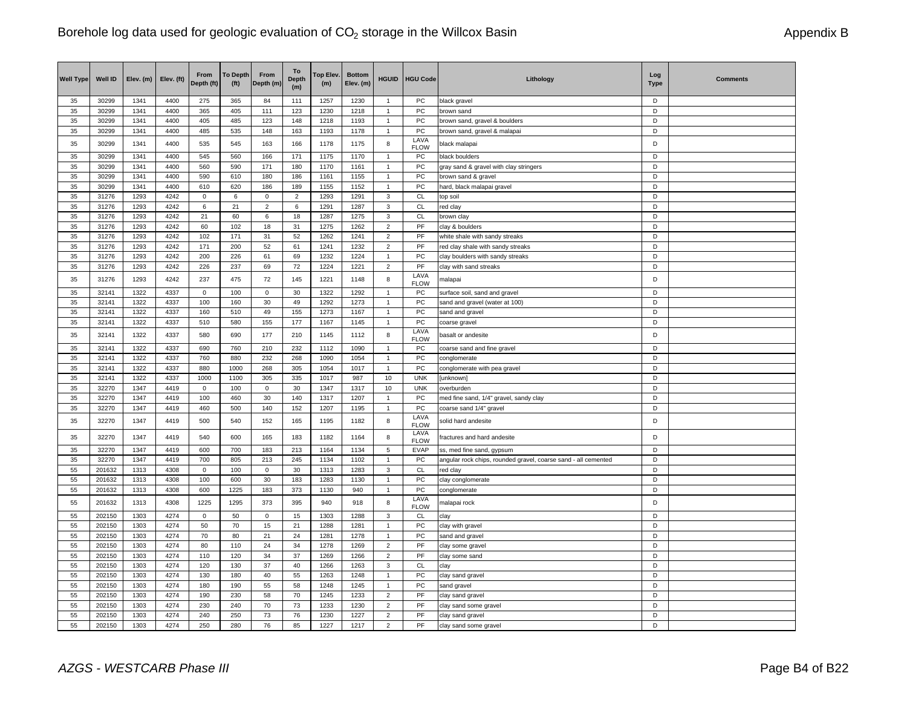| Well Type | Well ID | Elev. (m) | Elev. (ft) | From Depth (ft) | To Depth (ft) | From Depth (m) | To Depth (m) | Top Elev. (m) | Bottom Elev. (m) | HGUID | HGU Code | Lithology | Log Type | Comments |
|---|---|---|---|---|---|---|---|---|---|---|---|---|---|---|
| 35 | 30299 | 1341 | 4400 | 275 | 365 | 84 | 111 | 1257 | 1230 | 1 | PC | black gravel | D | |
| 35 | 30299 | 1341 | 4400 | 365 | 405 | 111 | 123 | 1230 | 1218 | 1 | PC | brown sand | D | |
| 35 | 30299 | 1341 | 4400 | 405 | 485 | 123 | 148 | 1218 | 1193 | 1 | PC | brown sand, gravel & boulders | D | |
| 35 | 30299 | 1341 | 4400 | 485 | 535 | 148 | 163 | 1193 | 1178 | 1 | PC | brown sand, gravel & malapai | D | |
| 35 | 30299 | 1341 | 4400 | 535 | 545 | 163 | 166 | 1178 | 1175 | 8 | LAVA FLOW | black malapai | D | |
| 35 | 30299 | 1341 | 4400 | 545 | 560 | 166 | 171 | 1175 | 1170 | 1 | PC | black boulders | D | |
| 35 | 30299 | 1341 | 4400 | 560 | 590 | 171 | 180 | 1170 | 1161 | 1 | PC | gray sand & gravel with clay stringers | D | |
| 35 | 30299 | 1341 | 4400 | 590 | 610 | 180 | 186 | 1161 | 1155 | 1 | PC | brown sand & gravel | D | |
| 35 | 30299 | 1341 | 4400 | 610 | 620 | 186 | 189 | 1155 | 1152 | 1 | PC | hard, black malapai gravel | D | |
| 35 | 31276 | 1293 | 4242 | 0 | 6 | 0 | 2 | 1293 | 1291 | 3 | CL | top soil | D | |
| 35 | 31276 | 1293 | 4242 | 6 | 21 | 2 | 6 | 1291 | 1287 | 3 | CL | red clay | D | |
| 35 | 31276 | 1293 | 4242 | 21 | 60 | 6 | 18 | 1287 | 1275 | 3 | CL | brown clay | D | |
| 35 | 31276 | 1293 | 4242 | 60 | 102 | 18 | 31 | 1275 | 1262 | 2 | PF | clay & boulders | D | |
| 35 | 31276 | 1293 | 4242 | 102 | 171 | 31 | 52 | 1262 | 1241 | 2 | PF | white shale with sandy streaks | D | |
| 35 | 31276 | 1293 | 4242 | 171 | 200 | 52 | 61 | 1241 | 1232 | 2 | PF | red clay shale with sandy streaks | D | |
| 35 | 31276 | 1293 | 4242 | 200 | 226 | 61 | 69 | 1232 | 1224 | 1 | PC | clay boulders with sandy streaks | D | |
| 35 | 31276 | 1293 | 4242 | 226 | 237 | 69 | 72 | 1224 | 1221 | 2 | PF | clay with sand streaks | D | |
| 35 | 31276 | 1293 | 4242 | 237 | 475 | 72 | 145 | 1221 | 1148 | 8 | LAVA FLOW | malapai | D | |
| 35 | 32141 | 1322 | 4337 | 0 | 100 | 0 | 30 | 1322 | 1292 | 1 | PC | surface soil, sand and gravel | D | |
| 35 | 32141 | 1322 | 4337 | 100 | 160 | 30 | 49 | 1292 | 1273 | 1 | PC | sand and gravel (water at 100) | D | |
| 35 | 32141 | 1322 | 4337 | 160 | 510 | 49 | 155 | 1273 | 1167 | 1 | PC | sand and gravel | D | |
| 35 | 32141 | 1322 | 4337 | 510 | 580 | 155 | 177 | 1167 | 1145 | 1 | PC | coarse gravel | D | |
| 35 | 32141 | 1322 | 4337 | 580 | 690 | 177 | 210 | 1145 | 1112 | 8 | LAVA FLOW | basalt or andesite | D | |
| 35 | 32141 | 1322 | 4337 | 690 | 760 | 210 | 232 | 1112 | 1090 | 1 | PC | coarse sand and fine gravel | D | |
| 35 | 32141 | 1322 | 4337 | 760 | 880 | 232 | 268 | 1090 | 1054 | 1 | PC | conglomerate | D | |
| 35 | 32141 | 1322 | 4337 | 880 | 1000 | 268 | 305 | 1054 | 1017 | 1 | PC | conglomerate with pea gravel | D | |
| 35 | 32141 | 1322 | 4337 | 1000 | 1100 | 305 | 335 | 1017 | 987 | 10 | UNK | [unknown] | D | |
| 35 | 32270 | 1347 | 4419 | 0 | 100 | 0 | 30 | 1347 | 1317 | 10 | UNK | overburden | D | |
| 35 | 32270 | 1347 | 4419 | 100 | 460 | 30 | 140 | 1317 | 1207 | 1 | PC | med fine sand, 1/4" gravel, sandy clay | D | |
| 35 | 32270 | 1347 | 4419 | 460 | 500 | 140 | 152 | 1207 | 1195 | 1 | PC | coarse sand 1/4" gravel | D | |
| 35 | 32270 | 1347 | 4419 | 500 | 540 | 152 | 165 | 1195 | 1182 | 8 | LAVA FLOW | solid hard andesite | D | |
| 35 | 32270 | 1347 | 4419 | 540 | 600 | 165 | 183 | 1182 | 1164 | 8 | LAVA FLOW | fractures and hard andesite | D | |
| 35 | 32270 | 1347 | 4419 | 600 | 700 | 183 | 213 | 1164 | 1134 | 5 | EVAP | ss, med fine sand, gypsum | D | |
| 35 | 32270 | 1347 | 4419 | 700 | 805 | 213 | 245 | 1134 | 1102 | 1 | PC | angular rock chips, rounded gravel, coarse sand - all cemented | D | |
| 55 | 201632 | 1313 | 4308 | 0 | 100 | 0 | 30 | 1313 | 1283 | 3 | CL | red clay | D | |
| 55 | 201632 | 1313 | 4308 | 100 | 600 | 30 | 183 | 1283 | 1130 | 1 | PC | clay conglomerate | D | |
| 55 | 201632 | 1313 | 4308 | 600 | 1225 | 183 | 373 | 1130 | 940 | 1 | PC | conglomerate | D | |
| 55 | 201632 | 1313 | 4308 | 1225 | 1295 | 373 | 395 | 940 | 918 | 8 | LAVA FLOW | malapai rock | D | |
| 55 | 202150 | 1303 | 4274 | 0 | 50 | 0 | 15 | 1303 | 1288 | 3 | CL | clay | D | |
| 55 | 202150 | 1303 | 4274 | 50 | 70 | 15 | 21 | 1288 | 1281 | 1 | PC | clay with gravel | D | |
| 55 | 202150 | 1303 | 4274 | 70 | 80 | 21 | 24 | 1281 | 1278 | 1 | PC | sand and gravel | D | |
| 55 | 202150 | 1303 | 4274 | 80 | 110 | 24 | 34 | 1278 | 1269 | 2 | PF | clay some gravel | D | |
| 55 | 202150 | 1303 | 4274 | 110 | 120 | 34 | 37 | 1269 | 1266 | 2 | PF | clay some sand | D | |
| 55 | 202150 | 1303 | 4274 | 120 | 130 | 37 | 40 | 1266 | 1263 | 3 | CL | clay | D | |
| 55 | 202150 | 1303 | 4274 | 130 | 180 | 40 | 55 | 1263 | 1248 | 1 | PC | clay sand gravel | D | |
| 55 | 202150 | 1303 | 4274 | 180 | 190 | 55 | 58 | 1248 | 1245 | 1 | PC | sand gravel | D | |
| 55 | 202150 | 1303 | 4274 | 190 | 230 | 58 | 70 | 1245 | 1233 | 2 | PF | clay sand gravel | D | |
| 55 | 202150 | 1303 | 4274 | 230 | 240 | 70 | 73 | 1233 | 1230 | 2 | PF | clay sand some gravel | D | |
| 55 | 202150 | 1303 | 4274 | 240 | 250 | 73 | 76 | 1230 | 1227 | 2 | PF | clay sand gravel | D | |
| 55 | 202150 | 1303 | 4274 | 250 | 280 | 76 | 85 | 1227 | 1217 | 2 | PF | clay sand some gravel | D | |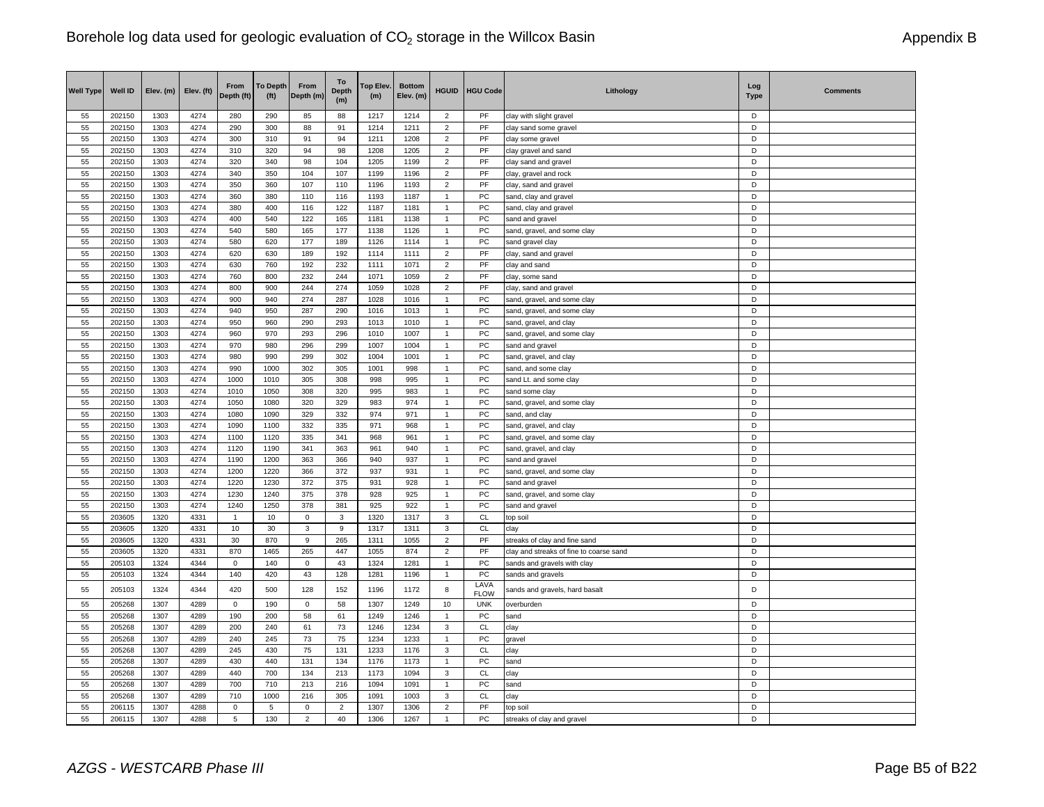Borehole log data used for geologic evaluation of $CO_2$ storage in the Willcox Basin

Appendix B

| Well Type | Well ID | Elev. (m) | Elev. (ft) | From Depth (ft) | To Depth (ft) | From Depth (m) | To Depth (m) | Top Elev. (m) | Bottom Elev. (m) | HGUID | HGU Code | Lithology | Log Type | Comments |
|---|---|---|---|---|---|---|---|---|---|---|---|---|---|---|
| 55 | 202150 | 1303 | 4274 | 280 | 290 | 85 | 88 | 1217 | 1214 | 2 | PF | clay with slight gravel | D | |
| 55 | 202150 | 1303 | 4274 | 290 | 300 | 88 | 91 | 1214 | 1211 | 2 | PF | clay sand some gravel | D | |
| 55 | 202150 | 1303 | 4274 | 300 | 310 | 91 | 94 | 1211 | 1208 | 2 | PF | clay some gravel | D | |
| 55 | 202150 | 1303 | 4274 | 310 | 320 | 94 | 98 | 1208 | 1205 | 2 | PF | clay gravel and sand | D | |
| 55 | 202150 | 1303 | 4274 | 320 | 340 | 98 | 104 | 1205 | 1199 | 2 | PF | clay sand and gravel | D | |
| 55 | 202150 | 1303 | 4274 | 340 | 350 | 104 | 107 | 1199 | 1196 | 2 | PF | clay, gravel and rock | D | |
| 55 | 202150 | 1303 | 4274 | 350 | 360 | 107 | 110 | 1196 | 1193 | 2 | PF | clay, sand and gravel | D | |
| 55 | 202150 | 1303 | 4274 | 360 | 380 | 110 | 116 | 1193 | 1187 | 1 | PC | sand, clay and gravel | D | |
| 55 | 202150 | 1303 | 4274 | 380 | 400 | 116 | 122 | 1187 | 1181 | 1 | PC | sand, clay and gravel | D | |
| 55 | 202150 | 1303 | 4274 | 400 | 540 | 122 | 165 | 1181 | 1138 | 1 | PC | sand and gravel | D | |
| 55 | 202150 | 1303 | 4274 | 540 | 580 | 165 | 177 | 1138 | 1126 | 1 | PC | sand, gravel, and some clay | D | |
| 55 | 202150 | 1303 | 4274 | 580 | 620 | 177 | 189 | 1126 | 1114 | 1 | PC | sand gravel clay | D | |
| 55 | 202150 | 1303 | 4274 | 620 | 630 | 189 | 192 | 1114 | 1111 | 2 | PF | clay, sand and gravel | D | |
| 55 | 202150 | 1303 | 4274 | 630 | 760 | 192 | 232 | 1111 | 1071 | 2 | PF | clay and sand | D | |
| 55 | 202150 | 1303 | 4274 | 760 | 800 | 232 | 244 | 1071 | 1059 | 2 | PF | clay, some sand | D | |
| 55 | 202150 | 1303 | 4274 | 800 | 900 | 244 | 274 | 1059 | 1028 | 2 | PF | clay, sand and gravel | D | |
| 55 | 202150 | 1303 | 4274 | 900 | 940 | 274 | 287 | 1028 | 1016 | 1 | PC | sand, gravel, and some clay | D | |
| 55 | 202150 | 1303 | 4274 | 940 | 950 | 287 | 290 | 1016 | 1013 | 1 | PC | sand, gravel, and some clay | D | |
| 55 | 202150 | 1303 | 4274 | 950 | 960 | 290 | 293 | 1013 | 1010 | 1 | PC | sand, gravel, and clay | D | |
| 55 | 202150 | 1303 | 4274 | 960 | 970 | 293 | 296 | 1010 | 1007 | 1 | PC | sand, gravel, and some clay | D | |
| 55 | 202150 | 1303 | 4274 | 970 | 980 | 296 | 299 | 1007 | 1004 | 1 | PC | sand and gravel | D | |
| 55 | 202150 | 1303 | 4274 | 980 | 990 | 299 | 302 | 1004 | 1001 | 1 | PC | sand, gravel, and clay | D | |
| 55 | 202150 | 1303 | 4274 | 990 | 1000 | 302 | 305 | 1001 | 998 | 1 | PC | sand, and some clay | D | |
| 55 | 202150 | 1303 | 4274 | 1000 | 1010 | 305 | 308 | 998 | 995 | 1 | PC | sand Lt. and some clay | D | |
| 55 | 202150 | 1303 | 4274 | 1010 | 1050 | 308 | 320 | 995 | 983 | 1 | PC | sand some clay | D | |
| 55 | 202150 | 1303 | 4274 | 1050 | 1080 | 320 | 329 | 983 | 974 | 1 | PC | sand, gravel, and some clay | D | |
| 55 | 202150 | 1303 | 4274 | 1080 | 1090 | 329 | 332 | 974 | 971 | 1 | PC | sand, and clay | D | |
| 55 | 202150 | 1303 | 4274 | 1090 | 1100 | 332 | 335 | 971 | 968 | 1 | PC | sand, gravel, and clay | D | |
| 55 | 202150 | 1303 | 4274 | 1100 | 1120 | 335 | 341 | 968 | 961 | 1 | PC | sand, gravel, and some clay | D | |
| 55 | 202150 | 1303 | 4274 | 1120 | 1190 | 341 | 363 | 961 | 940 | 1 | PC | sand, gravel, and clay | D | |
| 55 | 202150 | 1303 | 4274 | 1190 | 1200 | 363 | 366 | 940 | 937 | 1 | PC | sand and gravel | D | |
| 55 | 202150 | 1303 | 4274 | 1200 | 1220 | 366 | 372 | 937 | 931 | 1 | PC | sand, gravel, and some clay | D | |
| 55 | 202150 | 1303 | 4274 | 1220 | 1230 | 372 | 375 | 931 | 928 | 1 | PC | sand and gravel | D | |
| 55 | 202150 | 1303 | 4274 | 1230 | 1240 | 375 | 378 | 928 | 925 | 1 | PC | sand, gravel, and some clay | D | |
| 55 | 202150 | 1303 | 4274 | 1240 | 1250 | 378 | 381 | 925 | 922 | 1 | PC | sand and gravel | D | |
| 55 | 203605 | 1320 | 4331 | 1 | 10 | 0 | 3 | 1320 | 1317 | 3 | CL | top soil | D | |
| 55 | 203605 | 1320 | 4331 | 10 | 30 | 3 | 9 | 1317 | 1311 | 3 | CL | clay | D | |
| 55 | 203605 | 1320 | 4331 | 30 | 870 | 9 | 265 | 1311 | 1055 | 2 | PF | streaks of clay and fine sand | D | |
| 55 | 203605 | 1320 | 4331 | 870 | 1465 | 265 | 447 | 1055 | 874 | 2 | PF | clay and streaks of fine to coarse sand | D | |
| 55 | 205103 | 1324 | 4344 | 0 | 140 | 0 | 43 | 1324 | 1281 | 1 | PC | sands and gravels with clay | D | |
| 55 | 205103 | 1324 | 4344 | 140 | 420 | 43 | 128 | 1281 | 1196 | 1 | PC | sands and gravels | D | |
| 55 | 205103 | 1324 | 4344 | 420 | 500 | 128 | 152 | 1196 | 1172 | 8 | LAVA FLOW | sands and gravels, hard basalt | D | |
| 55 | 205268 | 1307 | 4289 | 0 | 190 | 0 | 58 | 1307 | 1249 | 10 | UNK | overburden | D | |
| 55 | 205268 | 1307 | 4289 | 190 | 200 | 58 | 61 | 1249 | 1246 | 1 | PC | sand | D | |
| 55 | 205268 | 1307 | 4289 | 200 | 240 | 61 | 73 | 1246 | 1234 | 3 | CL | clay | D | |
| 55 | 205268 | 1307 | 4289 | 240 | 245 | 73 | 75 | 1234 | 1233 | 1 | PC | gravel | D | |
| 55 | 205268 | 1307 | 4289 | 245 | 430 | 75 | 131 | 1233 | 1176 | 3 | CL | clay | D | |
| 55 | 205268 | 1307 | 4289 | 430 | 440 | 131 | 134 | 1176 | 1173 | 1 | PC | sand | D | |
| 55 | 205268 | 1307 | 4289 | 440 | 700 | 134 | 213 | 1173 | 1094 | 3 | CL | clay | D | |
| 55 | 205268 | 1307 | 4289 | 700 | 710 | 213 | 216 | 1094 | 1091 | 1 | PC | sand | D | |
| 55 | 205268 | 1307 | 4289 | 710 | 1000 | 216 | 305 | 1091 | 1003 | 3 | CL | clay | D | |
| 55 | 206115 | 1307 | 4288 | 0 | 5 | 0 | 2 | 1307 | 1306 | 2 | PF | top soil | D | |
| 55 | 206115 | 1307 | 4288 | 5 | 130 | 2 | 40 | 1306 | 1267 | 1 | PC | streaks of clay and gravel | D | |

*AZGS - WESTCARB Phase III*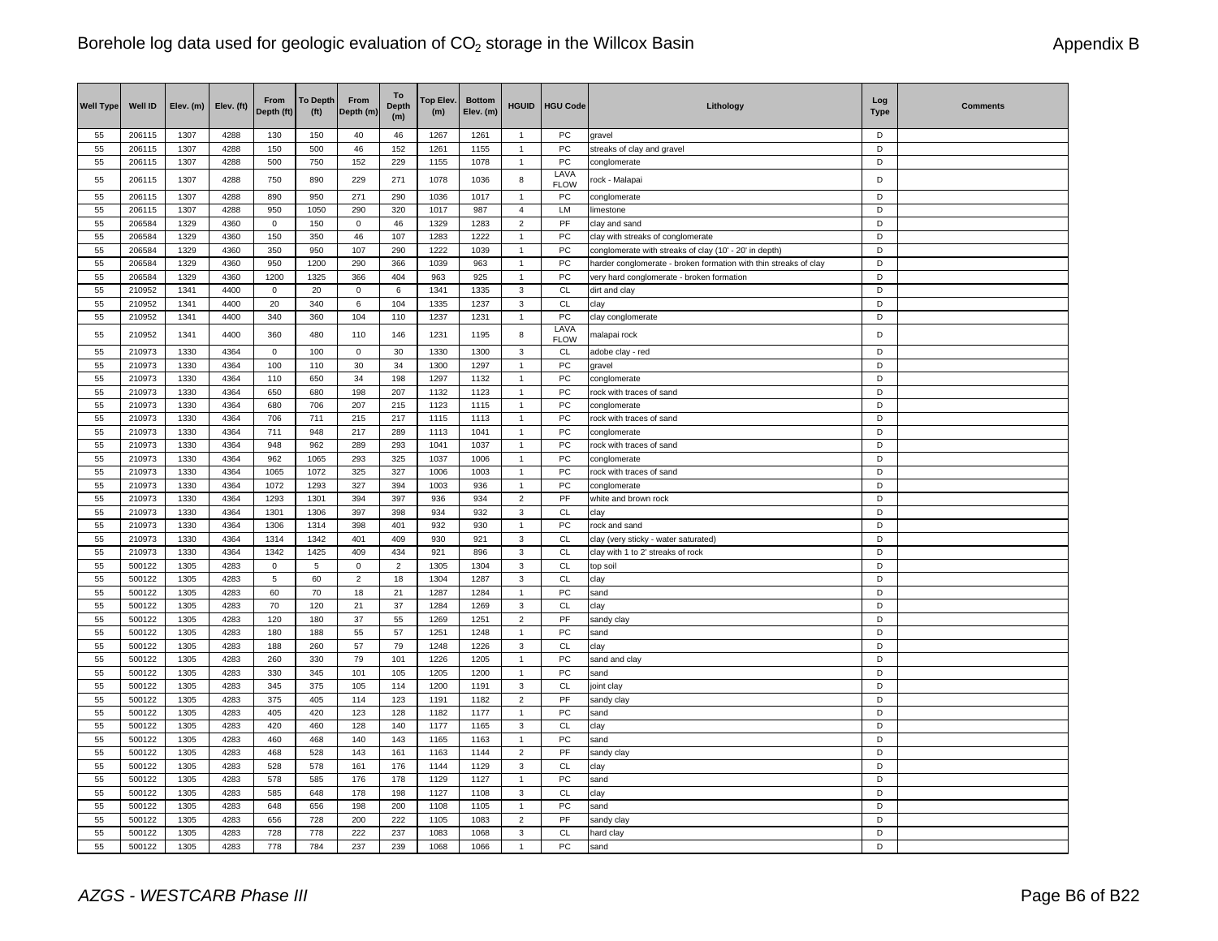| Well Type | Well ID | Elev. (m) | Elev. (ft) | From Depth (ft) | To Depth (ft) | From Depth (m) | To Depth (m) | Top Elev. (m) | Bottom Elev. (m) | HGUID | HGU Code | Lithology | Log Type | Comments |
|---|---|---|---|---|---|---|---|---|---|---|---|---|---|---|
| 55 | 206115 | 1307 | 4288 | 130 | 150 | 40 | 46 | 1267 | 1261 | 1 | PC | gravel | D | |
| 55 | 206115 | 1307 | 4288 | 150 | 500 | 46 | 152 | 1261 | 1155 | 1 | PC | streaks of clay and gravel | D | |
| 55 | 206115 | 1307 | 4288 | 500 | 750 | 152 | 229 | 1155 | 1078 | 1 | PC | conglomerate | D | |
| 55 | 206115 | 1307 | 4288 | 750 | 890 | 229 | 271 | 1078 | 1036 | 8 | LAVA FLOW | rock - Malapai | D | |
| 55 | 206115 | 1307 | 4288 | 890 | 950 | 271 | 290 | 1036 | 1017 | 1 | PC | conglomerate | D | |
| 55 | 206115 | 1307 | 4288 | 950 | 1050 | 290 | 320 | 1017 | 987 | 4 | LM | limestone | D | |
| 55 | 206584 | 1329 | 4360 | 0 | 150 | 0 | 46 | 1329 | 1283 | 2 | PF | clay and sand | D | |
| 55 | 206584 | 1329 | 4360 | 150 | 350 | 46 | 107 | 1283 | 1222 | 1 | PC | clay with streaks of conglomerate | D | |
| 55 | 206584 | 1329 | 4360 | 350 | 950 | 107 | 290 | 1222 | 1039 | 1 | PC | conglomerate with streaks of clay (10' - 20' in depth) | D | |
| 55 | 206584 | 1329 | 4360 | 950 | 1200 | 290 | 366 | 1039 | 963 | 1 | PC | harder conglomerate - broken formation with thin streaks of clay | D | |
| 55 | 206584 | 1329 | 4360 | 1200 | 1325 | 366 | 404 | 963 | 925 | 1 | PC | very hard conglomerate - broken formation | D | |
| 55 | 210952 | 1341 | 4400 | 0 | 20 | 0 | 6 | 1341 | 1335 | 3 | CL | dirt and clay | D | |
| 55 | 210952 | 1341 | 4400 | 20 | 340 | 6 | 104 | 1335 | 1237 | 3 | CL | clay | D | |
| 55 | 210952 | 1341 | 4400 | 340 | 360 | 104 | 110 | 1237 | 1231 | 1 | PC | clay conglomerate | D | |
| 55 | 210952 | 1341 | 4400 | 360 | 480 | 110 | 146 | 1231 | 1195 | 8 | LAVA FLOW | malapai rock | D | |
| 55 | 210973 | 1330 | 4364 | 0 | 100 | 0 | 30 | 1330 | 1300 | 3 | CL | adobe clay - red | D | |
| 55 | 210973 | 1330 | 4364 | 100 | 110 | 30 | 34 | 1300 | 1297 | 1 | PC | gravel | D | |
| 55 | 210973 | 1330 | 4364 | 110 | 650 | 34 | 198 | 1297 | 1132 | 1 | PC | conglomerate | D | |
| 55 | 210973 | 1330 | 4364 | 650 | 680 | 198 | 207 | 1132 | 1123 | 1 | PC | rock with traces of sand | D | |
| 55 | 210973 | 1330 | 4364 | 680 | 706 | 207 | 215 | 1123 | 1115 | 1 | PC | conglomerate | D | |
| 55 | 210973 | 1330 | 4364 | 706 | 711 | 215 | 217 | 1115 | 1113 | 1 | PC | rock with traces of sand | D | |
| 55 | 210973 | 1330 | 4364 | 711 | 948 | 217 | 289 | 1113 | 1041 | 1 | PC | conglomerate | D | |
| 55 | 210973 | 1330 | 4364 | 948 | 962 | 289 | 293 | 1041 | 1037 | 1 | PC | rock with traces of sand | D | |
| 55 | 210973 | 1330 | 4364 | 962 | 1065 | 293 | 325 | 1037 | 1006 | 1 | PC | conglomerate | D | |
| 55 | 210973 | 1330 | 4364 | 1065 | 1072 | 325 | 327 | 1006 | 1003 | 1 | PC | rock with traces of sand | D | |
| 55 | 210973 | 1330 | 4364 | 1072 | 1293 | 327 | 394 | 1003 | 936 | 1 | PC | conglomerate | D | |
| 55 | 210973 | 1330 | 4364 | 1293 | 1301 | 394 | 397 | 936 | 934 | 2 | PF | white and brown rock | D | |
| 55 | 210973 | 1330 | 4364 | 1301 | 1306 | 397 | 398 | 934 | 932 | 3 | CL | clay | D | |
| 55 | 210973 | 1330 | 4364 | 1306 | 1314 | 398 | 401 | 932 | 930 | 1 | PC | rock and sand | D | |
| 55 | 210973 | 1330 | 4364 | 1314 | 1342 | 401 | 409 | 930 | 921 | 3 | CL | clay (very sticky - water saturated) | D | |
| 55 | 210973 | 1330 | 4364 | 1342 | 1425 | 409 | 434 | 921 | 896 | 3 | CL | clay with 1 to 2' streaks of rock | D | |
| 55 | 500122 | 1305 | 4283 | 0 | 5 | 0 | 2 | 1305 | 1304 | 3 | CL | top soil | D | |
| 55 | 500122 | 1305 | 4283 | 5 | 60 | 2 | 18 | 1304 | 1287 | 3 | CL | clay | D | |
| 55 | 500122 | 1305 | 4283 | 60 | 70 | 18 | 21 | 1287 | 1284 | 1 | PC | sand | D | |
| 55 | 500122 | 1305 | 4283 | 70 | 120 | 21 | 37 | 1284 | 1269 | 3 | CL | clay | D | |
| 55 | 500122 | 1305 | 4283 | 120 | 180 | 37 | 55 | 1269 | 1251 | 2 | PF | sandy clay | D | |
| 55 | 500122 | 1305 | 4283 | 180 | 188 | 55 | 57 | 1251 | 1248 | 1 | PC | sand | D | |
| 55 | 500122 | 1305 | 4283 | 188 | 260 | 57 | 79 | 1248 | 1226 | 3 | CL | clay | D | |
| 55 | 500122 | 1305 | 4283 | 260 | 330 | 79 | 101 | 1226 | 1205 | 1 | PC | sand and clay | D | |
| 55 | 500122 | 1305 | 4283 | 330 | 345 | 101 | 105 | 1205 | 1200 | 1 | PC | sand | D | |
| 55 | 500122 | 1305 | 4283 | 345 | 375 | 105 | 114 | 1200 | 1191 | 3 | CL | joint clay | D | |
| 55 | 500122 | 1305 | 4283 | 375 | 405 | 114 | 123 | 1191 | 1182 | 2 | PF | sandy clay | D | |
| 55 | 500122 | 1305 | 4283 | 405 | 420 | 123 | 128 | 1182 | 1177 | 1 | PC | sand | D | |
| 55 | 500122 | 1305 | 4283 | 420 | 460 | 128 | 140 | 1177 | 1165 | 3 | CL | clay | D | |
| 55 | 500122 | 1305 | 4283 | 460 | 468 | 140 | 143 | 1165 | 1163 | 1 | PC | sand | D | |
| 55 | 500122 | 1305 | 4283 | 468 | 528 | 143 | 161 | 1163 | 1144 | 2 | PF | sandy clay | D | |
| 55 | 500122 | 1305 | 4283 | 528 | 578 | 161 | 176 | 1144 | 1129 | 3 | CL | clay | D | |
| 55 | 500122 | 1305 | 4283 | 578 | 585 | 176 | 178 | 1129 | 1127 | 1 | PC | sand | D | |
| 55 | 500122 | 1305 | 4283 | 585 | 648 | 178 | 198 | 1127 | 1108 | 3 | CL | clay | D | |
| 55 | 500122 | 1305 | 4283 | 648 | 656 | 198 | 200 | 1108 | 1105 | 1 | PC | sand | D | |
| 55 | 500122 | 1305 | 4283 | 656 | 728 | 200 | 222 | 1105 | 1083 | 2 | PF | sandy clay | D | |
| 55 | 500122 | 1305 | 4283 | 728 | 778 | 222 | 237 | 1083 | 1068 | 3 | CL | hard clay | D | |
| 55 | 500122 | 1305 | 4283 | 778 | 784 | 237 | 239 | 1068 | 1066 | 1 | PC | sand | D | |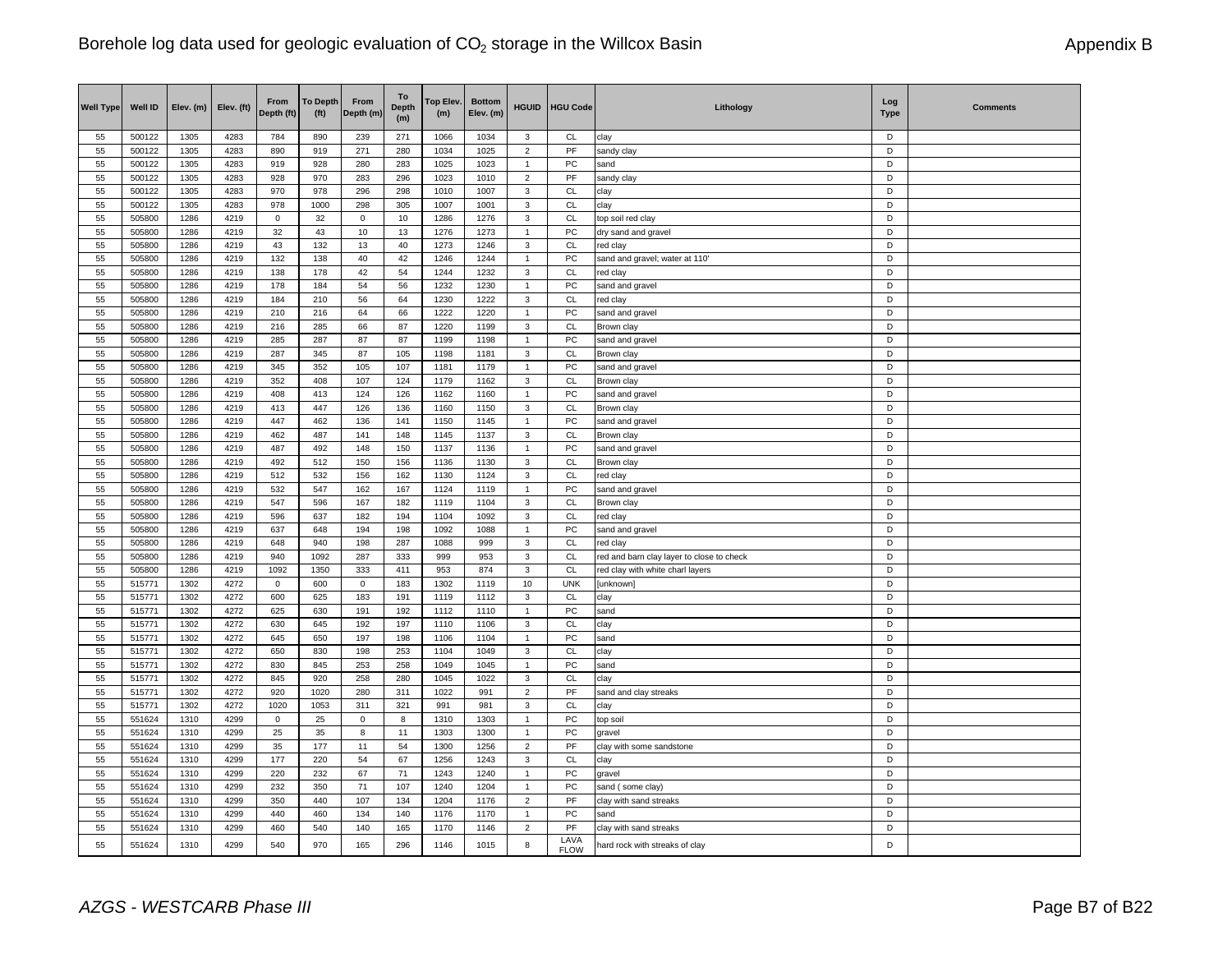# Borehole log data used for geologic evaluation of $CO_2$ storage in the Willcox Basin

Appendix B

| Well Type | Well ID | Elev. (m) | Elev. (ft) | From Depth (ft) | To Depth (ft) | From Depth (m) | To Depth (m) | Top Elev. (m) | Bottom Elev. (m) | HGUID | HGU Code | Lithology | Log Type | Comments |
|---|---|---|---|---|---|---|---|---|---|---|---|---|---|---|
| 55 | 500122 | 1305 | 4283 | 784 | 890 | 239 | 271 | 1066 | 1034 | 3 | CL | clay | D | |
| 55 | 500122 | 1305 | 4283 | 890 | 919 | 271 | 280 | 1034 | 1025 | 2 | PF | sandy clay | D | |
| 55 | 500122 | 1305 | 4283 | 919 | 928 | 280 | 283 | 1025 | 1023 | 1 | PC | sand | D | |
| 55 | 500122 | 1305 | 4283 | 928 | 970 | 283 | 296 | 1023 | 1010 | 2 | PF | sandy clay | D | |
| 55 | 500122 | 1305 | 4283 | 970 | 978 | 296 | 298 | 1010 | 1007 | 3 | CL | clay | D | |
| 55 | 500122 | 1305 | 4283 | 978 | 1000 | 298 | 305 | 1007 | 1001 | 3 | CL | clay | D | |
| 55 | 505800 | 1286 | 4219 | 0 | 32 | 0 | 10 | 1286 | 1276 | 3 | CL | top soil red clay | D | |
| 55 | 505800 | 1286 | 4219 | 32 | 43 | 10 | 13 | 1276 | 1273 | 1 | PC | dry sand and gravel | D | |
| 55 | 505800 | 1286 | 4219 | 43 | 132 | 13 | 40 | 1273 | 1246 | 3 | CL | red clay | D | |
| 55 | 505800 | 1286 | 4219 | 132 | 138 | 40 | 42 | 1246 | 1244 | 1 | PC | sand and gravel; water at 110' | D | |
| 55 | 505800 | 1286 | 4219 | 138 | 178 | 42 | 54 | 1244 | 1232 | 3 | CL | red clay | D | |
| 55 | 505800 | 1286 | 4219 | 178 | 184 | 54 | 56 | 1232 | 1230 | 1 | PC | sand and gravel | D | |
| 55 | 505800 | 1286 | 4219 | 184 | 210 | 56 | 64 | 1230 | 1222 | 3 | CL | red clay | D | |
| 55 | 505800 | 1286 | 4219 | 210 | 216 | 64 | 66 | 1222 | 1220 | 1 | PC | sand and gravel | D | |
| 55 | 505800 | 1286 | 4219 | 216 | 285 | 66 | 87 | 1220 | 1199 | 3 | CL | Brown clay | D | |
| 55 | 505800 | 1286 | 4219 | 285 | 287 | 87 | 87 | 1199 | 1198 | 1 | PC | sand and gravel | D | |
| 55 | 505800 | 1286 | 4219 | 287 | 345 | 87 | 105 | 1198 | 1181 | 3 | CL | Brown clay | D | |
| 55 | 505800 | 1286 | 4219 | 345 | 352 | 105 | 107 | 1181 | 1179 | 1 | PC | sand and gravel | D | |
| 55 | 505800 | 1286 | 4219 | 352 | 408 | 107 | 124 | 1179 | 1162 | 3 | CL | Brown clay | D | |
| 55 | 505800 | 1286 | 4219 | 408 | 413 | 124 | 126 | 1162 | 1160 | 1 | PC | sand and gravel | D | |
| 55 | 505800 | 1286 | 4219 | 413 | 447 | 126 | 136 | 1160 | 1150 | 3 | CL | Brown clay | D | |
| 55 | 505800 | 1286 | 4219 | 447 | 462 | 136 | 141 | 1150 | 1145 | 1 | PC | sand and gravel | D | |
| 55 | 505800 | 1286 | 4219 | 462 | 487 | 141 | 148 | 1145 | 1137 | 3 | CL | Brown clay | D | |
| 55 | 505800 | 1286 | 4219 | 487 | 492 | 148 | 150 | 1137 | 1136 | 1 | PC | sand and gravel | D | |
| 55 | 505800 | 1286 | 4219 | 492 | 512 | 150 | 156 | 1136 | 1130 | 3 | CL | Brown clay | D | |
| 55 | 505800 | 1286 | 4219 | 512 | 532 | 156 | 162 | 1130 | 1124 | 3 | CL | red clay | D | |
| 55 | 505800 | 1286 | 4219 | 532 | 547 | 162 | 167 | 1124 | 1119 | 1 | PC | sand and gravel | D | |
| 55 | 505800 | 1286 | 4219 | 547 | 596 | 167 | 182 | 1119 | 1104 | 3 | CL | Brown clay | D | |
| 55 | 505800 | 1286 | 4219 | 596 | 637 | 182 | 194 | 1104 | 1092 | 3 | CL | red clay | D | |
| 55 | 505800 | 1286 | 4219 | 637 | 648 | 194 | 198 | 1092 | 1088 | 1 | PC | sand and gravel | D | |
| 55 | 505800 | 1286 | 4219 | 648 | 940 | 198 | 287 | 1088 | 999 | 3 | CL | red clay | D | |
| 55 | 505800 | 1286 | 4219 | 940 | 1092 | 287 | 333 | 999 | 953 | 3 | CL | red and barn clay layer to close to check | D | |
| 55 | 505800 | 1286 | 4219 | 1092 | 1350 | 333 | 411 | 953 | 874 | 3 | CL | red clay with white charl layers | D | |
| 55 | 515771 | 1302 | 4272 | 0 | 600 | 0 | 183 | 1302 | 1119 | 10 | UNK | [unknown] | D | |
| 55 | 515771 | 1302 | 4272 | 600 | 625 | 183 | 191 | 1119 | 1112 | 3 | CL | clay | D | |
| 55 | 515771 | 1302 | 4272 | 625 | 630 | 191 | 192 | 1112 | 1110 | 1 | PC | sand | D | |
| 55 | 515771 | 1302 | 4272 | 630 | 645 | 192 | 197 | 1110 | 1106 | 3 | CL | clay | D | |
| 55 | 515771 | 1302 | 4272 | 645 | 650 | 197 | 198 | 1106 | 1104 | 1 | PC | sand | D | |
| 55 | 515771 | 1302 | 4272 | 650 | 830 | 198 | 253 | 1104 | 1049 | 3 | CL | clay | D | |
| 55 | 515771 | 1302 | 4272 | 830 | 845 | 253 | 258 | 1049 | 1045 | 1 | PC | sand | D | |
| 55 | 515771 | 1302 | 4272 | 845 | 920 | 258 | 280 | 1045 | 1022 | 3 | CL | clay | D | |
| 55 | 515771 | 1302 | 4272 | 920 | 1020 | 280 | 311 | 1022 | 991 | 2 | PF | sand and clay streaks | D | |
| 55 | 515771 | 1302 | 4272 | 1020 | 1053 | 311 | 321 | 991 | 981 | 3 | CL | clay | D | |
| 55 | 551624 | 1310 | 4299 | 0 | 25 | 0 | 8 | 1310 | 1303 | 1 | PC | top soil | D | |
| 55 | 551624 | 1310 | 4299 | 25 | 35 | 8 | 11 | 1303 | 1300 | 1 | PC | gravel | D | |
| 55 | 551624 | 1310 | 4299 | 35 | 177 | 11 | 54 | 1300 | 1256 | 2 | PF | clay with some sandstone | D | |
| 55 | 551624 | 1310 | 4299 | 177 | 220 | 54 | 67 | 1256 | 1243 | 3 | CL | clay | D | |
| 55 | 551624 | 1310 | 4299 | 220 | 232 | 67 | 71 | 1243 | 1240 | 1 | PC | gravel | D | |
| 55 | 551624 | 1310 | 4299 | 232 | 350 | 71 | 107 | 1240 | 1204 | 1 | PC | sand ( some clay) | D | |
| 55 | 551624 | 1310 | 4299 | 350 | 440 | 107 | 134 | 1204 | 1176 | 2 | PF | clay with sand streaks | D | |
| 55 | 551624 | 1310 | 4299 | 440 | 460 | 134 | 140 | 1176 | 1170 | 1 | PC | sand | D | |
| 55 | 551624 | 1310 | 4299 | 460 | 540 | 140 | 165 | 1170 | 1146 | 2 | PF | clay with sand streaks | D | |
| 55 | 551624 | 1310 | 4299 | 540 | 970 | 165 | 296 | 1146 | 1015 | 8 | LAVA FLOW | hard rock with streaks of clay | D | |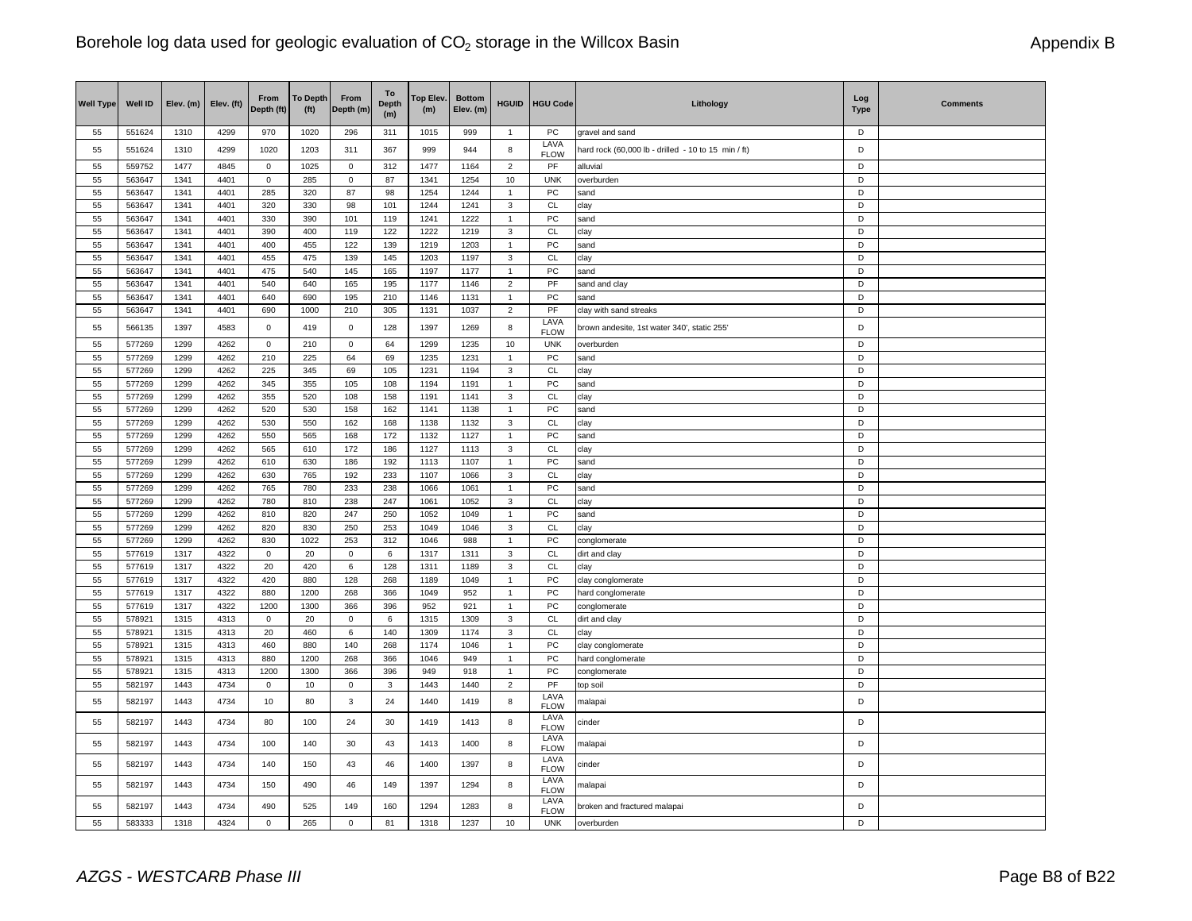| Well Type | Well ID | Elev. (m) | Elev. (ft) | From Depth (ft) | To Depth (ft) | From Depth (m) | To Depth (m) | Top Elev. (m) | Bottom Elev. (m) | HGUID | HGU Code | Lithology | Log Type | Comments |
|---|---|---|---|---|---|---|---|---|---|---|---|---|---|---|
| 55 | 551624 | 1310 | 4299 | 970 | 1020 | 296 | 311 | 1015 | 999 | 1 | PC | gravel and sand | D | |
| 55 | 551624 | 1310 | 4299 | 1020 | 1203 | 311 | 367 | 999 | 944 | 8 | LAVA FLOW | hard rock (60,000 lb - drilled - 10 to 15 min / ft) | D | |
| 55 | 559752 | 1477 | 4845 | 0 | 1025 | 0 | 312 | 1477 | 1164 | 2 | PF | alluvial | D | |
| 55 | 563647 | 1341 | 4401 | 0 | 285 | 0 | 87 | 1341 | 1254 | 10 | UNK | overburden | D | |
| 55 | 563647 | 1341 | 4401 | 285 | 320 | 87 | 98 | 1254 | 1244 | 1 | PC | sand | D | |
| 55 | 563647 | 1341 | 4401 | 320 | 330 | 98 | 101 | 1244 | 1241 | 3 | CL | clay | D | |
| 55 | 563647 | 1341 | 4401 | 330 | 390 | 101 | 119 | 1241 | 1222 | 1 | PC | sand | D | |
| 55 | 563647 | 1341 | 4401 | 390 | 400 | 119 | 122 | 1222 | 1219 | 3 | CL | clay | D | |
| 55 | 563647 | 1341 | 4401 | 400 | 455 | 122 | 139 | 1219 | 1203 | 1 | PC | sand | D | |
| 55 | 563647 | 1341 | 4401 | 455 | 475 | 139 | 145 | 1203 | 1197 | 3 | CL | clay | D | |
| 55 | 563647 | 1341 | 4401 | 475 | 540 | 145 | 165 | 1197 | 1177 | 1 | PC | sand | D | |
| 55 | 563647 | 1341 | 4401 | 540 | 640 | 165 | 195 | 1177 | 1146 | 2 | PF | sand and clay | D | |
| 55 | 563647 | 1341 | 4401 | 640 | 690 | 195 | 210 | 1146 | 1131 | 1 | PC | sand | D | |
| 55 | 563647 | 1341 | 4401 | 690 | 1000 | 210 | 305 | 1131 | 1037 | 2 | PF | clay with sand streaks | D | |
| 55 | 566135 | 1397 | 4583 | 0 | 419 | 0 | 128 | 1397 | 1269 | 8 | LAVA FLOW | brown andesite, 1st water 340', static 255' | D | |
| 55 | 577269 | 1299 | 4262 | 0 | 210 | 0 | 64 | 1299 | 1235 | 10 | UNK | overburden | D | |
| 55 | 577269 | 1299 | 4262 | 210 | 225 | 64 | 69 | 1235 | 1231 | 1 | PC | sand | D | |
| 55 | 577269 | 1299 | 4262 | 225 | 345 | 69 | 105 | 1231 | 1194 | 3 | CL | clay | D | |
| 55 | 577269 | 1299 | 4262 | 345 | 355 | 105 | 108 | 1194 | 1191 | 1 | PC | sand | D | |
| 55 | 577269 | 1299 | 4262 | 355 | 520 | 108 | 158 | 1191 | 1141 | 3 | CL | clay | D | |
| 55 | 577269 | 1299 | 4262 | 520 | 530 | 158 | 162 | 1141 | 1138 | 1 | PC | sand | D | |
| 55 | 577269 | 1299 | 4262 | 530 | 550 | 162 | 168 | 1138 | 1132 | 3 | CL | clay | D | |
| 55 | 577269 | 1299 | 4262 | 550 | 565 | 168 | 172 | 1132 | 1127 | 1 | PC | sand | D | |
| 55 | 577269 | 1299 | 4262 | 565 | 610 | 172 | 186 | 1127 | 1113 | 3 | CL | clay | D | |
| 55 | 577269 | 1299 | 4262 | 610 | 630 | 186 | 192 | 1113 | 1107 | 1 | PC | sand | D | |
| 55 | 577269 | 1299 | 4262 | 630 | 765 | 192 | 233 | 1107 | 1066 | 3 | CL | clay | D | |
| 55 | 577269 | 1299 | 4262 | 765 | 780 | 233 | 238 | 1066 | 1061 | 1 | PC | sand | D | |
| 55 | 577269 | 1299 | 4262 | 780 | 810 | 238 | 247 | 1061 | 1052 | 3 | CL | clay | D | |
| 55 | 577269 | 1299 | 4262 | 810 | 820 | 247 | 250 | 1052 | 1049 | 1 | PC | sand | D | |
| 55 | 577269 | 1299 | 4262 | 820 | 830 | 250 | 253 | 1049 | 1046 | 3 | CL | clay | D | |
| 55 | 577269 | 1299 | 4262 | 830 | 1022 | 253 | 312 | 1046 | 988 | 1 | PC | conglomerate | D | |
| 55 | 577619 | 1317 | 4322 | 0 | 20 | 0 | 6 | 1317 | 1311 | 3 | CL | dirt and clay | D | |
| 55 | 577619 | 1317 | 4322 | 20 | 420 | 6 | 128 | 1311 | 1189 | 3 | CL | clay | D | |
| 55 | 577619 | 1317 | 4322 | 420 | 880 | 128 | 268 | 1189 | 1049 | 1 | PC | clay conglomerate | D | |
| 55 | 577619 | 1317 | 4322 | 880 | 1200 | 268 | 366 | 1049 | 952 | 1 | PC | hard conglomerate | D | |
| 55 | 577619 | 1317 | 4322 | 1200 | 1300 | 366 | 396 | 952 | 921 | 1 | PC | conglomerate | D | |
| 55 | 578921 | 1315 | 4313 | 0 | 20 | 0 | 6 | 1315 | 1309 | 3 | CL | dirt and clay | D | |
| 55 | 578921 | 1315 | 4313 | 20 | 460 | 6 | 140 | 1309 | 1174 | 3 | CL | clay | D | |
| 55 | 578921 | 1315 | 4313 | 460 | 880 | 140 | 268 | 1174 | 1046 | 1 | PC | clay conglomerate | D | |
| 55 | 578921 | 1315 | 4313 | 880 | 1200 | 268 | 366 | 1046 | 949 | 1 | PC | hard conglomerate | D | |
| 55 | 578921 | 1315 | 4313 | 1200 | 1300 | 366 | 396 | 949 | 918 | 1 | PC | conglomerate | D | |
| 55 | 582197 | 1443 | 4734 | 0 | 10 | 0 | 3 | 1443 | 1440 | 2 | PF | top soil | D | |
| 55 | 582197 | 1443 | 4734 | 10 | 80 | 3 | 24 | 1440 | 1419 | 8 | LAVA FLOW | malapai | D | |
| 55 | 582197 | 1443 | 4734 | 80 | 100 | 24 | 30 | 1419 | 1413 | 8 | LAVA FLOW | cinder | D | |
| 55 | 582197 | 1443 | 4734 | 100 | 140 | 30 | 43 | 1413 | 1400 | 8 | LAVA FLOW | malapai | D | |
| 55 | 582197 | 1443 | 4734 | 140 | 150 | 43 | 46 | 1400 | 1397 | 8 | LAVA FLOW | cinder | D | |
| 55 | 582197 | 1443 | 4734 | 150 | 490 | 46 | 149 | 1397 | 1294 | 8 | LAVA FLOW | malapai | D | |
| 55 | 582197 | 1443 | 4734 | 490 | 525 | 149 | 160 | 1294 | 1283 | 8 | LAVA FLOW | broken and fractured malapai | D | |
| 55 | 583333 | 1318 | 4324 | 0 | 265 | 0 | 81 | 1318 | 1237 | 10 | UNK | overburden | D | |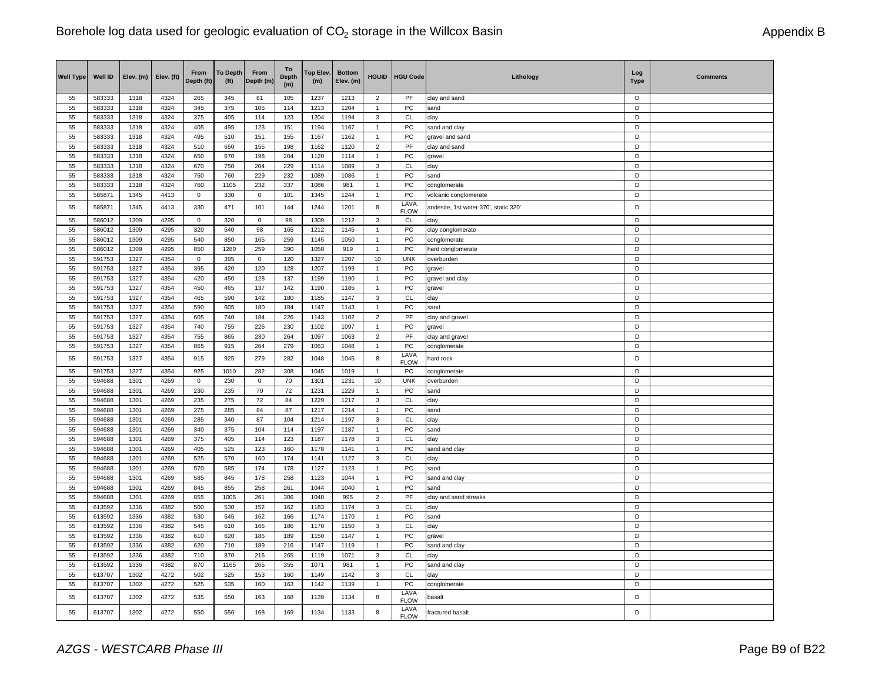Borehole log data used for geologic evaluation of $CO_2$ storage in the Willcox Basin

Appendix B

| Well Type | Well ID | Elev. (m) | Elev. (ft) | From Depth (ft) | To Depth (ft) | From Depth (m) | To Depth (m) | Top Elev. (m) | Bottom Elev. (m) | HGUID | HGU Code | Lithology | Log Type | Comments |
|---|---|---|---|---|---|---|---|---|---|---|---|---|---|---|
| 55 | 583333 | 1318 | 4324 | 265 | 345 | 81 | 105 | 1237 | 1213 | 2 | PF | clay and sand | D | |
| 55 | 583333 | 1318 | 4324 | 345 | 375 | 105 | 114 | 1213 | 1204 | 1 | PC | sand | D | |
| 55 | 583333 | 1318 | 4324 | 375 | 405 | 114 | 123 | 1204 | 1194 | 3 | CL | clay | D | |
| 55 | 583333 | 1318 | 4324 | 405 | 495 | 123 | 151 | 1194 | 1167 | 1 | PC | sand and clay | D | |
| 55 | 583333 | 1318 | 4324 | 495 | 510 | 151 | 155 | 1167 | 1162 | 1 | PC | gravel and sand | D | |
| 55 | 583333 | 1318 | 4324 | 510 | 650 | 155 | 198 | 1162 | 1120 | 2 | PF | clay and sand | D | |
| 55 | 583333 | 1318 | 4324 | 650 | 670 | 198 | 204 | 1120 | 1114 | 1 | PC | gravel | D | |
| 55 | 583333 | 1318 | 4324 | 670 | 750 | 204 | 229 | 1114 | 1089 | 3 | CL | clay | D | |
| 55 | 583333 | 1318 | 4324 | 750 | 760 | 229 | 232 | 1089 | 1086 | 1 | PC | sand | D | |
| 55 | 583333 | 1318 | 4324 | 760 | 1105 | 232 | 337 | 1086 | 981 | 1 | PC | conglomerate | D | |
| 55 | 585871 | 1345 | 4413 | 0 | 330 | 0 | 101 | 1345 | 1244 | 1 | PC | volcanic conglomerate | D | |
| 55 | 585871 | 1345 | 4413 | 330 | 471 | 101 | 144 | 1244 | 1201 | 8 | LAVA FLOW | andesite, 1st water 370', static 320' | D | |
| 55 | 586012 | 1309 | 4295 | 0 | 320 | 0 | 98 | 1309 | 1212 | 3 | CL | clay | D | |
| 55 | 586012 | 1309 | 4295 | 320 | 540 | 98 | 165 | 1212 | 1145 | 1 | PC | clay conglomerate | D | |
| 55 | 586012 | 1309 | 4295 | 540 | 850 | 165 | 259 | 1145 | 1050 | 1 | PC | conglomerate | D | |
| 55 | 586012 | 1309 | 4295 | 850 | 1280 | 259 | 390 | 1050 | 919 | 1 | PC | hard conglomerate | D | |
| 55 | 591753 | 1327 | 4354 | 0 | 395 | 0 | 120 | 1327 | 1207 | 10 | UNK | overburden | D | |
| 55 | 591753 | 1327 | 4354 | 395 | 420 | 120 | 128 | 1207 | 1199 | 1 | PC | gravel | D | |
| 55 | 591753 | 1327 | 4354 | 420 | 450 | 128 | 137 | 1199 | 1190 | 1 | PC | gravel and clay | D | |
| 55 | 591753 | 1327 | 4354 | 450 | 465 | 137 | 142 | 1190 | 1185 | 1 | PC | gravel | D | |
| 55 | 591753 | 1327 | 4354 | 465 | 590 | 142 | 180 | 1185 | 1147 | 3 | CL | clay | D | |
| 55 | 591753 | 1327 | 4354 | 590 | 605 | 180 | 184 | 1147 | 1143 | 1 | PC | sand | D | |
| 55 | 591753 | 1327 | 4354 | 605 | 740 | 184 | 226 | 1143 | 1102 | 2 | PF | clay and gravel | D | |
| 55 | 591753 | 1327 | 4354 | 740 | 755 | 226 | 230 | 1102 | 1097 | 1 | PC | gravel | D | |
| 55 | 591753 | 1327 | 4354 | 755 | 865 | 230 | 264 | 1097 | 1063 | 2 | PF | clay and gravel | D | |
| 55 | 591753 | 1327 | 4354 | 865 | 915 | 264 | 279 | 1063 | 1048 | 1 | PC | conglomerate | D | |
| 55 | 591753 | 1327 | 4354 | 915 | 925 | 279 | 282 | 1048 | 1045 | 8 | LAVA FLOW | hard rock | D | |
| 55 | 591753 | 1327 | 4354 | 925 | 1010 | 282 | 308 | 1045 | 1019 | 1 | PC | conglomerate | D | |
| 55 | 594688 | 1301 | 4269 | 0 | 230 | 0 | 70 | 1301 | 1231 | 10 | UNK | overburden | D | |
| 55 | 594688 | 1301 | 4269 | 230 | 235 | 70 | 72 | 1231 | 1229 | 1 | PC | sand | D | |
| 55 | 594688 | 1301 | 4269 | 235 | 275 | 72 | 84 | 1229 | 1217 | 3 | CL | clay | D | |
| 55 | 594688 | 1301 | 4269 | 275 | 285 | 84 | 87 | 1217 | 1214 | 1 | PC | sand | D | |
| 55 | 594688 | 1301 | 4269 | 285 | 340 | 87 | 104 | 1214 | 1197 | 3 | CL | clay | D | |
| 55 | 594688 | 1301 | 4269 | 340 | 375 | 104 | 114 | 1197 | 1187 | 1 | PC | sand | D | |
| 55 | 594688 | 1301 | 4269 | 375 | 405 | 114 | 123 | 1187 | 1178 | 3 | CL | clay | D | |
| 55 | 594688 | 1301 | 4269 | 405 | 525 | 123 | 160 | 1178 | 1141 | 1 | PC | sand and clay | D | |
| 55 | 594688 | 1301 | 4269 | 525 | 570 | 160 | 174 | 1141 | 1127 | 3 | CL | clay | D | |
| 55 | 594688 | 1301 | 4269 | 570 | 585 | 174 | 178 | 1127 | 1123 | 1 | PC | sand | D | |
| 55 | 594688 | 1301 | 4269 | 585 | 845 | 178 | 258 | 1123 | 1044 | 1 | PC | sand and clay | D | |
| 55 | 594688 | 1301 | 4269 | 845 | 855 | 258 | 261 | 1044 | 1040 | 1 | PC | sand | D | |
| 55 | 594688 | 1301 | 4269 | 855 | 1005 | 261 | 306 | 1040 | 995 | 2 | PF | clay and sand streaks | D | |
| 55 | 613592 | 1336 | 4382 | 500 | 530 | 152 | 162 | 1183 | 1174 | 3 | CL | clay | D | |
| 55 | 613592 | 1336 | 4382 | 530 | 545 | 162 | 166 | 1174 | 1170 | 1 | PC | sand | D | |
| 55 | 613592 | 1336 | 4382 | 545 | 610 | 166 | 186 | 1170 | 1150 | 3 | CL | clay | D | |
| 55 | 613592 | 1336 | 4382 | 610 | 620 | 186 | 189 | 1150 | 1147 | 1 | PC | gravel | D | |
| 55 | 613592 | 1336 | 4382 | 620 | 710 | 189 | 216 | 1147 | 1119 | 1 | PC | sand and clay | D | |
| 55 | 613592 | 1336 | 4382 | 710 | 870 | 216 | 265 | 1119 | 1071 | 3 | CL | clay | D | |
| 55 | 613592 | 1336 | 4382 | 870 | 1165 | 265 | 355 | 1071 | 981 | 1 | PC | sand and clay | D | |
| 55 | 613707 | 1302 | 4272 | 502 | 525 | 153 | 160 | 1149 | 1142 | 3 | CL | clay | D | |
| 55 | 613707 | 1302 | 4272 | 525 | 535 | 160 | 163 | 1142 | 1139 | 1 | PC | conglomerate | D | |
| 55 | 613707 | 1302 | 4272 | 535 | 550 | 163 | 168 | 1139 | 1134 | 8 | LAVA FLOW | basalt | D | |
| 55 | 613707 | 1302 | 4272 | 550 | 556 | 168 | 169 | 1134 | 1133 | 8 | LAVA FLOW | fractured basalt | D | |

*AZGS - WESTCARB Phase III*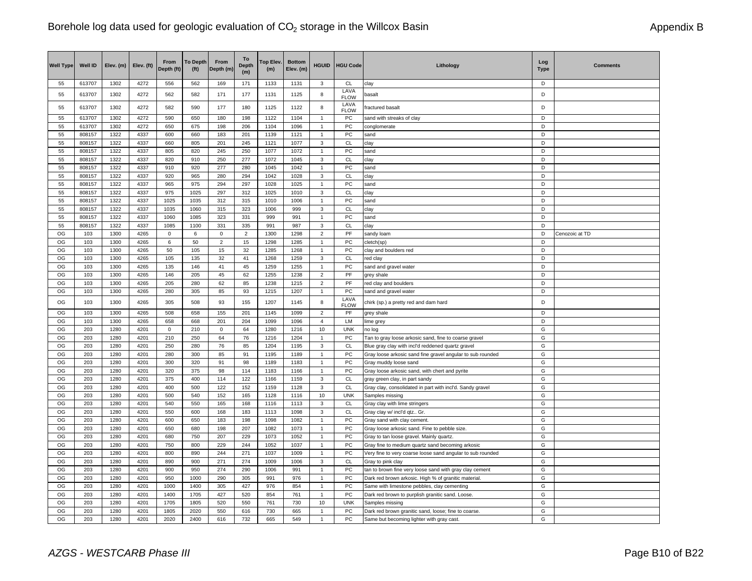Borehole log data used for geologic evaluation of $CO_2$ storage in the Willcox Basin

Appendix B

| Well Type | Well ID | Elev. (m) | Elev. (ft) | From Depth (ft) | To Depth (ft) | From Depth (m) | To Depth (m) | Top Elev. (m) | Bottom Elev. (m) | HGUID | HGU Code | Lithology | Log Type | Comments |
|---|---|---|---|---|---|---|---|---|---|---|---|---|---|---|
| 55 | 613707 | 1302 | 4272 | 556 | 562 | 169 | 171 | 1133 | 1131 | 3 | CL | clay | D | |
| 55 | 613707 | 1302 | 4272 | 562 | 582 | 171 | 177 | 1131 | 1125 | 8 | LAVA FLOW | basalt | D | |
| 55 | 613707 | 1302 | 4272 | 582 | 590 | 177 | 180 | 1125 | 1122 | 8 | LAVA FLOW | fractured basalt | D | |
| 55 | 613707 | 1302 | 4272 | 590 | 650 | 180 | 198 | 1122 | 1104 | 1 | PC | sand with streaks of clay | D | |
| 55 | 613707 | 1302 | 4272 | 650 | 675 | 198 | 206 | 1104 | 1096 | 1 | PC | conglomerate | D | |
| 55 | 808157 | 1322 | 4337 | 600 | 660 | 183 | 201 | 1139 | 1121 | 1 | PC | sand | D | |
| 55 | 808157 | 1322 | 4337 | 660 | 805 | 201 | 245 | 1121 | 1077 | 3 | CL | clay | D | |
| 55 | 808157 | 1322 | 4337 | 805 | 820 | 245 | 250 | 1077 | 1072 | 1 | PC | sand | D | |
| 55 | 808157 | 1322 | 4337 | 820 | 910 | 250 | 277 | 1072 | 1045 | 3 | CL | clay | D | |
| 55 | 808157 | 1322 | 4337 | 910 | 920 | 277 | 280 | 1045 | 1042 | 1 | PC | sand | D | |
| 55 | 808157 | 1322 | 4337 | 920 | 965 | 280 | 294 | 1042 | 1028 | 3 | CL | clay | D | |
| 55 | 808157 | 1322 | 4337 | 965 | 975 | 294 | 297 | 1028 | 1025 | 1 | PC | sand | D | |
| 55 | 808157 | 1322 | 4337 | 975 | 1025 | 297 | 312 | 1025 | 1010 | 3 | CL | clay | D | |
| 55 | 808157 | 1322 | 4337 | 1025 | 1035 | 312 | 315 | 1010 | 1006 | 1 | PC | sand | D | |
| 55 | 808157 | 1322 | 4337 | 1035 | 1060 | 315 | 323 | 1006 | 999 | 3 | CL | clay | D | |
| 55 | 808157 | 1322 | 4337 | 1060 | 1085 | 323 | 331 | 999 | 991 | 1 | PC | sand | D | |
| 55 | 808157 | 1322 | 4337 | 1085 | 1100 | 331 | 335 | 991 | 987 | 3 | CL | clay | D | |
| OG | 103 | 1300 | 4265 | 0 | 6 | 0 | 2 | 1300 | 1298 | 2 | PF | sandy loam | D | Cenozoic at TD |
| OG | 103 | 1300 | 4265 | 6 | 50 | 2 | 15 | 1298 | 1285 | 1 | PC | cletch(sp) | D | |
| OG | 103 | 1300 | 4265 | 50 | 105 | 15 | 32 | 1285 | 1268 | 1 | PC | clay and boulders red | D | |
| OG | 103 | 1300 | 4265 | 105 | 135 | 32 | 41 | 1268 | 1259 | 3 | CL | red clay | D | |
| OG | 103 | 1300 | 4265 | 135 | 146 | 41 | 45 | 1259 | 1255 | 1 | PC | sand and gravel water | D | |
| OG | 103 | 1300 | 4265 | 146 | 205 | 45 | 62 | 1255 | 1238 | 2 | PF | grey shale | D | |
| OG | 103 | 1300 | 4265 | 205 | 280 | 62 | 85 | 1238 | 1215 | 2 | PF | red clay and boulders | D | |
| OG | 103 | 1300 | 4265 | 280 | 305 | 85 | 93 | 1215 | 1207 | 1 | PC | sand and gravel water | D | |
| OG | 103 | 1300 | 4265 | 305 | 508 | 93 | 155 | 1207 | 1145 | 8 | LAVA FLOW | chirk (sp.) a pretty red and dam hard | D | |
| OG | 103 | 1300 | 4265 | 508 | 658 | 155 | 201 | 1145 | 1099 | 2 | PF | grey shale | D | |
| OG | 103 | 1300 | 4265 | 658 | 668 | 201 | 204 | 1099 | 1096 | 4 | LM | lime grey | D | |
| OG | 203 | 1280 | 4201 | 0 | 210 | 0 | 64 | 1280 | 1216 | 10 | UNK | no log | G | |
| OG | 203 | 1280 | 4201 | 210 | 250 | 64 | 76 | 1216 | 1204 | 1 | PC | Tan to gray loose arkosic sand, fine to coarse gravel | G | |
| OG | 203 | 1280 | 4201 | 250 | 280 | 76 | 85 | 1204 | 1195 | 3 | CL | Blue gray clay with incl'd reddened quartz gravel | G | |
| OG | 203 | 1280 | 4201 | 280 | 300 | 85 | 91 | 1195 | 1189 | 1 | PC | Gray loose arkosic sand fine gravel angular to sub rounded | G | |
| OG | 203 | 1280 | 4201 | 300 | 320 | 91 | 98 | 1189 | 1183 | 1 | PC | Gray muddy loose sand | G | |
| OG | 203 | 1280 | 4201 | 320 | 375 | 98 | 114 | 1183 | 1166 | 1 | PC | Gray loose arkosic sand, with chert and pyrite | G | |
| OG | 203 | 1280 | 4201 | 375 | 400 | 114 | 122 | 1166 | 1159 | 3 | CL | gray green clay, in part sandy | G | |
| OG | 203 | 1280 | 4201 | 400 | 500 | 122 | 152 | 1159 | 1128 | 3 | CL | Gray clay, consolidated in part with incl'd. Sandy gravel | G | |
| OG | 203 | 1280 | 4201 | 500 | 540 | 152 | 165 | 1128 | 1116 | 10 | UNK | Samples missing | G | |
| OG | 203 | 1280 | 4201 | 540 | 550 | 165 | 168 | 1116 | 1113 | 3 | CL | Gray clay with lime stringers | G | |
| OG | 203 | 1280 | 4201 | 550 | 600 | 168 | 183 | 1113 | 1098 | 3 | CL | Gray clay w/ incl'd qtz.. Gr. | G | |
| OG | 203 | 1280 | 4201 | 600 | 650 | 183 | 198 | 1098 | 1082 | 1 | PC | Gray sand with clay cement. | G | |
| OG | 203 | 1280 | 4201 | 650 | 680 | 198 | 207 | 1082 | 1073 | 1 | PC | Gray loose arkosic sand. Fine to pebble size. | G | |
| OG | 203 | 1280 | 4201 | 680 | 750 | 207 | 229 | 1073 | 1052 | 1 | PC | Gray to tan loose gravel. Mainly quartz. | G | |
| OG | 203 | 1280 | 4201 | 750 | 800 | 229 | 244 | 1052 | 1037 | 1 | PC | Gray fine to medium quartz sand becoming arkosic | G | |
| OG | 203 | 1280 | 4201 | 800 | 890 | 244 | 271 | 1037 | 1009 | 1 | PC | Very fine to very coarse loose sand angular to sub rounded | G | |
| OG | 203 | 1280 | 4201 | 890 | 900 | 271 | 274 | 1009 | 1006 | 3 | CL | Gray to pink clay | G | |
| OG | 203 | 1280 | 4201 | 900 | 950 | 274 | 290 | 1006 | 991 | 1 | PC | tan to brown fine very loose sand with gray clay cement | G | |
| OG | 203 | 1280 | 4201 | 950 | 1000 | 290 | 305 | 991 | 976 | 1 | PC | Dark red brown arkosic. High % of granitic material. | G | |
| OG | 203 | 1280 | 4201 | 1000 | 1400 | 305 | 427 | 976 | 854 | 1 | PC | Same with limestone pebbles, clay cementing | G | |
| OG | 203 | 1280 | 4201 | 1400 | 1705 | 427 | 520 | 854 | 761 | 1 | PC | Dark red brown to purplish granitic sand. Loose. | G | |
| OG | 203 | 1280 | 4201 | 1705 | 1805 | 520 | 550 | 761 | 730 | 10 | UNK | Samples missing | G | |
| OG | 203 | 1280 | 4201 | 1805 | 2020 | 550 | 616 | 730 | 665 | 1 | PC | Dark red brown granitic sand, loose; fine to coarse. | G | |
| OG | 203 | 1280 | 4201 | 2020 | 2400 | 616 | 732 | 665 | 549 | 1 | PC | Same but becoming lighter with gray cast. | G | |

*AZGS - WESTCARB Phase III*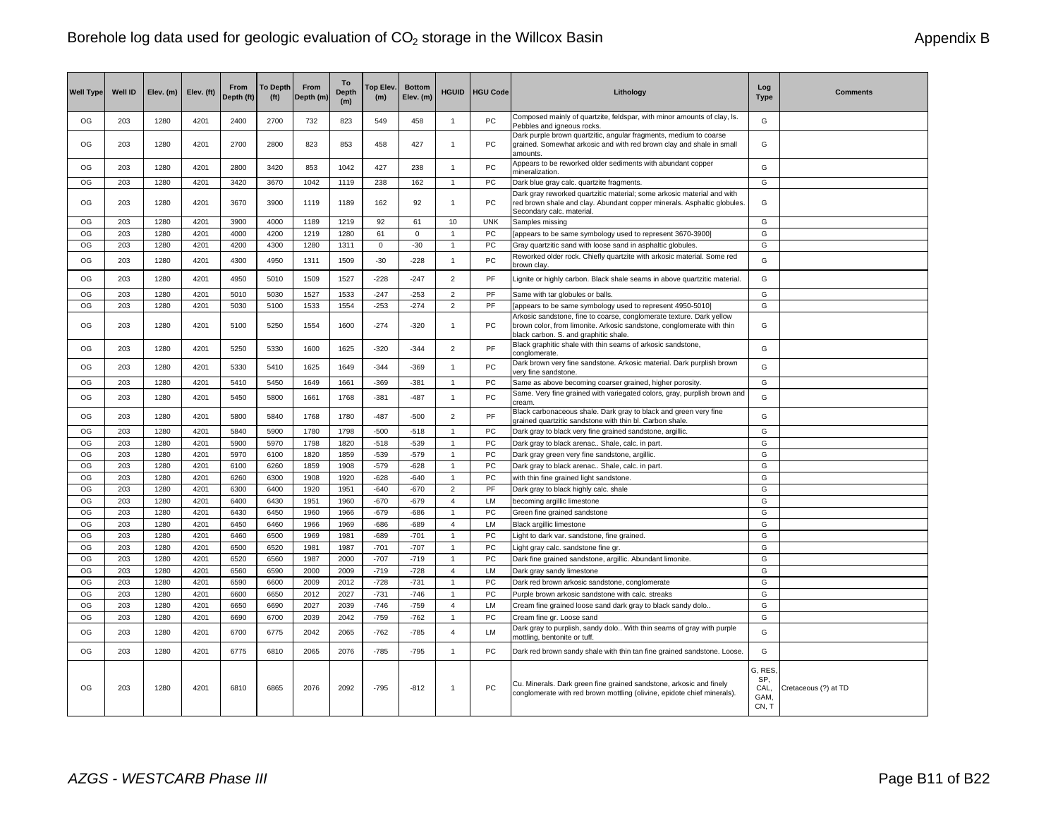Borehole log data used for geologic evaluation of $CO_2$ storage in the Willcox Basin

Appendix B

| Well Type | Well ID | Elev. (m) | Elev. (ft) | From Depth (ft) | To Depth (ft) | From Depth (m) | To Depth (m) | Top Elev. (m) | Bottom Elev. (m) | HGUID | HGU Code | Lithology | Log Type | Comments |
|---|---|---|---|---|---|---|---|---|---|---|---|---|---|---|
| OG | 203 | 1280 | 4201 | 2400 | 2700 | 732 | 823 | 549 | 458 | 1 | PC | Composed mainly of quartzite, feldspar, with minor amounts of clay, ls. Pebbles and igneous rocks. | G | |
| OG | 203 | 1280 | 4201 | 2700 | 2800 | 823 | 853 | 458 | 427 | 1 | PC | Dark purple brown quartzitic, angular fragments, medium to coarse grained. Somewhat arkosic and with red brown clay and shale in small amounts. | G | |
| OG | 203 | 1280 | 4201 | 2800 | 3420 | 853 | 1042 | 427 | 238 | 1 | PC | Appears to be reworked older sediments with abundant copper mineralization. | G | |
| OG | 203 | 1280 | 4201 | 3420 | 3670 | 1042 | 1119 | 238 | 162 | 1 | PC | Dark blue gray calc. quartzite fragments. | G | |
| OG | 203 | 1280 | 4201 | 3670 | 3900 | 1119 | 1189 | 162 | 92 | 1 | PC | Dark gray reworked quartzitic material; some arkosic material and with red brown shale and clay. Abundant copper minerals. Asphaltic globules. Secondary calc. material. | G | |
| OG | 203 | 1280 | 4201 | 3900 | 4000 | 1189 | 1219 | 92 | 61 | 10 | UNK | Samples missing | G | |
| OG | 203 | 1280 | 4201 | 4000 | 4200 | 1219 | 1280 | 61 | 0 | 1 | PC | [appears to be same symbology used to represent 3670-3900] | G | |
| OG | 203 | 1280 | 4201 | 4200 | 4300 | 1280 | 1311 | 0 | -30 | 1 | PC | Gray quartzitic sand with loose sand in asphaltic globules. | G | |
| OG | 203 | 1280 | 4201 | 4300 | 4950 | 1311 | 1509 | -30 | -228 | 1 | PC | Reworked older rock. Chiefly quartzite with arkosic material. Some red brown clay. | G | |
| OG | 203 | 1280 | 4201 | 4950 | 5010 | 1509 | 1527 | -228 | -247 | 2 | PF | Lignite or highly carbon. Black shale seams in above quartzitic material. | G | |
| OG | 203 | 1280 | 4201 | 5010 | 5030 | 1527 | 1533 | -247 | -253 | 2 | PF | Same with tar globules or balls. | G | |
| OG | 203 | 1280 | 4201 | 5030 | 5100 | 1533 | 1554 | -253 | -274 | 2 | PF | [appears to be same symbology used to represent 4950-5010] | G | |
| OG | 203 | 1280 | 4201 | 5100 | 5250 | 1554 | 1600 | -274 | -320 | 1 | PC | Arkosic sandstone, fine to coarse, conglomerate texture. Dark yellow brown color, from limonite. Arkosic sandstone, conglomerate with thin black carbon. S. and graphitic shale. | G | |
| OG | 203 | 1280 | 4201 | 5250 | 5330 | 1600 | 1625 | -320 | -344 | 2 | PF | Black graphitic shale with thin seams of arkosic sandstone, conglomerate. | G | |
| OG | 203 | 1280 | 4201 | 5330 | 5410 | 1625 | 1649 | -344 | -369 | 1 | PC | Dark brown very fine sandstone. Arkosic material. Dark purplish brown very fine sandstone. | G | |
| OG | 203 | 1280 | 4201 | 5410 | 5450 | 1649 | 1661 | -369 | -381 | 1 | PC | Same as above becoming coarser grained, higher porosity. | G | |
| OG | 203 | 1280 | 4201 | 5450 | 5800 | 1661 | 1768 | -381 | -487 | 1 | PC | Same. Very fine grained with variegated colors, gray, purplish brown and cream. | G | |
| OG | 203 | 1280 | 4201 | 5800 | 5840 | 1768 | 1780 | -487 | -500 | 2 | PF | Black carbonaceous shale. Dark gray to black and green very fine grained quartzitic sandstone with thin bl. Carbon shale. | G | |
| OG | 203 | 1280 | 4201 | 5840 | 5900 | 1780 | 1798 | -500 | -518 | 1 | PC | Dark gray to black very fine grained sandstone, argillic. | G | |
| OG | 203 | 1280 | 4201 | 5900 | 5970 | 1798 | 1820 | -518 | -539 | 1 | PC | Dark gray to black arenac.. Shale, calc. in part. | G | |
| OG | 203 | 1280 | 4201 | 5970 | 6100 | 1820 | 1859 | -539 | -579 | 1 | PC | Dark gray green very fine sandstone, argillic. | G | |
| OG | 203 | 1280 | 4201 | 6100 | 6260 | 1859 | 1908 | -579 | -628 | 1 | PC | Dark gray to black arenac.. Shale, calc. in part. | G | |
| OG | 203 | 1280 | 4201 | 6260 | 6300 | 1908 | 1920 | -628 | -640 | 1 | PC | with thin fine grained light sandstone. | G | |
| OG | 203 | 1280 | 4201 | 6300 | 6400 | 1920 | 1951 | -640 | -670 | 2 | PF | Dark gray to black highly calc. shale | G | |
| OG | 203 | 1280 | 4201 | 6400 | 6430 | 1951 | 1960 | -670 | -679 | 4 | LM | becoming argillic limestone | G | |
| OG | 203 | 1280 | 4201 | 6430 | 6450 | 1960 | 1966 | -679 | -686 | 1 | PC | Green fine grained sandstone | G | |
| OG | 203 | 1280 | 4201 | 6450 | 6460 | 1966 | 1969 | -686 | -689 | 4 | LM | Black argillic limestone | G | |
| OG | 203 | 1280 | 4201 | 6460 | 6500 | 1969 | 1981 | -689 | -701 | 1 | PC | Light to dark var. sandstone, fine grained. | G | |
| OG | 203 | 1280 | 4201 | 6500 | 6520 | 1981 | 1987 | -701 | -707 | 1 | PC | Light gray calc. sandstone fine gr. | G | |
| OG | 203 | 1280 | 4201 | 6520 | 6560 | 1987 | 2000 | -707 | -719 | 1 | PC | Dark fine grained sandstone, argillic. Abundant limonite. | G | |
| OG | 203 | 1280 | 4201 | 6560 | 6590 | 2000 | 2009 | -719 | -728 | 4 | LM | Dark gray sandy limestone | G | |
| OG | 203 | 1280 | 4201 | 6590 | 6600 | 2009 | 2012 | -728 | -731 | 1 | PC | Dark red brown arkosic sandstone, conglomerate | G | |
| OG | 203 | 1280 | 4201 | 6600 | 6650 | 2012 | 2027 | -731 | -746 | 1 | PC | Purple brown arkosic sandstone with calc. streaks | G | |
| OG | 203 | 1280 | 4201 | 6650 | 6690 | 2027 | 2039 | -746 | -759 | 4 | LM | Cream fine grained loose sand dark gray to black sandy dolo.. | G | |
| OG | 203 | 1280 | 4201 | 6690 | 6700 | 2039 | 2042 | -759 | -762 | 1 | PC | Cream fine gr. Loose sand | G | |
| OG | 203 | 1280 | 4201 | 6700 | 6775 | 2042 | 2065 | -762 | -785 | 4 | LM | Dark gray to purplish, sandy dolo.. With thin seams of gray with purple mottling, bentonite or tuff. | G | |
| OG | 203 | 1280 | 4201 | 6775 | 6810 | 2065 | 2076 | -785 | -795 | 1 | PC | Dark red brown sandy shale with thin tan fine grained sandstone. Loose. | G | |
| OG | 203 | 1280 | 4201 | 6810 | 6865 | 2076 | 2092 | -795 | -812 | 1 | PC | Cu. Minerals. Dark green fine grained sandstone, arkosic and finely conglomerate with red brown mottling (olivine, epidote chief minerals). | G, RES, SP, CAL, GAM, CN, T | Cretaceous (?) at TD |

AZGS - WESTCARB Phase III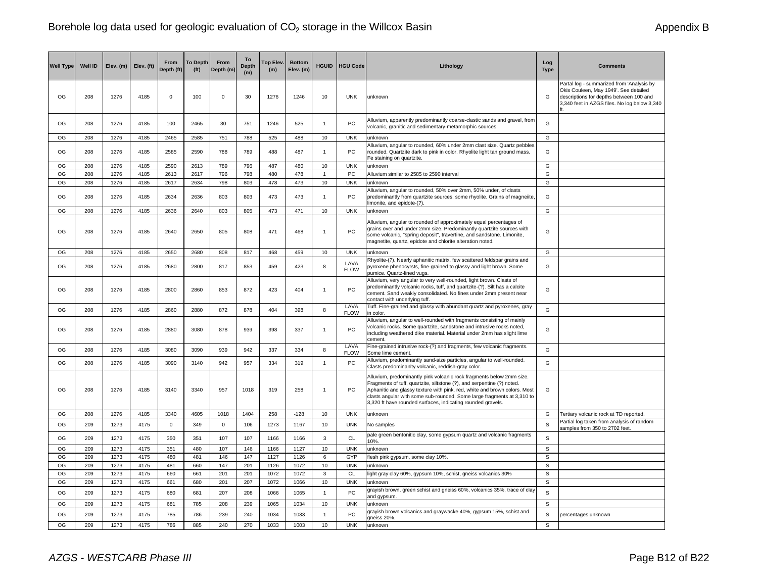# Borehole log data used for geologic evaluation of $CO_2$ storage in the Willcox Basin

Appendix B

| Well Type | Well ID | Elev. (m) | Elev. (ft) | From Depth (ft) | To Depth (ft) | From Depth (m) | To Depth (m) | Top Elev. (m) | Bottom Elev. (m) | HGUID | HGU Code | Lithology | Log Type | Comments |
|---|---|---|---|---|---|---|---|---|---|---|---|---|---|---|
| OG | 208 | 1276 | 4185 | 0 | 100 | 0 | 30 | 1276 | 1246 | 10 | UNK | unknown | G | Partal log - summarized from 'Analysis by Okis Couleen, May 1949'. See detailed descriptions for depths between 100 and 3,340 feet in AZGS files. No log below 3,340 ft. |
| OG | 208 | 1276 | 4185 | 100 | 2465 | 30 | 751 | 1246 | 525 | 1 | PC | Alluvium, apparently predominantly coarse-clastic sands and gravel, from volcanic, granitic and sedimentary-metamorphic sources. | G | |
| OG | 208 | 1276 | 4185 | 2465 | 2585 | 751 | 788 | 525 | 488 | 10 | UNK | unknown | G | |
| OG | 208 | 1276 | 4185 | 2585 | 2590 | 788 | 789 | 488 | 487 | 1 | PC | Alluvium, angular to rounded, 60% under 2mm clast size. Quartz pebbles rounded. Quartzite dark to pink in color. Rhyolite light tan ground mass. Fe staining on quartzite. | G | |
| OG | 208 | 1276 | 4185 | 2590 | 2613 | 789 | 796 | 487 | 480 | 10 | UNK | unknown | G | |
| OG | 208 | 1276 | 4185 | 2613 | 2617 | 796 | 798 | 480 | 478 | 1 | PC | Alluvium similar to 2585 to 2590 interval | G | |
| OG | 208 | 1276 | 4185 | 2617 | 2634 | 798 | 803 | 478 | 473 | 10 | UNK | unknown | G | |
| OG | 208 | 1276 | 4185 | 2634 | 2636 | 803 | 803 | 473 | 473 | 1 | PC | Alluvium, angular to rounded, 50% over 2mm, 50% under, of clasts predominantly from quartzite sources, some rhyolite. Grains of magneiite, limonite, and epidote-(?). | G | |
| OG | 208 | 1276 | 4185 | 2636 | 2640 | 803 | 805 | 473 | 471 | 10 | UNK | unknown | G | |
| OG | 208 | 1276 | 4185 | 2640 | 2650 | 805 | 808 | 471 | 468 | 1 | PC | Alluvium, angular to rounded of approximately equal percentages of grains over and under 2mm size. Predominantly quartzite sources with some volcanic, "spring deposit", travertine, and sandstone. Limonite, magnetite, quartz, epidote and chlorite alteration noted. | G | |
| OG | 208 | 1276 | 4185 | 2650 | 2680 | 808 | 817 | 468 | 459 | 10 | UNK | unknown | G | |
| OG | 208 | 1276 | 4185 | 2680 | 2800 | 817 | 853 | 459 | 423 | 8 | LAVA FLOW | Rhyolite-(?). Nearly aphanitic matrix, few scattered feldspar grains and pyroxene phenocyrsts, fine-grained to glassy and light brown. Some pumice. Quartz-lined vugs. | G | |
| OG | 208 | 1276 | 4185 | 2800 | 2860 | 853 | 872 | 423 | 404 | 1 | PC | Alluvium, very angular to very well-rounded, light brown. Clasts of predominantly volcanic rocks, tuff, and quartzite-(?). Silt has a calcite cement. Sand weakly consolidated. No fines under 2mm present near contact with underlying tuff. | G | |
| OG | 208 | 1276 | 4185 | 2860 | 2880 | 872 | 878 | 404 | 398 | 8 | LAVA FLOW | Tuff. Fine-grained and glassy with abundant quartz and pyroxenes, gray in color. | G | |
| OG | 208 | 1276 | 4185 | 2880 | 3080 | 878 | 939 | 398 | 337 | 1 | PC | Alluvium, angular to well-rounded with fragments consisting of mainly volcanic rocks. Some quartzite, sandstone and intrusive rocks noted, including weathered dike material. Material under 2mm has slight lime cement. | G | |
| OG | 208 | 1276 | 4185 | 3080 | 3090 | 939 | 942 | 337 | 334 | 8 | LAVA FLOW | Fine-grained intrusive rock-(?) and fragments, few volcanic fragments. Some lime cement. | G | |
| OG | 208 | 1276 | 4185 | 3090 | 3140 | 942 | 957 | 334 | 319 | 1 | PC | Alluvium, predominantly sand-size particles, angular to well-rounded. Clasts predominanlty volcanic, reddish-gray color. | G | |
| OG | 208 | 1276 | 4185 | 3140 | 3340 | 957 | 1018 | 319 | 258 | 1 | PC | Alluvium, predominantly pink volcanic rock fragments below 2mm size. Fragments of tuff, quartzite, siltstone (?), and serpentine (?) noted. Aphanitic and glassy texture with pink, red, white and brown colors. Most clasts angular with some sub-rounded. Some large fragments at 3,310 to 3,320 ft have rounded surfaces, indicating rounded gravels. | G | |
| OG | 208 | 1276 | 4185 | 3340 | 4605 | 1018 | 1404 | 258 | -128 | 10 | UNK | unknown | G | Tertiary volcanic rock at TD reported. |
| OG | 209 | 1273 | 4175 | 0 | 349 | 0 | 106 | 1273 | 1167 | 10 | UNK | No samples | S | Partial log taken from analysis of random samples from 350 to 2702 feet. |
| OG | 209 | 1273 | 4175 | 350 | 351 | 107 | 107 | 1166 | 1166 | 3 | CL | pale green bentonitic clay, some gypsum quartz and volcanic fragments 10%. | S | |
| OG | 209 | 1273 | 4175 | 351 | 480 | 107 | 146 | 1166 | 1127 | 10 | UNK | unknown | S | |
| OG | 209 | 1273 | 4175 | 480 | 481 | 146 | 147 | 1127 | 1126 | 6 | GYP | flesh pink gypsum, some clay 10%. | S | |
| OG | 209 | 1273 | 4175 | 481 | 660 | 147 | 201 | 1126 | 1072 | 10 | UNK | unknown | S | |
| OG | 209 | 1273 | 4175 | 660 | 661 | 201 | 201 | 1072 | 1072 | 3 | CL | light gray clay 60%, gypsum 10%, schist, gneiss volcanics 30% | S | |
| OG | 209 | 1273 | 4175 | 661 | 680 | 201 | 207 | 1072 | 1066 | 10 | UNK | unknown | S | |
| OG | 209 | 1273 | 4175 | 680 | 681 | 207 | 208 | 1066 | 1065 | 1 | PC | grayish brown, green schist and gneiss 60%, volcanics 35%, trace of clay and gypsum. | S | |
| OG | 209 | 1273 | 4175 | 681 | 785 | 208 | 239 | 1065 | 1034 | 10 | UNK | unknown | S | |
| OG | 209 | 1273 | 4175 | 785 | 786 | 239 | 240 | 1034 | 1033 | 1 | PC | grayish brown volcanics and graywacke 40%, gypsum 15%, schist and gneiss 20%. | S | percentages unknown |
| OG | 209 | 1273 | 4175 | 786 | 885 | 240 | 270 | 1033 | 1003 | 10 | UNK | unknown | S | |

*AZGS - WESTCARB Phase III*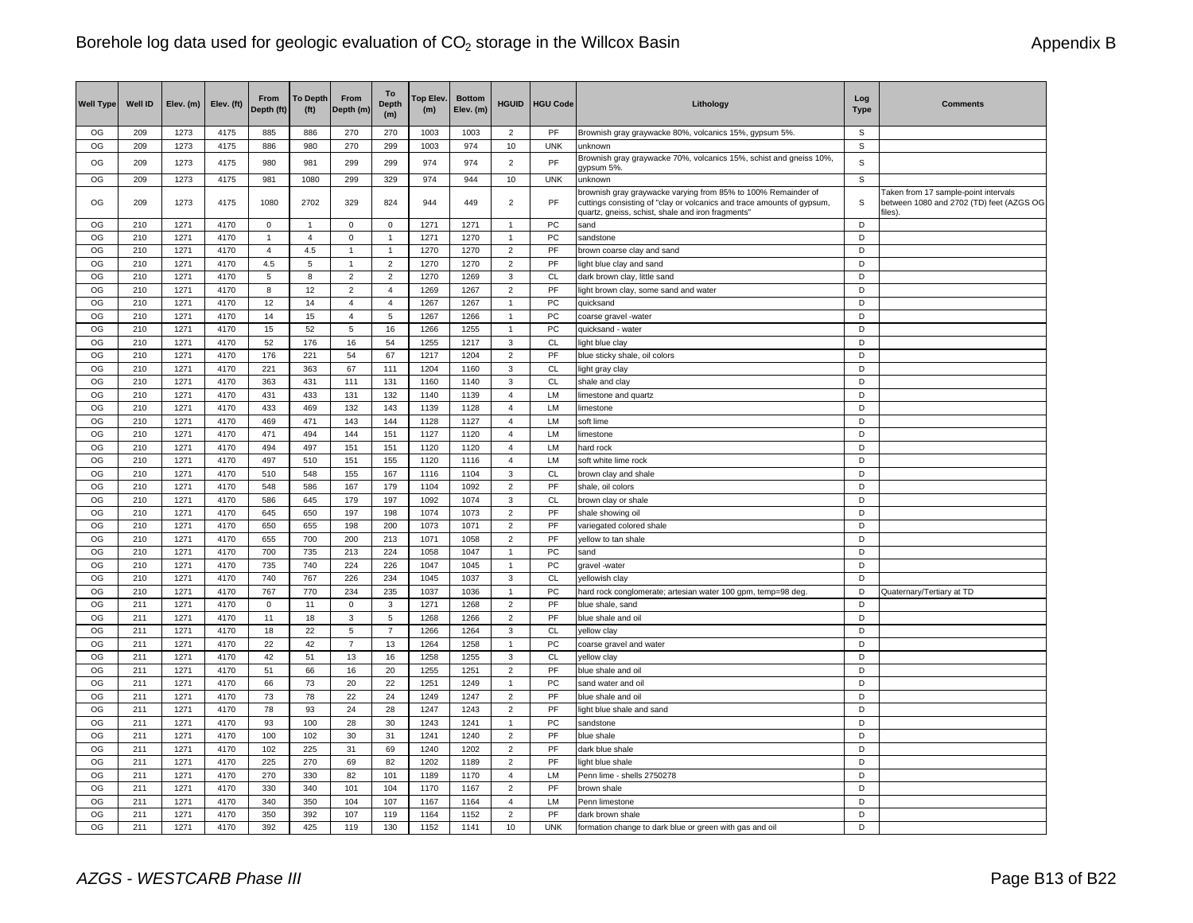| Well Type | Well ID | Elev. (m) | Elev. (ft) | From Depth (ft) | To Depth (ft) | From Depth (m) | To Depth (m) | Top Elev. (m) | Bottom Elev. (m) | HGUID | HGU Code | Lithology | Log Type | Comments |
|---|---|---|---|---|---|---|---|---|---|---|---|---|---|---|
| OG | 209 | 1273 | 4175 | 885 | 886 | 270 | 270 | 1003 | 1003 | 2 | PF | Brownish gray graywacke 80%, volcanics 15%, gypsum 5%. | S | |
| OG | 209 | 1273 | 4175 | 886 | 980 | 270 | 299 | 1003 | 974 | 10 | UNK | unknown | S | |
| OG | 209 | 1273 | 4175 | 980 | 981 | 299 | 299 | 974 | 974 | 2 | PF | Brownish gray graywacke 70%, volcanics 15%, schist and gneiss 10%, gypsum 5%. | S | |
| OG | 209 | 1273 | 4175 | 981 | 1080 | 299 | 329 | 974 | 944 | 10 | UNK | unknown | S | |
| OG | 209 | 1273 | 4175 | 1080 | 2702 | 329 | 824 | 944 | 449 | 2 | PF | brownish gray graywacke varying from 85% to 100% Remainder of cuttings consisting of "clay or volcanics and trace amounts of gypsum, quartz, gneiss, schist, shale and iron fragments" | S | Taken from 17 sample-point intervals between 1080 and 2702 (TD) feet (AZGS OG files). |
| OG | 210 | 1271 | 4170 | 0 | 1 | 0 | 0 | 1271 | 1271 | 1 | PC | sand | D | |
| OG | 210 | 1271 | 4170 | 1 | 4 | 0 | 1 | 1271 | 1270 | 1 | PC | sandstone | D | |
| OG | 210 | 1271 | 4170 | 4 | 4.5 | 1 | 1 | 1270 | 1270 | 2 | PF | brown coarse clay and sand | D | |
| OG | 210 | 1271 | 4170 | 4.5 | 5 | 1 | 2 | 1270 | 1270 | 2 | PF | light blue clay and sand | D | |
| OG | 210 | 1271 | 4170 | 5 | 8 | 2 | 2 | 1270 | 1269 | 3 | CL | dark brown clay, little sand | D | |
| OG | 210 | 1271 | 4170 | 8 | 12 | 2 | 4 | 1269 | 1267 | 2 | PF | light brown clay, some sand and water | D | |
| OG | 210 | 1271 | 4170 | 12 | 14 | 4 | 4 | 1267 | 1267 | 1 | PC | quicksand | D | |
| OG | 210 | 1271 | 4170 | 14 | 15 | 4 | 5 | 1267 | 1266 | 1 | PC | coarse gravel -water | D | |
| OG | 210 | 1271 | 4170 | 15 | 52 | 5 | 16 | 1266 | 1255 | 1 | PC | quicksand - water | D | |
| OG | 210 | 1271 | 4170 | 52 | 176 | 16 | 54 | 1255 | 1217 | 3 | CL | light blue clay | D | |
| OG | 210 | 1271 | 4170 | 176 | 221 | 54 | 67 | 1217 | 1204 | 2 | PF | blue sticky shale, oil colors | D | |
| OG | 210 | 1271 | 4170 | 221 | 363 | 67 | 111 | 1204 | 1160 | 3 | CL | light gray clay | D | |
| OG | 210 | 1271 | 4170 | 363 | 431 | 111 | 131 | 1160 | 1140 | 3 | CL | shale and clay | D | |
| OG | 210 | 1271 | 4170 | 431 | 433 | 131 | 132 | 1140 | 1139 | 4 | LM | limestone and quartz | D | |
| OG | 210 | 1271 | 4170 | 433 | 469 | 132 | 143 | 1139 | 1128 | 4 | LM | limestone | D | |
| OG | 210 | 1271 | 4170 | 469 | 471 | 143 | 144 | 1128 | 1127 | 4 | LM | soft lime | D | |
| OG | 210 | 1271 | 4170 | 471 | 494 | 144 | 151 | 1127 | 1120 | 4 | LM | limestone | D | |
| OG | 210 | 1271 | 4170 | 494 | 497 | 151 | 151 | 1120 | 1120 | 4 | LM | hard rock | D | |
| OG | 210 | 1271 | 4170 | 497 | 510 | 151 | 155 | 1120 | 1116 | 4 | LM | soft white lime rock | D | |
| OG | 210 | 1271 | 4170 | 510 | 548 | 155 | 167 | 1116 | 1104 | 3 | CL | brown clay and shale | D | |
| OG | 210 | 1271 | 4170 | 548 | 586 | 167 | 179 | 1104 | 1092 | 2 | PF | shale, oil colors | D | |
| OG | 210 | 1271 | 4170 | 586 | 645 | 179 | 197 | 1092 | 1074 | 3 | CL | brown clay or shale | D | |
| OG | 210 | 1271 | 4170 | 645 | 650 | 197 | 198 | 1074 | 1073 | 2 | PF | shale showing oil | D | |
| OG | 210 | 1271 | 4170 | 650 | 655 | 198 | 200 | 1073 | 1071 | 2 | PF | variegated colored shale | D | |
| OG | 210 | 1271 | 4170 | 655 | 700 | 200 | 213 | 1071 | 1058 | 2 | PF | yellow to tan shale | D | |
| OG | 210 | 1271 | 4170 | 700 | 735 | 213 | 224 | 1058 | 1047 | 1 | PC | sand | D | |
| OG | 210 | 1271 | 4170 | 735 | 740 | 224 | 226 | 1047 | 1045 | 1 | PC | gravel -water | D | |
| OG | 210 | 1271 | 4170 | 740 | 767 | 226 | 234 | 1045 | 1037 | 3 | CL | yellowish clay | D | |
| OG | 210 | 1271 | 4170 | 767 | 770 | 234 | 235 | 1037 | 1036 | 1 | PC | hard rock conglomerate; artesian water 100 gpm, temp=98 deg. | D | Quaternary/Tertiary at TD |
| OG | 211 | 1271 | 4170 | 0 | 11 | 0 | 3 | 1271 | 1268 | 2 | PF | blue shale, sand | D | |
| OG | 211 | 1271 | 4170 | 11 | 18 | 3 | 5 | 1268 | 1266 | 2 | PF | blue shale and oil | D | |
| OG | 211 | 1271 | 4170 | 18 | 22 | 5 | 7 | 1266 | 1264 | 3 | CL | yellow clay | D | |
| OG | 211 | 1271 | 4170 | 22 | 42 | 7 | 13 | 1264 | 1258 | 1 | PC | coarse gravel and water | D | |
| OG | 211 | 1271 | 4170 | 42 | 51 | 13 | 16 | 1258 | 1255 | 3 | CL | yellow clay | D | |
| OG | 211 | 1271 | 4170 | 51 | 66 | 16 | 20 | 1255 | 1251 | 2 | PF | blue shale and oil | D | |
| OG | 211 | 1271 | 4170 | 66 | 73 | 20 | 22 | 1251 | 1249 | 1 | PC | sand water and oil | D | |
| OG | 211 | 1271 | 4170 | 73 | 78 | 22 | 24 | 1249 | 1247 | 2 | PF | blue shale and oil | D | |
| OG | 211 | 1271 | 4170 | 78 | 93 | 24 | 28 | 1247 | 1243 | 2 | PF | light blue shale and sand | D | |
| OG | 211 | 1271 | 4170 | 93 | 100 | 28 | 30 | 1243 | 1241 | 1 | PC | sandstone | D | |
| OG | 211 | 1271 | 4170 | 100 | 102 | 30 | 31 | 1241 | 1240 | 2 | PF | blue shale | D | |
| OG | 211 | 1271 | 4170 | 102 | 225 | 31 | 69 | 1240 | 1202 | 2 | PF | dark blue shale | D | |
| OG | 211 | 1271 | 4170 | 225 | 270 | 69 | 82 | 1202 | 1189 | 2 | PF | light blue shale | D | |
| OG | 211 | 1271 | 4170 | 270 | 330 | 82 | 101 | 1189 | 1170 | 4 | LM | Penn lime - shells 2750278 | D | |
| OG | 211 | 1271 | 4170 | 330 | 340 | 101 | 104 | 1170 | 1167 | 2 | PF | brown shale | D | |
| OG | 211 | 1271 | 4170 | 340 | 350 | 104 | 107 | 1167 | 1164 | 4 | LM | Penn limestone | D | |
| OG | 211 | 1271 | 4170 | 350 | 392 | 107 | 119 | 1164 | 1152 | 2 | PF | dark brown shale | D | |
| OG | 211 | 1271 | 4170 | 392 | 425 | 119 | 130 | 1152 | 1141 | 10 | UNK | formation change to dark blue or green with gas and oil | D | |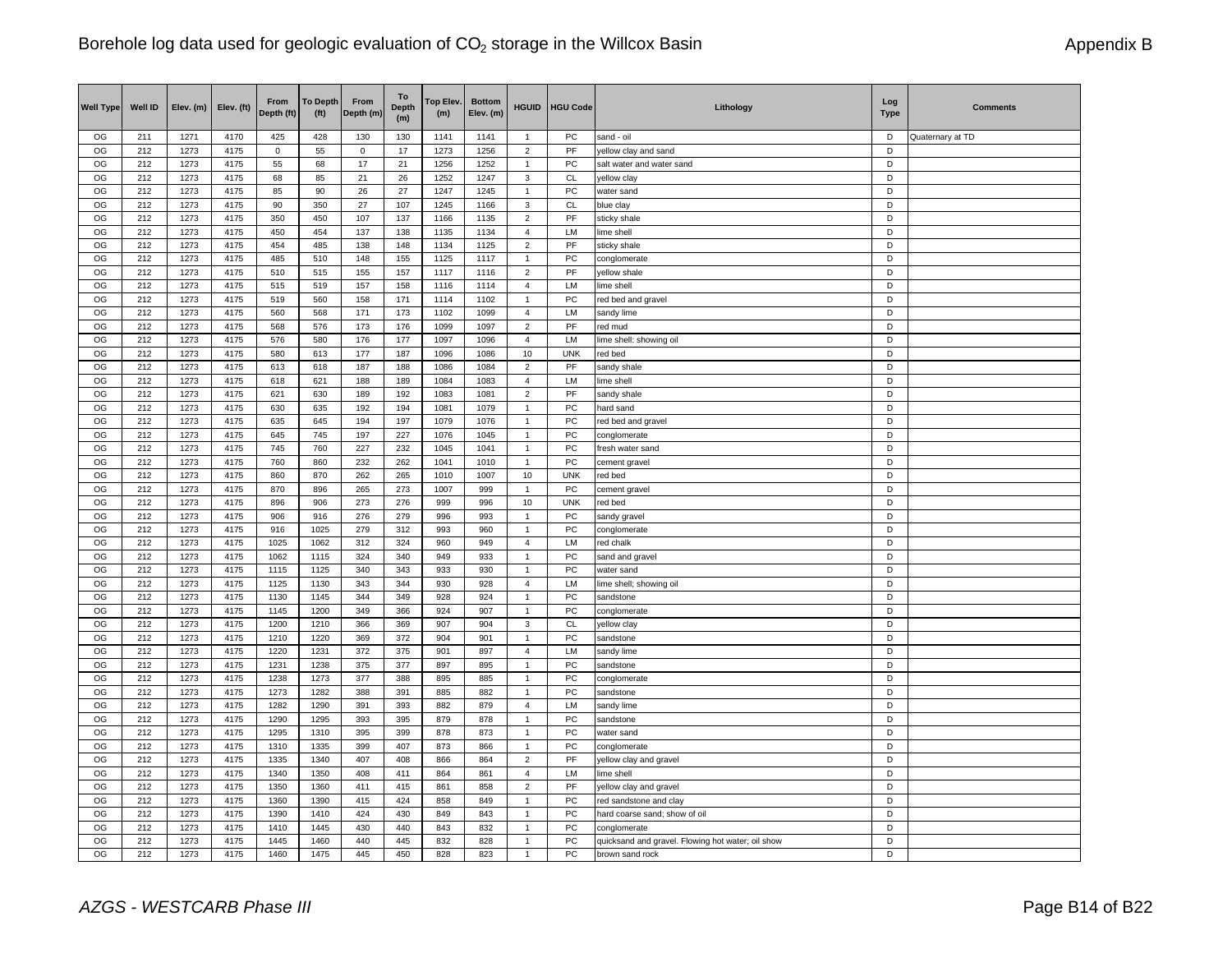# Borehole log data used for geologic evaluation of $CO_2$ storage in the Willcox Basin

Appendix B

| Well Type | Well ID | Elev. (m) | Elev. (ft) | From Depth (ft) | To Depth (ft) | From Depth (m) | To Depth (m) | Top Elev. (m) | Bottom Elev. (m) | HGUID | HGU Code | Lithology | Log Type | Comments |
|---|---|---|---|---|---|---|---|---|---|---|---|---|---|---|
| OG | 211 | 1271 | 4170 | 425 | 428 | 130 | 130 | 1141 | 1141 | 1 | PC | sand - oil | D | Quaternary at TD |
| OG | 212 | 1273 | 4175 | 0 | 55 | 0 | 17 | 1273 | 1256 | 2 | PF | yellow clay and sand | D | |
| OG | 212 | 1273 | 4175 | 55 | 68 | 17 | 21 | 1256 | 1252 | 1 | PC | salt water and water sand | D | |
| OG | 212 | 1273 | 4175 | 68 | 85 | 21 | 26 | 1252 | 1247 | 3 | CL | yellow clay | D | |
| OG | 212 | 1273 | 4175 | 85 | 90 | 26 | 27 | 1247 | 1245 | 1 | PC | water sand | D | |
| OG | 212 | 1273 | 4175 | 90 | 350 | 27 | 107 | 1245 | 1166 | 3 | CL | blue clay | D | |
| OG | 212 | 1273 | 4175 | 350 | 450 | 107 | 137 | 1166 | 1135 | 2 | PF | sticky shale | D | |
| OG | 212 | 1273 | 4175 | 450 | 454 | 137 | 138 | 1135 | 1134 | 4 | LM | lime shell | D | |
| OG | 212 | 1273 | 4175 | 454 | 485 | 138 | 148 | 1134 | 1125 | 2 | PF | sticky shale | D | |
| OG | 212 | 1273 | 4175 | 485 | 510 | 148 | 155 | 1125 | 1117 | 1 | PC | conglomerate | D | |
| OG | 212 | 1273 | 4175 | 510 | 515 | 155 | 157 | 1117 | 1116 | 2 | PF | yellow shale | D | |
| OG | 212 | 1273 | 4175 | 515 | 519 | 157 | 158 | 1116 | 1114 | 4 | LM | lime shell | D | |
| OG | 212 | 1273 | 4175 | 519 | 560 | 158 | 171 | 1114 | 1102 | 1 | PC | red bed and gravel | D | |
| OG | 212 | 1273 | 4175 | 560 | 568 | 171 | 173 | 1102 | 1099 | 4 | LM | sandy lime | D | |
| OG | 212 | 1273 | 4175 | 568 | 576 | 173 | 176 | 1099 | 1097 | 2 | PF | red mud | D | |
| OG | 212 | 1273 | 4175 | 576 | 580 | 176 | 177 | 1097 | 1096 | 4 | LM | lime shell: showing oil | D | |
| OG | 212 | 1273 | 4175 | 580 | 613 | 177 | 187 | 1096 | 1086 | 10 | UNK | red bed | D | |
| OG | 212 | 1273 | 4175 | 613 | 618 | 187 | 188 | 1086 | 1084 | 2 | PF | sandy shale | D | |
| OG | 212 | 1273 | 4175 | 618 | 621 | 188 | 189 | 1084 | 1083 | 4 | LM | lime shell | D | |
| OG | 212 | 1273 | 4175 | 621 | 630 | 189 | 192 | 1083 | 1081 | 2 | PF | sandy shale | D | |
| OG | 212 | 1273 | 4175 | 630 | 635 | 192 | 194 | 1081 | 1079 | 1 | PC | hard sand | D | |
| OG | 212 | 1273 | 4175 | 635 | 645 | 194 | 197 | 1079 | 1076 | 1 | PC | red bed and gravel | D | |
| OG | 212 | 1273 | 4175 | 645 | 745 | 197 | 227 | 1076 | 1045 | 1 | PC | conglomerate | D | |
| OG | 212 | 1273 | 4175 | 745 | 760 | 227 | 232 | 1045 | 1041 | 1 | PC | fresh water sand | D | |
| OG | 212 | 1273 | 4175 | 760 | 860 | 232 | 262 | 1041 | 1010 | 1 | PC | cement gravel | D | |
| OG | 212 | 1273 | 4175 | 860 | 870 | 262 | 265 | 1010 | 1007 | 10 | UNK | red bed | D | |
| OG | 212 | 1273 | 4175 | 870 | 896 | 265 | 273 | 1007 | 999 | 1 | PC | cement gravel | D | |
| OG | 212 | 1273 | 4175 | 896 | 906 | 273 | 276 | 999 | 996 | 10 | UNK | red bed | D | |
| OG | 212 | 1273 | 4175 | 906 | 916 | 276 | 279 | 996 | 993 | 1 | PC | sandy gravel | D | |
| OG | 212 | 1273 | 4175 | 916 | 1025 | 279 | 312 | 993 | 960 | 1 | PC | conglomerate | D | |
| OG | 212 | 1273 | 4175 | 1025 | 1062 | 312 | 324 | 960 | 949 | 4 | LM | red chalk | D | |
| OG | 212 | 1273 | 4175 | 1062 | 1115 | 324 | 340 | 949 | 933 | 1 | PC | sand and gravel | D | |
| OG | 212 | 1273 | 4175 | 1115 | 1125 | 340 | 343 | 933 | 930 | 1 | PC | water sand | D | |
| OG | 212 | 1273 | 4175 | 1125 | 1130 | 343 | 344 | 930 | 928 | 4 | LM | lime shell; showing oil | D | |
| OG | 212 | 1273 | 4175 | 1130 | 1145 | 344 | 349 | 928 | 924 | 1 | PC | sandstone | D | |
| OG | 212 | 1273 | 4175 | 1145 | 1200 | 349 | 366 | 924 | 907 | 1 | PC | conglomerate | D | |
| OG | 212 | 1273 | 4175 | 1200 | 1210 | 366 | 369 | 907 | 904 | 3 | CL | yellow clay | D | |
| OG | 212 | 1273 | 4175 | 1210 | 1220 | 369 | 372 | 904 | 901 | 1 | PC | sandstone | D | |
| OG | 212 | 1273 | 4175 | 1220 | 1231 | 372 | 375 | 901 | 897 | 4 | LM | sandy lime | D | |
| OG | 212 | 1273 | 4175 | 1231 | 1238 | 375 | 377 | 897 | 895 | 1 | PC | sandstone | D | |
| OG | 212 | 1273 | 4175 | 1238 | 1273 | 377 | 388 | 895 | 885 | 1 | PC | conglomerate | D | |
| OG | 212 | 1273 | 4175 | 1273 | 1282 | 388 | 391 | 885 | 882 | 1 | PC | sandstone | D | |
| OG | 212 | 1273 | 4175 | 1282 | 1290 | 391 | 393 | 882 | 879 | 4 | LM | sandy lime | D | |
| OG | 212 | 1273 | 4175 | 1290 | 1295 | 393 | 395 | 879 | 878 | 1 | PC | sandstone | D | |
| OG | 212 | 1273 | 4175 | 1295 | 1310 | 395 | 399 | 878 | 873 | 1 | PC | water sand | D | |
| OG | 212 | 1273 | 4175 | 1310 | 1335 | 399 | 407 | 873 | 866 | 1 | PC | conglomerate | D | |
| OG | 212 | 1273 | 4175 | 1335 | 1340 | 407 | 408 | 866 | 864 | 2 | PF | yellow clay and gravel | D | |
| OG | 212 | 1273 | 4175 | 1340 | 1350 | 408 | 411 | 864 | 861 | 4 | LM | lime shell | D | |
| OG | 212 | 1273 | 4175 | 1350 | 1360 | 411 | 415 | 861 | 858 | 2 | PF | yellow clay and gravel | D | |
| OG | 212 | 1273 | 4175 | 1360 | 1390 | 415 | 424 | 858 | 849 | 1 | PC | red sandstone and clay | D | |
| OG | 212 | 1273 | 4175 | 1390 | 1410 | 424 | 430 | 849 | 843 | 1 | PC | hard coarse sand; show of oil | D | |
| OG | 212 | 1273 | 4175 | 1410 | 1445 | 430 | 440 | 843 | 832 | 1 | PC | conglomerate | D | |
| OG | 212 | 1273 | 4175 | 1445 | 1460 | 440 | 445 | 832 | 828 | 1 | PC | quicksand and gravel. Flowing hot water; oil show | D | |
| OG | 212 | 1273 | 4175 | 1460 | 1475 | 445 | 450 | 828 | 823 | 1 | PC | brown sand rock | D | |

*AZGS - WESTCARB Phase III*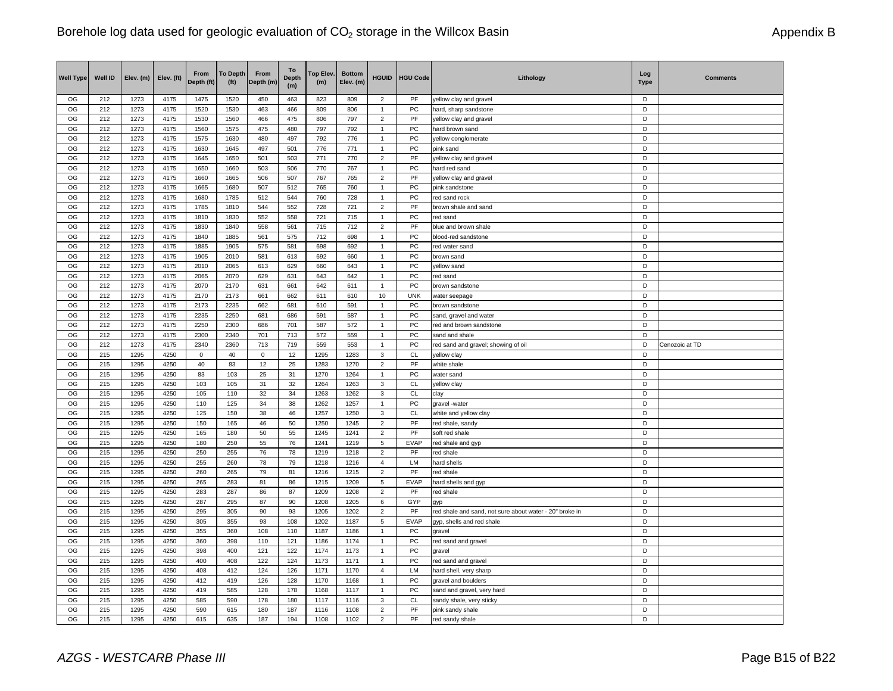| Well Type | Well ID | Elev. (m) | Elev. (ft) | From Depth (ft) | To Depth (ft) | From Depth (m) | To Depth (m) | Top Elev. (m) | Bottom Elev. (m) | HGUID | HGU Code | Lithology | Log Type | Comments |
|---|---|---|---|---|---|---|---|---|---|---|---|---|---|---|
| OG | 212 | 1273 | 4175 | 1475 | 1520 | 450 | 463 | 823 | 809 | 2 | PF | yellow clay and gravel | D | |
| OG | 212 | 1273 | 4175 | 1520 | 1530 | 463 | 466 | 809 | 806 | 1 | PC | hard, sharp sandstone | D | |
| OG | 212 | 1273 | 4175 | 1530 | 1560 | 466 | 475 | 806 | 797 | 2 | PF | yellow clay and gravel | D | |
| OG | 212 | 1273 | 4175 | 1560 | 1575 | 475 | 480 | 797 | 792 | 1 | PC | hard brown sand | D | |
| OG | 212 | 1273 | 4175 | 1575 | 1630 | 480 | 497 | 792 | 776 | 1 | PC | yellow conglomerate | D | |
| OG | 212 | 1273 | 4175 | 1630 | 1645 | 497 | 501 | 776 | 771 | 1 | PC | pink sand | D | |
| OG | 212 | 1273 | 4175 | 1645 | 1650 | 501 | 503 | 771 | 770 | 2 | PF | yellow clay and gravel | D | |
| OG | 212 | 1273 | 4175 | 1650 | 1660 | 503 | 506 | 770 | 767 | 1 | PC | hard red sand | D | |
| OG | 212 | 1273 | 4175 | 1660 | 1665 | 506 | 507 | 767 | 765 | 2 | PF | yellow clay and gravel | D | |
| OG | 212 | 1273 | 4175 | 1665 | 1680 | 507 | 512 | 765 | 760 | 1 | PC | pink sandstone | D | |
| OG | 212 | 1273 | 4175 | 1680 | 1785 | 512 | 544 | 760 | 728 | 1 | PC | red sand rock | D | |
| OG | 212 | 1273 | 4175 | 1785 | 1810 | 544 | 552 | 728 | 721 | 2 | PF | brown shale and sand | D | |
| OG | 212 | 1273 | 4175 | 1810 | 1830 | 552 | 558 | 721 | 715 | 1 | PC | red sand | D | |
| OG | 212 | 1273 | 4175 | 1830 | 1840 | 558 | 561 | 715 | 712 | 2 | PF | blue and brown shale | D | |
| OG | 212 | 1273 | 4175 | 1840 | 1885 | 561 | 575 | 712 | 698 | 1 | PC | blood-red sandstone | D | |
| OG | 212 | 1273 | 4175 | 1885 | 1905 | 575 | 581 | 698 | 692 | 1 | PC | red water sand | D | |
| OG | 212 | 1273 | 4175 | 1905 | 2010 | 581 | 613 | 692 | 660 | 1 | PC | brown sand | D | |
| OG | 212 | 1273 | 4175 | 2010 | 2065 | 613 | 629 | 660 | 643 | 1 | PC | yellow sand | D | |
| OG | 212 | 1273 | 4175 | 2065 | 2070 | 629 | 631 | 643 | 642 | 1 | PC | red sand | D | |
| OG | 212 | 1273 | 4175 | 2070 | 2170 | 631 | 661 | 642 | 611 | 1 | PC | brown sandstone | D | |
| OG | 212 | 1273 | 4175 | 2170 | 2173 | 661 | 662 | 611 | 610 | 10 | UNK | water seepage | D | |
| OG | 212 | 1273 | 4175 | 2173 | 2235 | 662 | 681 | 610 | 591 | 1 | PC | brown sandstone | D | |
| OG | 212 | 1273 | 4175 | 2235 | 2250 | 681 | 686 | 591 | 587 | 1 | PC | sand, gravel and water | D | |
| OG | 212 | 1273 | 4175 | 2250 | 2300 | 686 | 701 | 587 | 572 | 1 | PC | red and brown sandstone | D | |
| OG | 212 | 1273 | 4175 | 2300 | 2340 | 701 | 713 | 572 | 559 | 1 | PC | sand and shale | D | |
| OG | 212 | 1273 | 4175 | 2340 | 2360 | 713 | 719 | 559 | 553 | 1 | PC | red sand and gravel; showing of oil | D | Cenozoic at TD |
| OG | 215 | 1295 | 4250 | 0 | 40 | 0 | 12 | 1295 | 1283 | 3 | CL | yellow clay | D | |
| OG | 215 | 1295 | 4250 | 40 | 83 | 12 | 25 | 1283 | 1270 | 2 | PF | white shale | D | |
| OG | 215 | 1295 | 4250 | 83 | 103 | 25 | 31 | 1270 | 1264 | 1 | PC | water sand | D | |
| OG | 215 | 1295 | 4250 | 103 | 105 | 31 | 32 | 1264 | 1263 | 3 | CL | yellow clay | D | |
| OG | 215 | 1295 | 4250 | 105 | 110 | 32 | 34 | 1263 | 1262 | 3 | CL | clay | D | |
| OG | 215 | 1295 | 4250 | 110 | 125 | 34 | 38 | 1262 | 1257 | 1 | PC | gravel -water | D | |
| OG | 215 | 1295 | 4250 | 125 | 150 | 38 | 46 | 1257 | 1250 | 3 | CL | white and yellow clay | D | |
| OG | 215 | 1295 | 4250 | 150 | 165 | 46 | 50 | 1250 | 1245 | 2 | PF | red shale, sandy | D | |
| OG | 215 | 1295 | 4250 | 165 | 180 | 50 | 55 | 1245 | 1241 | 2 | PF | soft red shale | D | |
| OG | 215 | 1295 | 4250 | 180 | 250 | 55 | 76 | 1241 | 1219 | 5 | EVAP | red shale and gyp | D | |
| OG | 215 | 1295 | 4250 | 250 | 255 | 76 | 78 | 1219 | 1218 | 2 | PF | red shale | D | |
| OG | 215 | 1295 | 4250 | 255 | 260 | 78 | 79 | 1218 | 1216 | 4 | LM | hard shells | D | |
| OG | 215 | 1295 | 4250 | 260 | 265 | 79 | 81 | 1216 | 1215 | 2 | PF | red shale | D | |
| OG | 215 | 1295 | 4250 | 265 | 283 | 81 | 86 | 1215 | 1209 | 5 | EVAP | hard shells and gyp | D | |
| OG | 215 | 1295 | 4250 | 283 | 287 | 86 | 87 | 1209 | 1208 | 2 | PF | red shale | D | |
| OG | 215 | 1295 | 4250 | 287 | 295 | 87 | 90 | 1208 | 1205 | 6 | GYP | gyp | D | |
| OG | 215 | 1295 | 4250 | 295 | 305 | 90 | 93 | 1205 | 1202 | 2 | PF | red shale and sand, not sure about water - 20" broke in | D | |
| OG | 215 | 1295 | 4250 | 305 | 355 | 93 | 108 | 1202 | 1187 | 5 | EVAP | gyp, shells and red shale | D | |
| OG | 215 | 1295 | 4250 | 355 | 360 | 108 | 110 | 1187 | 1186 | 1 | PC | gravel | D | |
| OG | 215 | 1295 | 4250 | 360 | 398 | 110 | 121 | 1186 | 1174 | 1 | PC | red sand and gravel | D | |
| OG | 215 | 1295 | 4250 | 398 | 400 | 121 | 122 | 1174 | 1173 | 1 | PC | gravel | D | |
| OG | 215 | 1295 | 4250 | 400 | 408 | 122 | 124 | 1173 | 1171 | 1 | PC | red sand and gravel | D | |
| OG | 215 | 1295 | 4250 | 408 | 412 | 124 | 126 | 1171 | 1170 | 4 | LM | hard shell, very sharp | D | |
| OG | 215 | 1295 | 4250 | 412 | 419 | 126 | 128 | 1170 | 1168 | 1 | PC | gravel and boulders | D | |
| OG | 215 | 1295 | 4250 | 419 | 585 | 128 | 178 | 1168 | 1117 | 1 | PC | sand and gravel, very hard | D | |
| OG | 215 | 1295 | 4250 | 585 | 590 | 178 | 180 | 1117 | 1116 | 3 | CL | sandy shale, very sticky | D | |
| OG | 215 | 1295 | 4250 | 590 | 615 | 180 | 187 | 1116 | 1108 | 2 | PF | pink sandy shale | D | |
| OG | 215 | 1295 | 4250 | 615 | 635 | 187 | 194 | 1108 | 1102 | 2 | PF | red sandy shale | D | |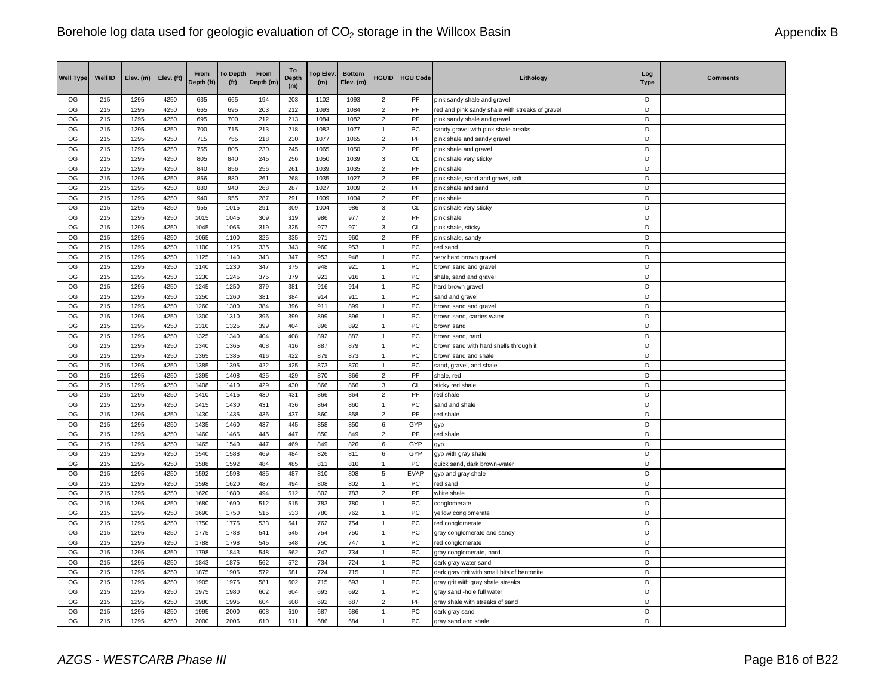# Borehole log data used for geologic evaluation of $CO_2$ storage in the Willcox Basin

Appendix B

| Well Type | Well ID | Elev. (m) | Elev. (ft) | From Depth (ft) | To Depth (ft) | From Depth (m) | To Depth (m) | Top Elev. (m) | Bottom Elev. (m) | HGUID | HGU Code | Lithology | Log Type | Comments |
|---|---|---|---|---|---|---|---|---|---|---|---|---|---|---|
| OG | 215 | 1295 | 4250 | 635 | 665 | 194 | 203 | 1102 | 1093 | 2 | PF | pink sandy shale and gravel | D | |
| OG | 215 | 1295 | 4250 | 665 | 695 | 203 | 212 | 1093 | 1084 | 2 | PF | red and pink sandy shale with streaks of gravel | D | |
| OG | 215 | 1295 | 4250 | 695 | 700 | 212 | 213 | 1084 | 1082 | 2 | PF | pink sandy shale and gravel | D | |
| OG | 215 | 1295 | 4250 | 700 | 715 | 213 | 218 | 1082 | 1077 | 1 | PC | sandy gravel with pink shale breaks. | D | |
| OG | 215 | 1295 | 4250 | 715 | 755 | 218 | 230 | 1077 | 1065 | 2 | PF | pink shale and sandy gravel | D | |
| OG | 215 | 1295 | 4250 | 755 | 805 | 230 | 245 | 1065 | 1050 | 2 | PF | pink shale and gravel | D | |
| OG | 215 | 1295 | 4250 | 805 | 840 | 245 | 256 | 1050 | 1039 | 3 | CL | pink shale very sticky | D | |
| OG | 215 | 1295 | 4250 | 840 | 856 | 256 | 261 | 1039 | 1035 | 2 | PF | pink shale | D | |
| OG | 215 | 1295 | 4250 | 856 | 880 | 261 | 268 | 1035 | 1027 | 2 | PF | pink shale, sand and gravel, soft | D | |
| OG | 215 | 1295 | 4250 | 880 | 940 | 268 | 287 | 1027 | 1009 | 2 | PF | pink shale and sand | D | |
| OG | 215 | 1295 | 4250 | 940 | 955 | 287 | 291 | 1009 | 1004 | 2 | PF | pink shale | D | |
| OG | 215 | 1295 | 4250 | 955 | 1015 | 291 | 309 | 1004 | 986 | 3 | CL | pink shale very sticky | D | |
| OG | 215 | 1295 | 4250 | 1015 | 1045 | 309 | 319 | 986 | 977 | 2 | PF | pink shale | D | |
| OG | 215 | 1295 | 4250 | 1045 | 1065 | 319 | 325 | 977 | 971 | 3 | CL | pink shale, sticky | D | |
| OG | 215 | 1295 | 4250 | 1065 | 1100 | 325 | 335 | 971 | 960 | 2 | PF | pink shale, sandy | D | |
| OG | 215 | 1295 | 4250 | 1100 | 1125 | 335 | 343 | 960 | 953 | 1 | PC | red sand | D | |
| OG | 215 | 1295 | 4250 | 1125 | 1140 | 343 | 347 | 953 | 948 | 1 | PC | very hard brown gravel | D | |
| OG | 215 | 1295 | 4250 | 1140 | 1230 | 347 | 375 | 948 | 921 | 1 | PC | brown sand and gravel | D | |
| OG | 215 | 1295 | 4250 | 1230 | 1245 | 375 | 379 | 921 | 916 | 1 | PC | shale, sand and gravel | D | |
| OG | 215 | 1295 | 4250 | 1245 | 1250 | 379 | 381 | 916 | 914 | 1 | PC | hard brown gravel | D | |
| OG | 215 | 1295 | 4250 | 1250 | 1260 | 381 | 384 | 914 | 911 | 1 | PC | sand and gravel | D | |
| OG | 215 | 1295 | 4250 | 1260 | 1300 | 384 | 396 | 911 | 899 | 1 | PC | brown sand and gravel | D | |
| OG | 215 | 1295 | 4250 | 1300 | 1310 | 396 | 399 | 899 | 896 | 1 | PC | brown sand, carries water | D | |
| OG | 215 | 1295 | 4250 | 1310 | 1325 | 399 | 404 | 896 | 892 | 1 | PC | brown sand | D | |
| OG | 215 | 1295 | 4250 | 1325 | 1340 | 404 | 408 | 892 | 887 | 1 | PC | brown sand, hard | D | |
| OG | 215 | 1295 | 4250 | 1340 | 1365 | 408 | 416 | 887 | 879 | 1 | PC | brown sand with hard shells through it | D | |
| OG | 215 | 1295 | 4250 | 1365 | 1385 | 416 | 422 | 879 | 873 | 1 | PC | brown sand and shale | D | |
| OG | 215 | 1295 | 4250 | 1385 | 1395 | 422 | 425 | 873 | 870 | 1 | PC | sand, gravel, and shale | D | |
| OG | 215 | 1295 | 4250 | 1395 | 1408 | 425 | 429 | 870 | 866 | 2 | PF | shale, red | D | |
| OG | 215 | 1295 | 4250 | 1408 | 1410 | 429 | 430 | 866 | 866 | 3 | CL | sticky red shale | D | |
| OG | 215 | 1295 | 4250 | 1410 | 1415 | 430 | 431 | 866 | 864 | 2 | PF | red shale | D | |
| OG | 215 | 1295 | 4250 | 1415 | 1430 | 431 | 436 | 864 | 860 | 1 | PC | sand and shale | D | |
| OG | 215 | 1295 | 4250 | 1430 | 1435 | 436 | 437 | 860 | 858 | 2 | PF | red shale | D | |
| OG | 215 | 1295 | 4250 | 1435 | 1460 | 437 | 445 | 858 | 850 | 6 | GYP | gyp | D | |
| OG | 215 | 1295 | 4250 | 1460 | 1465 | 445 | 447 | 850 | 849 | 2 | PF | red shale | D | |
| OG | 215 | 1295 | 4250 | 1465 | 1540 | 447 | 469 | 849 | 826 | 6 | GYP | gyp | D | |
| OG | 215 | 1295 | 4250 | 1540 | 1588 | 469 | 484 | 826 | 811 | 6 | GYP | gyp with gray shale | D | |
| OG | 215 | 1295 | 4250 | 1588 | 1592 | 484 | 485 | 811 | 810 | 1 | PC | quick sand, dark brown-water | D | |
| OG | 215 | 1295 | 4250 | 1592 | 1598 | 485 | 487 | 810 | 808 | 5 | EVAP | gyp and gray shale | D | |
| OG | 215 | 1295 | 4250 | 1598 | 1620 | 487 | 494 | 808 | 802 | 1 | PC | red sand | D | |
| OG | 215 | 1295 | 4250 | 1620 | 1680 | 494 | 512 | 802 | 783 | 2 | PF | white shale | D | |
| OG | 215 | 1295 | 4250 | 1680 | 1690 | 512 | 515 | 783 | 780 | 1 | PC | conglomerate | D | |
| OG | 215 | 1295 | 4250 | 1690 | 1750 | 515 | 533 | 780 | 762 | 1 | PC | yellow conglomerate | D | |
| OG | 215 | 1295 | 4250 | 1750 | 1775 | 533 | 541 | 762 | 754 | 1 | PC | red conglomerate | D | |
| OG | 215 | 1295 | 4250 | 1775 | 1788 | 541 | 545 | 754 | 750 | 1 | PC | gray conglomerate and sandy | D | |
| OG | 215 | 1295 | 4250 | 1788 | 1798 | 545 | 548 | 750 | 747 | 1 | PC | red conglomerate | D | |
| OG | 215 | 1295 | 4250 | 1798 | 1843 | 548 | 562 | 747 | 734 | 1 | PC | gray conglomerate, hard | D | |
| OG | 215 | 1295 | 4250 | 1843 | 1875 | 562 | 572 | 734 | 724 | 1 | PC | dark gray water sand | D | |
| OG | 215 | 1295 | 4250 | 1875 | 1905 | 572 | 581 | 724 | 715 | 1 | PC | dark gray grit with small bits of bentonite | D | |
| OG | 215 | 1295 | 4250 | 1905 | 1975 | 581 | 602 | 715 | 693 | 1 | PC | gray grit with gray shale streaks | D | |
| OG | 215 | 1295 | 4250 | 1975 | 1980 | 602 | 604 | 693 | 692 | 1 | PC | gray sand -hole full water | D | |
| OG | 215 | 1295 | 4250 | 1980 | 1995 | 604 | 608 | 692 | 687 | 2 | PF | gray shale with streaks of sand | D | |
| OG | 215 | 1295 | 4250 | 1995 | 2000 | 608 | 610 | 687 | 686 | 1 | PC | dark gray sand | D | |
| OG | 215 | 1295 | 4250 | 2000 | 2006 | 610 | 611 | 686 | 684 | 1 | PC | gray sand and shale | D | |

*AZGS - WESTCARB Phase III*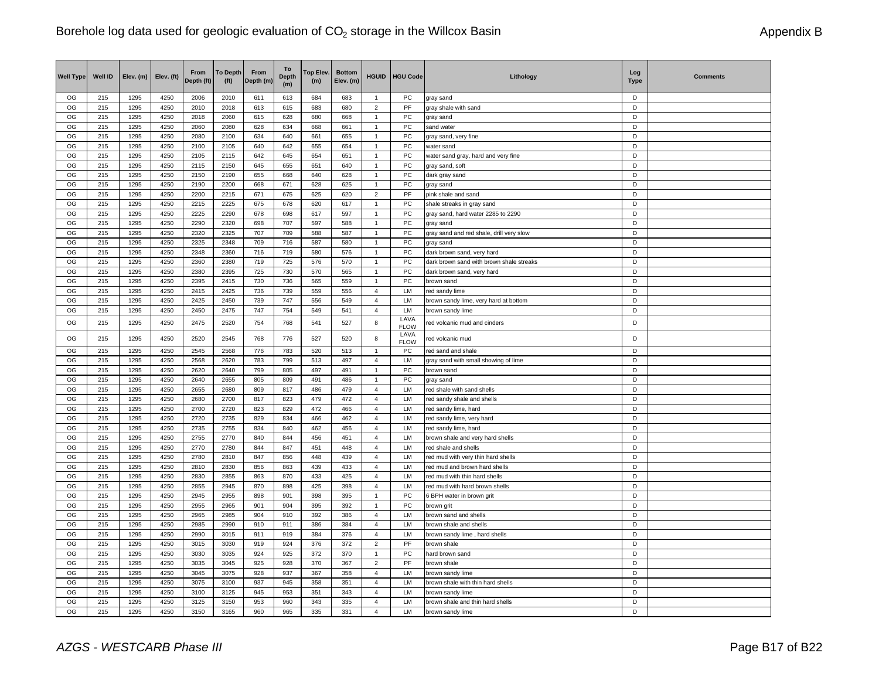| Well Type | Well ID | Elev. (m) | Elev. (ft) | From Depth (ft) | To Depth (ft) | From Depth (m) | To Depth (m) | Top Elev. (m) | Bottom Elev. (m) | HGUID | HGU Code | Lithology | Log Type | Comments |
|---|---|---|---|---|---|---|---|---|---|---|---|---|---|---|
| OG | 215 | 1295 | 4250 | 2006 | 2010 | 611 | 613 | 684 | 683 | 1 | PC | gray sand | D | |
| OG | 215 | 1295 | 4250 | 2010 | 2018 | 613 | 615 | 683 | 680 | 2 | PF | gray shale with sand | D | |
| OG | 215 | 1295 | 4250 | 2018 | 2060 | 615 | 628 | 680 | 668 | 1 | PC | gray sand | D | |
| OG | 215 | 1295 | 4250 | 2060 | 2080 | 628 | 634 | 668 | 661 | 1 | PC | sand water | D | |
| OG | 215 | 1295 | 4250 | 2080 | 2100 | 634 | 640 | 661 | 655 | 1 | PC | gray sand, very fine | D | |
| OG | 215 | 1295 | 4250 | 2100 | 2105 | 640 | 642 | 655 | 654 | 1 | PC | water sand | D | |
| OG | 215 | 1295 | 4250 | 2105 | 2115 | 642 | 645 | 654 | 651 | 1 | PC | water sand gray, hard and very fine | D | |
| OG | 215 | 1295 | 4250 | 2115 | 2150 | 645 | 655 | 651 | 640 | 1 | PC | gray sand, soft | D | |
| OG | 215 | 1295 | 4250 | 2150 | 2190 | 655 | 668 | 640 | 628 | 1 | PC | dark gray sand | D | |
| OG | 215 | 1295 | 4250 | 2190 | 2200 | 668 | 671 | 628 | 625 | 1 | PC | gray sand | D | |
| OG | 215 | 1295 | 4250 | 2200 | 2215 | 671 | 675 | 625 | 620 | 2 | PF | pink shale and sand | D | |
| OG | 215 | 1295 | 4250 | 2215 | 2225 | 675 | 678 | 620 | 617 | 1 | PC | shale streaks in gray sand | D | |
| OG | 215 | 1295 | 4250 | 2225 | 2290 | 678 | 698 | 617 | 597 | 1 | PC | gray sand, hard water 2285 to 2290 | D | |
| OG | 215 | 1295 | 4250 | 2290 | 2320 | 698 | 707 | 597 | 588 | 1 | PC | gray sand | D | |
| OG | 215 | 1295 | 4250 | 2320 | 2325 | 707 | 709 | 588 | 587 | 1 | PC | gray sand and red shale, drill very slow | D | |
| OG | 215 | 1295 | 4250 | 2325 | 2348 | 709 | 716 | 587 | 580 | 1 | PC | gray sand | D | |
| OG | 215 | 1295 | 4250 | 2348 | 2360 | 716 | 719 | 580 | 576 | 1 | PC | dark brown sand, very hard | D | |
| OG | 215 | 1295 | 4250 | 2360 | 2380 | 719 | 725 | 576 | 570 | 1 | PC | dark brown sand with brown shale streaks | D | |
| OG | 215 | 1295 | 4250 | 2380 | 2395 | 725 | 730 | 570 | 565 | 1 | PC | dark brown sand, very hard | D | |
| OG | 215 | 1295 | 4250 | 2395 | 2415 | 730 | 736 | 565 | 559 | 1 | PC | brown sand | D | |
| OG | 215 | 1295 | 4250 | 2415 | 2425 | 736 | 739 | 559 | 556 | 4 | LM | red sandy lime | D | |
| OG | 215 | 1295 | 4250 | 2425 | 2450 | 739 | 747 | 556 | 549 | 4 | LM | brown sandy lime, very hard at bottom | D | |
| OG | 215 | 1295 | 4250 | 2450 | 2475 | 747 | 754 | 549 | 541 | 4 | LM | brown sandy lime | D | |
| OG | 215 | 1295 | 4250 | 2475 | 2520 | 754 | 768 | 541 | 527 | 8 | LAVA FLOW | red volcanic mud and cinders | D | |
| OG | 215 | 1295 | 4250 | 2520 | 2545 | 768 | 776 | 527 | 520 | 8 | LAVA FLOW | red volcanic mud | D | |
| OG | 215 | 1295 | 4250 | 2545 | 2568 | 776 | 783 | 520 | 513 | 1 | PC | red sand and shale | D | |
| OG | 215 | 1295 | 4250 | 2568 | 2620 | 783 | 799 | 513 | 497 | 4 | LM | gray sand with small showing of lime | D | |
| OG | 215 | 1295 | 4250 | 2620 | 2640 | 799 | 805 | 497 | 491 | 1 | PC | brown sand | D | |
| OG | 215 | 1295 | 4250 | 2640 | 2655 | 805 | 809 | 491 | 486 | 1 | PC | gray sand | D | |
| OG | 215 | 1295 | 4250 | 2655 | 2680 | 809 | 817 | 486 | 479 | 4 | LM | red shale with sand shells | D | |
| OG | 215 | 1295 | 4250 | 2680 | 2700 | 817 | 823 | 479 | 472 | 4 | LM | red sandy shale and shells | D | |
| OG | 215 | 1295 | 4250 | 2700 | 2720 | 823 | 829 | 472 | 466 | 4 | LM | red sandy lime, hard | D | |
| OG | 215 | 1295 | 4250 | 2720 | 2735 | 829 | 834 | 466 | 462 | 4 | LM | red sandy lime, very hard | D | |
| OG | 215 | 1295 | 4250 | 2735 | 2755 | 834 | 840 | 462 | 456 | 4 | LM | red sandy lime, hard | D | |
| OG | 215 | 1295 | 4250 | 2755 | 2770 | 840 | 844 | 456 | 451 | 4 | LM | brown shale and very hard shells | D | |
| OG | 215 | 1295 | 4250 | 2770 | 2780 | 844 | 847 | 451 | 448 | 4 | LM | red shale and shells | D | |
| OG | 215 | 1295 | 4250 | 2780 | 2810 | 847 | 856 | 448 | 439 | 4 | LM | red mud with very thin hard shells | D | |
| OG | 215 | 1295 | 4250 | 2810 | 2830 | 856 | 863 | 439 | 433 | 4 | LM | red mud and brown hard shells | D | |
| OG | 215 | 1295 | 4250 | 2830 | 2855 | 863 | 870 | 433 | 425 | 4 | LM | red mud with thin hard shells | D | |
| OG | 215 | 1295 | 4250 | 2855 | 2945 | 870 | 898 | 425 | 398 | 4 | LM | red mud with hard brown shells | D | |
| OG | 215 | 1295 | 4250 | 2945 | 2955 | 898 | 901 | 398 | 395 | 1 | PC | 6 BPH water in brown grit | D | |
| OG | 215 | 1295 | 4250 | 2955 | 2965 | 901 | 904 | 395 | 392 | 1 | PC | brown grit | D | |
| OG | 215 | 1295 | 4250 | 2965 | 2985 | 904 | 910 | 392 | 386 | 4 | LM | brown sand and shells | D | |
| OG | 215 | 1295 | 4250 | 2985 | 2990 | 910 | 911 | 386 | 384 | 4 | LM | brown shale and shells | D | |
| OG | 215 | 1295 | 4250 | 2990 | 3015 | 911 | 919 | 384 | 376 | 4 | LM | brown sandy lime , hard shells | D | |
| OG | 215 | 1295 | 4250 | 3015 | 3030 | 919 | 924 | 376 | 372 | 2 | PF | brown shale | D | |
| OG | 215 | 1295 | 4250 | 3030 | 3035 | 924 | 925 | 372 | 370 | 1 | PC | hard brown sand | D | |
| OG | 215 | 1295 | 4250 | 3035 | 3045 | 925 | 928 | 370 | 367 | 2 | PF | brown shale | D | |
| OG | 215 | 1295 | 4250 | 3045 | 3075 | 928 | 937 | 367 | 358 | 4 | LM | brown sandy lime | D | |
| OG | 215 | 1295 | 4250 | 3075 | 3100 | 937 | 945 | 358 | 351 | 4 | LM | brown shale with thin hard shells | D | |
| OG | 215 | 1295 | 4250 | 3100 | 3125 | 945 | 953 | 351 | 343 | 4 | LM | brown sandy lime | D | |
| OG | 215 | 1295 | 4250 | 3125 | 3150 | 953 | 960 | 343 | 335 | 4 | LM | brown shale and thin hard shells | D | |
| OG | 215 | 1295 | 4250 | 3150 | 3165 | 960 | 965 | 335 | 331 | 4 | LM | brown sandy lime | D | |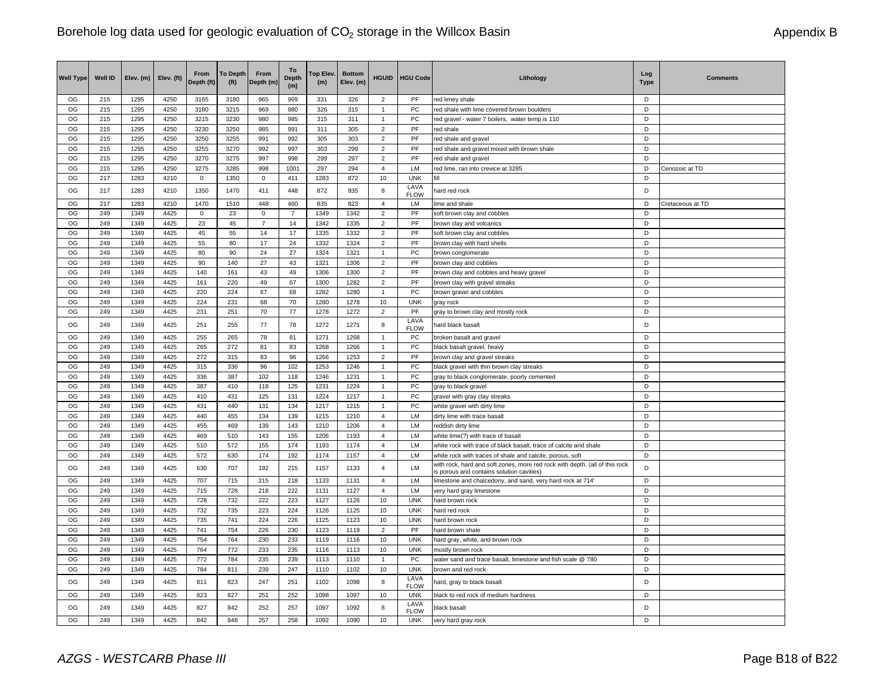| Well Type | Well ID | Elev. (m) | Elev. (ft) | From Depth (ft) | To Depth (ft) | From Depth (m) | To Depth (m) | Top Elev. (m) | Bottom Elev. (m) | HGUID | HGU Code | Lithology | Log Type | Comments |
|---|---|---|---|---|---|---|---|---|---|---|---|---|---|---|
| OG | 215 | 1295 | 4250 | 3165 | 3180 | 965 | 969 | 331 | 326 | 2 | PF | red limey shale | D | |
| OG | 215 | 1295 | 4250 | 3180 | 3215 | 969 | 980 | 326 | 315 | 1 | PC | red shale with lime covered brown boulders | D | |
| OG | 215 | 1295 | 4250 | 3215 | 3230 | 980 | 985 | 315 | 311 | 1 | PC | red gravel - water 7 boilers, water temp is 110 | D | |
| OG | 215 | 1295 | 4250 | 3230 | 3250 | 985 | 991 | 311 | 305 | 2 | PF | red shale | D | |
| OG | 215 | 1295 | 4250 | 3250 | 3255 | 991 | 992 | 305 | 303 | 2 | PF | red shale and gravel | D | |
| OG | 215 | 1295 | 4250 | 3255 | 3270 | 992 | 997 | 303 | 299 | 2 | PF | red shale and gravel mixed with brown shale | D | |
| OG | 215 | 1295 | 4250 | 3270 | 3275 | 997 | 998 | 299 | 297 | 2 | PF | red shale and gravel | D | |
| OG | 215 | 1295 | 4250 | 3275 | 3285 | 998 | 1001 | 297 | 294 | 4 | LM | red lime, ran into crevice at 3285 | D | Cenozoic at TD |
| OG | 217 | 1283 | 4210 | 0 | 1350 | 0 | 411 | 1283 | 872 | 10 | UNK | fill | D | |
| OG | 217 | 1283 | 4210 | 1350 | 1470 | 411 | 448 | 872 | 835 | 8 | LAVA FLOW | hard red rock | D | |
| OG | 217 | 1283 | 4210 | 1470 | 1510 | 448 | 460 | 835 | 823 | 4 | LM | lime and shale | D | Cretaceous at TD |
| OG | 249 | 1349 | 4425 | 0 | 23 | 0 | 7 | 1349 | 1342 | 2 | PF | soft brown clay and cobbles | D | |
| OG | 249 | 1349 | 4425 | 23 | 45 | 7 | 14 | 1342 | 1335 | 2 | PF | brown clay and volcanics | D | |
| OG | 249 | 1349 | 4425 | 45 | 55 | 14 | 17 | 1335 | 1332 | 2 | PF | soft brown clay and cobbles | D | |
| OG | 249 | 1349 | 4425 | 55 | 80 | 17 | 24 | 1332 | 1324 | 2 | PF | brown clay with hard shells | D | |
| OG | 249 | 1349 | 4425 | 80 | 90 | 24 | 27 | 1324 | 1321 | 1 | PC | brown conglomerate | D | |
| OG | 249 | 1349 | 4425 | 90 | 140 | 27 | 43 | 1321 | 1306 | 2 | PF | brown clay and cobbles | D | |
| OG | 249 | 1349 | 4425 | 140 | 161 | 43 | 49 | 1306 | 1300 | 2 | PF | brown clay and cobbles and heavy gravel | D | |
| OG | 249 | 1349 | 4425 | 161 | 220 | 49 | 67 | 1300 | 1282 | 2 | PF | brown clay with gravel streaks | D | |
| OG | 249 | 1349 | 4425 | 220 | 224 | 67 | 68 | 1282 | 1280 | 1 | PC | brown gravel and cobbles | D | |
| OG | 249 | 1349 | 4425 | 224 | 231 | 68 | 70 | 1280 | 1278 | 10 | UNK | gray rock | D | |
| OG | 249 | 1349 | 4425 | 231 | 251 | 70 | 77 | 1278 | 1272 | 2 | PF | gray to brown clay and mostly rock | D | |
| OG | 249 | 1349 | 4425 | 251 | 255 | 77 | 78 | 1272 | 1271 | 8 | LAVA FLOW | hard black basalt | D | |
| OG | 249 | 1349 | 4425 | 255 | 265 | 78 | 81 | 1271 | 1268 | 1 | PC | broken basalt and gravel | D | |
| OG | 249 | 1349 | 4425 | 265 | 272 | 81 | 83 | 1268 | 1266 | 1 | PC | black basalt gravel, heavy | D | |
| OG | 249 | 1349 | 4425 | 272 | 315 | 83 | 96 | 1266 | 1253 | 2 | PF | brown clay and gravel streaks | D | |
| OG | 249 | 1349 | 4425 | 315 | 336 | 96 | 102 | 1253 | 1246 | 1 | PC | black gravel with thin brown clay streaks | D | |
| OG | 249 | 1349 | 4425 | 336 | 387 | 102 | 118 | 1246 | 1231 | 1 | PC | gray to black conglomerate, poorly cemented | D | |
| OG | 249 | 1349 | 4425 | 387 | 410 | 118 | 125 | 1231 | 1224 | 1 | PC | gray to black gravel | D | |
| OG | 249 | 1349 | 4425 | 410 | 431 | 125 | 131 | 1224 | 1217 | 1 | PC | gravel with gray clay streaks | D | |
| OG | 249 | 1349 | 4425 | 431 | 440 | 131 | 134 | 1217 | 1215 | 1 | PC | white gravel with dirty lime | D | |
| OG | 249 | 1349 | 4425 | 440 | 455 | 134 | 139 | 1215 | 1210 | 4 | LM | dirty lime with trace basalt | D | |
| OG | 249 | 1349 | 4425 | 455 | 469 | 139 | 143 | 1210 | 1206 | 4 | LM | reddish dirty lime | D | |
| OG | 249 | 1349 | 4425 | 469 | 510 | 143 | 155 | 1206 | 1193 | 4 | LM | white lime(?) with trace of basalt | D | |
| OG | 249 | 1349 | 4425 | 510 | 572 | 155 | 174 | 1193 | 1174 | 4 | LM | white rock with trace of black basalt, trace of calcite and shale | D | |
| OG | 249 | 1349 | 4425 | 572 | 630 | 174 | 192 | 1174 | 1157 | 4 | LM | white rock with traces of shale and calcite, porous, soft | D | |
| OG | 249 | 1349 | 4425 | 630 | 707 | 192 | 215 | 1157 | 1133 | 4 | LM | with rock, hard and soft zones, more red rock with depth. (all of this rock is porous and contains solution cavities) | D | |
| OG | 249 | 1349 | 4425 | 707 | 715 | 215 | 218 | 1133 | 1131 | 4 | LM | limestone and chalcedony, and sand, very hard rock at 714' | D | |
| OG | 249 | 1349 | 4425 | 715 | 728 | 218 | 222 | 1131 | 1127 | 4 | LM | very hard gray limestone | D | |
| OG | 249 | 1349 | 4425 | 728 | 732 | 222 | 223 | 1127 | 1126 | 10 | UNK | hard brown rock | D | |
| OG | 249 | 1349 | 4425 | 732 | 735 | 223 | 224 | 1126 | 1125 | 10 | UNK | hard red rock | D | |
| OG | 249 | 1349 | 4425 | 735 | 741 | 224 | 226 | 1125 | 1123 | 10 | UNK | hard brown rock | D | |
| OG | 249 | 1349 | 4425 | 741 | 754 | 226 | 230 | 1123 | 1119 | 2 | PF | hard brown shale | D | |
| OG | 249 | 1349 | 4425 | 754 | 764 | 230 | 233 | 1119 | 1116 | 10 | UNK | hard gray, white, and brown rock | D | |
| OG | 249 | 1349 | 4425 | 764 | 772 | 233 | 235 | 1116 | 1113 | 10 | UNK | mostly brown rock | D | |
| OG | 249 | 1349 | 4425 | 772 | 784 | 235 | 239 | 1113 | 1110 | 1 | PC | water sand and trace basalt, limestone and fish scale @ 780 | D | |
| OG | 249 | 1349 | 4425 | 784 | 811 | 239 | 247 | 1110 | 1102 | 10 | UNK | brown and red rock | D | |
| OG | 249 | 1349 | 4425 | 811 | 823 | 247 | 251 | 1102 | 1098 | 8 | LAVA FLOW | hard, gray to black basalt | D | |
| OG | 249 | 1349 | 4425 | 823 | 827 | 251 | 252 | 1098 | 1097 | 10 | UNK | black to red rock of medium hardness | D | |
| OG | 249 | 1349 | 4425 | 827 | 842 | 252 | 257 | 1097 | 1092 | 8 | LAVA FLOW | black basalt | D | |
| OG | 249 | 1349 | 4425 | 842 | 848 | 257 | 258 | 1092 | 1090 | 10 | UNK | very hard gray rock | D | |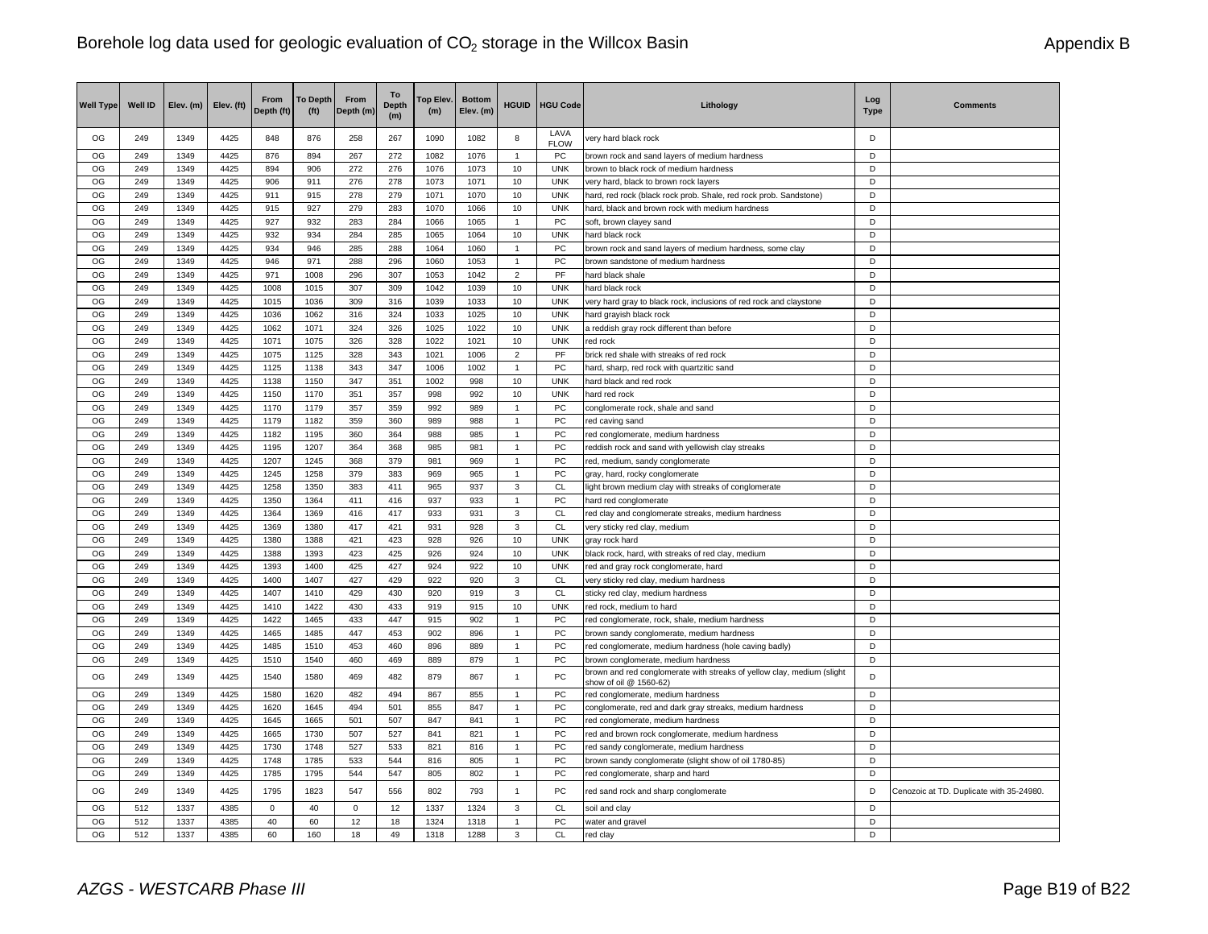| Well Type | Well ID | Elev. (m) | Elev. (ft) | From Depth (ft) | To Depth (ft) | From Depth (m) | To Depth (m) | Top Elev. (m) | Bottom Elev. (m) | HGUID | HGU Code | Lithology | Log Type | Comments |
|---|---|---|---|---|---|---|---|---|---|---|---|---|---|---|
| OG | 249 | 1349 | 4425 | 848 | 876 | 258 | 267 | 1090 | 1082 | 8 | LAVA FLOW | very hard black rock | D | |
| OG | 249 | 1349 | 4425 | 876 | 894 | 267 | 272 | 1082 | 1076 | 1 | PC | brown rock and sand layers of medium hardness | D | |
| OG | 249 | 1349 | 4425 | 894 | 906 | 272 | 276 | 1076 | 1073 | 10 | UNK | brown to black rock of medium hardness | D | |
| OG | 249 | 1349 | 4425 | 906 | 911 | 276 | 278 | 1073 | 1071 | 10 | UNK | very hard, black to brown rock layers | D | |
| OG | 249 | 1349 | 4425 | 911 | 915 | 278 | 279 | 1071 | 1070 | 10 | UNK | hard, red rock (black rock prob. Shale, red rock prob. Sandstone) | D | |
| OG | 249 | 1349 | 4425 | 915 | 927 | 279 | 283 | 1070 | 1066 | 10 | UNK | hard, black and brown rock with medium hardness | D | |
| OG | 249 | 1349 | 4425 | 927 | 932 | 283 | 284 | 1066 | 1065 | 1 | PC | soft, brown clayey sand | D | |
| OG | 249 | 1349 | 4425 | 932 | 934 | 284 | 285 | 1065 | 1064 | 10 | UNK | hard black rock | D | |
| OG | 249 | 1349 | 4425 | 934 | 946 | 285 | 288 | 1064 | 1060 | 1 | PC | brown rock and sand layers of medium hardness, some clay | D | |
| OG | 249 | 1349 | 4425 | 946 | 971 | 288 | 296 | 1060 | 1053 | 1 | PC | brown sandstone of medium hardness | D | |
| OG | 249 | 1349 | 4425 | 971 | 1008 | 296 | 307 | 1053 | 1042 | 2 | PF | hard black shale | D | |
| OG | 249 | 1349 | 4425 | 1008 | 1015 | 307 | 309 | 1042 | 1039 | 10 | UNK | hard black rock | D | |
| OG | 249 | 1349 | 4425 | 1015 | 1036 | 309 | 316 | 1039 | 1033 | 10 | UNK | very hard gray to black rock, inclusions of red rock and claystone | D | |
| OG | 249 | 1349 | 4425 | 1036 | 1062 | 316 | 324 | 1033 | 1025 | 10 | UNK | hard grayish black rock | D | |
| OG | 249 | 1349 | 4425 | 1062 | 1071 | 324 | 326 | 1025 | 1022 | 10 | UNK | a reddish gray rock different than before | D | |
| OG | 249 | 1349 | 4425 | 1071 | 1075 | 326 | 328 | 1022 | 1021 | 10 | UNK | red rock | D | |
| OG | 249 | 1349 | 4425 | 1075 | 1125 | 328 | 343 | 1021 | 1006 | 2 | PF | brick red shale with streaks of red rock | D | |
| OG | 249 | 1349 | 4425 | 1125 | 1138 | 343 | 347 | 1006 | 1002 | 1 | PC | hard, sharp, red rock with quartzitic sand | D | |
| OG | 249 | 1349 | 4425 | 1138 | 1150 | 347 | 351 | 1002 | 998 | 10 | UNK | hard black and red rock | D | |
| OG | 249 | 1349 | 4425 | 1150 | 1170 | 351 | 357 | 998 | 992 | 10 | UNK | hard red rock | D | |
| OG | 249 | 1349 | 4425 | 1170 | 1179 | 357 | 359 | 992 | 989 | 1 | PC | conglomerate rock, shale and sand | D | |
| OG | 249 | 1349 | 4425 | 1179 | 1182 | 359 | 360 | 989 | 988 | 1 | PC | red caving sand | D | |
| OG | 249 | 1349 | 4425 | 1182 | 1195 | 360 | 364 | 988 | 985 | 1 | PC | red conglomerate, medium hardness | D | |
| OG | 249 | 1349 | 4425 | 1195 | 1207 | 364 | 368 | 985 | 981 | 1 | PC | reddish rock and sand with yellowish clay streaks | D | |
| OG | 249 | 1349 | 4425 | 1207 | 1245 | 368 | 379 | 981 | 969 | 1 | PC | red, medium, sandy conglomerate | D | |
| OG | 249 | 1349 | 4425 | 1245 | 1258 | 379 | 383 | 969 | 965 | 1 | PC | gray, hard, rocky conglomerate | D | |
| OG | 249 | 1349 | 4425 | 1258 | 1350 | 383 | 411 | 965 | 937 | 3 | CL | light brown medium clay with streaks of conglomerate | D | |
| OG | 249 | 1349 | 4425 | 1350 | 1364 | 411 | 416 | 937 | 933 | 1 | PC | hard red conglomerate | D | |
| OG | 249 | 1349 | 4425 | 1364 | 1369 | 416 | 417 | 933 | 931 | 3 | CL | red clay and conglomerate streaks, medium hardness | D | |
| OG | 249 | 1349 | 4425 | 1369 | 1380 | 417 | 421 | 931 | 928 | 3 | CL | very sticky red clay, medium | D | |
| OG | 249 | 1349 | 4425 | 1380 | 1388 | 421 | 423 | 928 | 926 | 10 | UNK | gray rock hard | D | |
| OG | 249 | 1349 | 4425 | 1388 | 1393 | 423 | 425 | 926 | 924 | 10 | UNK | black rock, hard, with streaks of red clay, medium | D | |
| OG | 249 | 1349 | 4425 | 1393 | 1400 | 425 | 427 | 924 | 922 | 10 | UNK | red and gray rock conglomerate, hard | D | |
| OG | 249 | 1349 | 4425 | 1400 | 1407 | 427 | 429 | 922 | 920 | 3 | CL | very sticky red clay, medium hardness | D | |
| OG | 249 | 1349 | 4425 | 1407 | 1410 | 429 | 430 | 920 | 919 | 3 | CL | sticky red clay, medium hardness | D | |
| OG | 249 | 1349 | 4425 | 1410 | 1422 | 430 | 433 | 919 | 915 | 10 | UNK | red rock, medium to hard | D | |
| OG | 249 | 1349 | 4425 | 1422 | 1465 | 433 | 447 | 915 | 902 | 1 | PC | red conglomerate, rock, shale, medium hardness | D | |
| OG | 249 | 1349 | 4425 | 1465 | 1485 | 447 | 453 | 902 | 896 | 1 | PC | brown sandy conglomerate, medium hardness | D | |
| OG | 249 | 1349 | 4425 | 1485 | 1510 | 453 | 460 | 896 | 889 | 1 | PC | red conglomerate, medium hardness (hole caving badly) | D | |
| OG | 249 | 1349 | 4425 | 1510 | 1540 | 460 | 469 | 889 | 879 | 1 | PC | brown conglomerate, medium hardness | D | |
| OG | 249 | 1349 | 4425 | 1540 | 1580 | 469 | 482 | 879 | 867 | 1 | PC | brown and red conglomerate with streaks of yellow clay, medium (slight show of oil @ 1560-62) | D | |
| OG | 249 | 1349 | 4425 | 1580 | 1620 | 482 | 494 | 867 | 855 | 1 | PC | red conglomerate, medium hardness | D | |
| OG | 249 | 1349 | 4425 | 1620 | 1645 | 494 | 501 | 855 | 847 | 1 | PC | conglomerate, red and dark gray streaks, medium hardness | D | |
| OG | 249 | 1349 | 4425 | 1645 | 1665 | 501 | 507 | 847 | 841 | 1 | PC | red conglomerate, medium hardness | D | |
| OG | 249 | 1349 | 4425 | 1665 | 1730 | 507 | 527 | 841 | 821 | 1 | PC | red and brown rock conglomerate, medium hardness | D | |
| OG | 249 | 1349 | 4425 | 1730 | 1748 | 527 | 533 | 821 | 816 | 1 | PC | red sandy conglomerate, medium hardness | D | |
| OG | 249 | 1349 | 4425 | 1748 | 1785 | 533 | 544 | 816 | 805 | 1 | PC | brown sandy conglomerate (slight show of oil 1780-85) | D | |
| OG | 249 | 1349 | 4425 | 1785 | 1795 | 544 | 547 | 805 | 802 | 1 | PC | red conglomerate, sharp and hard | D | |
| OG | 249 | 1349 | 4425 | 1795 | 1823 | 547 | 556 | 802 | 793 | 1 | PC | red sand rock and sharp conglomerate | D | Cenozoic at TD. Duplicate with 35-24980. |
| OG | 512 | 1337 | 4385 | 0 | 40 | 0 | 12 | 1337 | 1324 | 3 | CL | soil and clay | D | |
| OG | 512 | 1337 | 4385 | 40 | 60 | 12 | 18 | 1324 | 1318 | 1 | PC | water and gravel | D | |
| OG | 512 | 1337 | 4385 | 60 | 160 | 18 | 49 | 1318 | 1288 | 3 | CL | red clay | D | |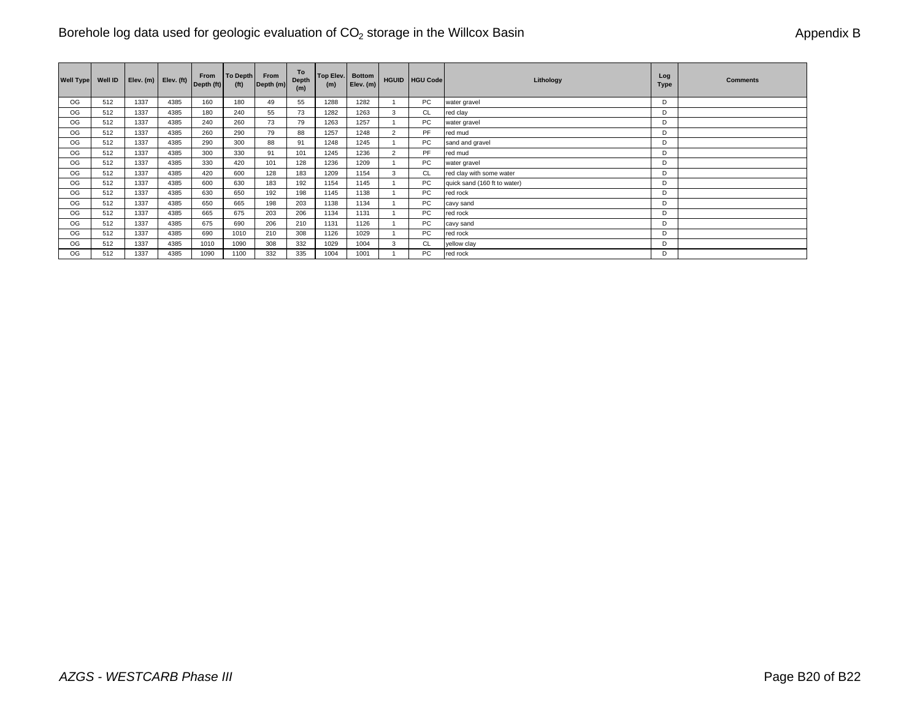Borehole log data used for geologic evaluation of $CO_2$ storage in the Willcox Basin

Appendix B

| Well Type | Well ID | Elev. (m) | Elev. (ft) | From Depth (ft) | To Depth (ft) | From Depth (m) | To Depth (m) | Top Elev. (m) | Bottom Elev. (m) | HGUID | HGU Code | Lithology | Log Type | Comments |
|---|---|---|---|---|---|---|---|---|---|---|---|---|---|---|
| OG | 512 | 1337 | 4385 | 160 | 180 | 49 | 55 | 1288 | 1282 | 1 | PC | water gravel | D | |
| OG | 512 | 1337 | 4385 | 180 | 240 | 55 | 73 | 1282 | 1263 | 3 | CL | red clay | D | |
| OG | 512 | 1337 | 4385 | 240 | 260 | 73 | 79 | 1263 | 1257 | 1 | PC | water gravel | D | |
| OG | 512 | 1337 | 4385 | 260 | 290 | 79 | 88 | 1257 | 1248 | 2 | PF | red mud | D | |
| OG | 512 | 1337 | 4385 | 290 | 300 | 88 | 91 | 1248 | 1245 | 1 | PC | sand and gravel | D | |
| OG | 512 | 1337 | 4385 | 300 | 330 | 91 | 101 | 1245 | 1236 | 2 | PF | red mud | D | |
| OG | 512 | 1337 | 4385 | 330 | 420 | 101 | 128 | 1236 | 1209 | 1 | PC | water gravel | D | |
| OG | 512 | 1337 | 4385 | 420 | 600 | 128 | 183 | 1209 | 1154 | 3 | CL | red clay with some water | D | |
| OG | 512 | 1337 | 4385 | 600 | 630 | 183 | 192 | 1154 | 1145 | 1 | PC | quick sand (160 ft to water) | D | |
| OG | 512 | 1337 | 4385 | 630 | 650 | 192 | 198 | 1145 | 1138 | 1 | PC | red rock | D | |
| OG | 512 | 1337 | 4385 | 650 | 665 | 198 | 203 | 1138 | 1134 | 1 | PC | cavy sand | D | |
| OG | 512 | 1337 | 4385 | 665 | 675 | 203 | 206 | 1134 | 1131 | 1 | PC | red rock | D | |
| OG | 512 | 1337 | 4385 | 675 | 690 | 206 | 210 | 1131 | 1126 | 1 | PC | cavy sand | D | |
| OG | 512 | 1337 | 4385 | 690 | 1010 | 210 | 308 | 1126 | 1029 | 1 | PC | red rock | D | |
| OG | 512 | 1337 | 4385 | 1010 | 1090 | 308 | 332 | 1029 | 1004 | 3 | CL | yellow clay | D | |
| OG | 512 | 1337 | 4385 | 1090 | 1100 | 332 | 335 | 1004 | 1001 | 1 | PC | red rock | D | |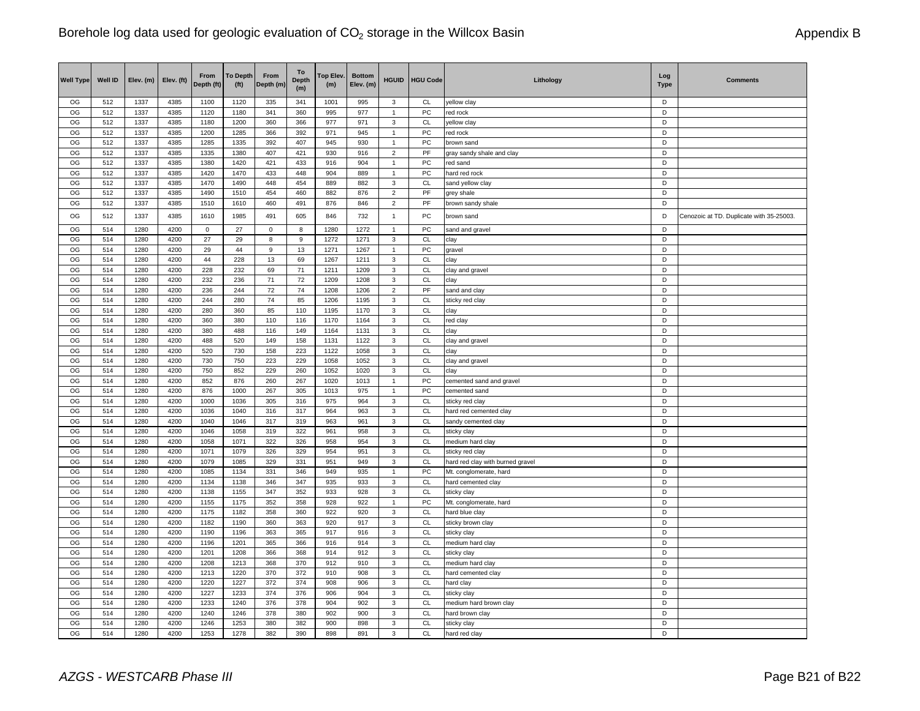| Well Type | Well ID | Elev. (m) | Elev. (ft) | From Depth (ft) | To Depth (ft) | From Depth (m) | To Depth (m) | Top Elev. (m) | Bottom Elev. (m) | HGUID | HGU Code | Lithology | Log Type | Comments |
|---|---|---|---|---|---|---|---|---|---|---|---|---|---|---|
| OG | 512 | 1337 | 4385 | 1100 | 1120 | 335 | 341 | 1001 | 995 | 3 | CL | yellow clay | D | |
| OG | 512 | 1337 | 4385 | 1120 | 1180 | 341 | 360 | 995 | 977 | 1 | PC | red rock | D | |
| OG | 512 | 1337 | 4385 | 1180 | 1200 | 360 | 366 | 977 | 971 | 3 | CL | yellow clay | D | |
| OG | 512 | 1337 | 4385 | 1200 | 1285 | 366 | 392 | 971 | 945 | 1 | PC | red rock | D | |
| OG | 512 | 1337 | 4385 | 1285 | 1335 | 392 | 407 | 945 | 930 | 1 | PC | brown sand | D | |
| OG | 512 | 1337 | 4385 | 1335 | 1380 | 407 | 421 | 930 | 916 | 2 | PF | gray sandy shale and clay | D | |
| OG | 512 | 1337 | 4385 | 1380 | 1420 | 421 | 433 | 916 | 904 | 1 | PC | red sand | D | |
| OG | 512 | 1337 | 4385 | 1420 | 1470 | 433 | 448 | 904 | 889 | 1 | PC | hard red rock | D | |
| OG | 512 | 1337 | 4385 | 1470 | 1490 | 448 | 454 | 889 | 882 | 3 | CL | sand yellow clay | D | |
| OG | 512 | 1337 | 4385 | 1490 | 1510 | 454 | 460 | 882 | 876 | 2 | PF | grey shale | D | |
| OG | 512 | 1337 | 4385 | 1510 | 1610 | 460 | 491 | 876 | 846 | 2 | PF | brown sandy shale | D | |
| OG | 512 | 1337 | 4385 | 1610 | 1985 | 491 | 605 | 846 | 732 | 1 | PC | brown sand | D | Cenozoic at TD. Duplicate with 35-25003. |
| OG | 514 | 1280 | 4200 | 0 | 27 | 0 | 8 | 1280 | 1272 | 1 | PC | sand and gravel | D | |
| OG | 514 | 1280 | 4200 | 27 | 29 | 8 | 9 | 1272 | 1271 | 3 | CL | clay | D | |
| OG | 514 | 1280 | 4200 | 29 | 44 | 9 | 13 | 1271 | 1267 | 1 | PC | gravel | D | |
| OG | 514 | 1280 | 4200 | 44 | 228 | 13 | 69 | 1267 | 1211 | 3 | CL | clay | D | |
| OG | 514 | 1280 | 4200 | 228 | 232 | 69 | 71 | 1211 | 1209 | 3 | CL | clay and gravel | D | |
| OG | 514 | 1280 | 4200 | 232 | 236 | 71 | 72 | 1209 | 1208 | 3 | CL | clay | D | |
| OG | 514 | 1280 | 4200 | 236 | 244 | 72 | 74 | 1208 | 1206 | 2 | PF | sand and clay | D | |
| OG | 514 | 1280 | 4200 | 244 | 280 | 74 | 85 | 1206 | 1195 | 3 | CL | sticky red clay | D | |
| OG | 514 | 1280 | 4200 | 280 | 360 | 85 | 110 | 1195 | 1170 | 3 | CL | clay | D | |
| OG | 514 | 1280 | 4200 | 360 | 380 | 110 | 116 | 1170 | 1164 | 3 | CL | red clay | D | |
| OG | 514 | 1280 | 4200 | 380 | 488 | 116 | 149 | 1164 | 1131 | 3 | CL | clay | D | |
| OG | 514 | 1280 | 4200 | 488 | 520 | 149 | 158 | 1131 | 1122 | 3 | CL | clay and gravel | D | |
| OG | 514 | 1280 | 4200 | 520 | 730 | 158 | 223 | 1122 | 1058 | 3 | CL | clay | D | |
| OG | 514 | 1280 | 4200 | 730 | 750 | 223 | 229 | 1058 | 1052 | 3 | CL | clay and gravel | D | |
| OG | 514 | 1280 | 4200 | 750 | 852 | 229 | 260 | 1052 | 1020 | 3 | CL | clay | D | |
| OG | 514 | 1280 | 4200 | 852 | 876 | 260 | 267 | 1020 | 1013 | 1 | PC | cemented sand and gravel | D | |
| OG | 514 | 1280 | 4200 | 876 | 1000 | 267 | 305 | 1013 | 975 | 1 | PC | cemented sand | D | |
| OG | 514 | 1280 | 4200 | 1000 | 1036 | 305 | 316 | 975 | 964 | 3 | CL | sticky red clay | D | |
| OG | 514 | 1280 | 4200 | 1036 | 1040 | 316 | 317 | 964 | 963 | 3 | CL | hard red cemented clay | D | |
| OG | 514 | 1280 | 4200 | 1040 | 1046 | 317 | 319 | 963 | 961 | 3 | CL | sandy cemented clay | D | |
| OG | 514 | 1280 | 4200 | 1046 | 1058 | 319 | 322 | 961 | 958 | 3 | CL | sticky clay | D | |
| OG | 514 | 1280 | 4200 | 1058 | 1071 | 322 | 326 | 958 | 954 | 3 | CL | medium hard clay | D | |
| OG | 514 | 1280 | 4200 | 1071 | 1079 | 326 | 329 | 954 | 951 | 3 | CL | sticky red clay | D | |
| OG | 514 | 1280 | 4200 | 1079 | 1085 | 329 | 331 | 951 | 949 | 3 | CL | hard red clay with burned gravel | D | |
| OG | 514 | 1280 | 4200 | 1085 | 1134 | 331 | 346 | 949 | 935 | 1 | PC | Mt. conglomerate, hard | D | |
| OG | 514 | 1280 | 4200 | 1134 | 1138 | 346 | 347 | 935 | 933 | 3 | CL | hard cemented clay | D | |
| OG | 514 | 1280 | 4200 | 1138 | 1155 | 347 | 352 | 933 | 928 | 3 | CL | sticky clay | D | |
| OG | 514 | 1280 | 4200 | 1155 | 1175 | 352 | 358 | 928 | 922 | 1 | PC | Mt. conglomerate, hard | D | |
| OG | 514 | 1280 | 4200 | 1175 | 1182 | 358 | 360 | 922 | 920 | 3 | CL | hard blue clay | D | |
| OG | 514 | 1280 | 4200 | 1182 | 1190 | 360 | 363 | 920 | 917 | 3 | CL | sticky brown clay | D | |
| OG | 514 | 1280 | 4200 | 1190 | 1196 | 363 | 365 | 917 | 916 | 3 | CL | sticky clay | D | |
| OG | 514 | 1280 | 4200 | 1196 | 1201 | 365 | 366 | 916 | 914 | 3 | CL | medium hard clay | D | |
| OG | 514 | 1280 | 4200 | 1201 | 1208 | 366 | 368 | 914 | 912 | 3 | CL | sticky clay | D | |
| OG | 514 | 1280 | 4200 | 1208 | 1213 | 368 | 370 | 912 | 910 | 3 | CL | medium hard clay | D | |
| OG | 514 | 1280 | 4200 | 1213 | 1220 | 370 | 372 | 910 | 908 | 3 | CL | hard cemented clay | D | |
| OG | 514 | 1280 | 4200 | 1220 | 1227 | 372 | 374 | 908 | 906 | 3 | CL | hard clay | D | |
| OG | 514 | 1280 | 4200 | 1227 | 1233 | 374 | 376 | 906 | 904 | 3 | CL | sticky clay | D | |
| OG | 514 | 1280 | 4200 | 1233 | 1240 | 376 | 378 | 904 | 902 | 3 | CL | medium hard brown clay | D | |
| OG | 514 | 1280 | 4200 | 1240 | 1246 | 378 | 380 | 902 | 900 | 3 | CL | hard brown clay | D | |
| OG | 514 | 1280 | 4200 | 1246 | 1253 | 380 | 382 | 900 | 898 | 3 | CL | sticky clay | D | |
| OG | 514 | 1280 | 4200 | 1253 | 1278 | 382 | 390 | 898 | 891 | 3 | CL | hard red clay | D | |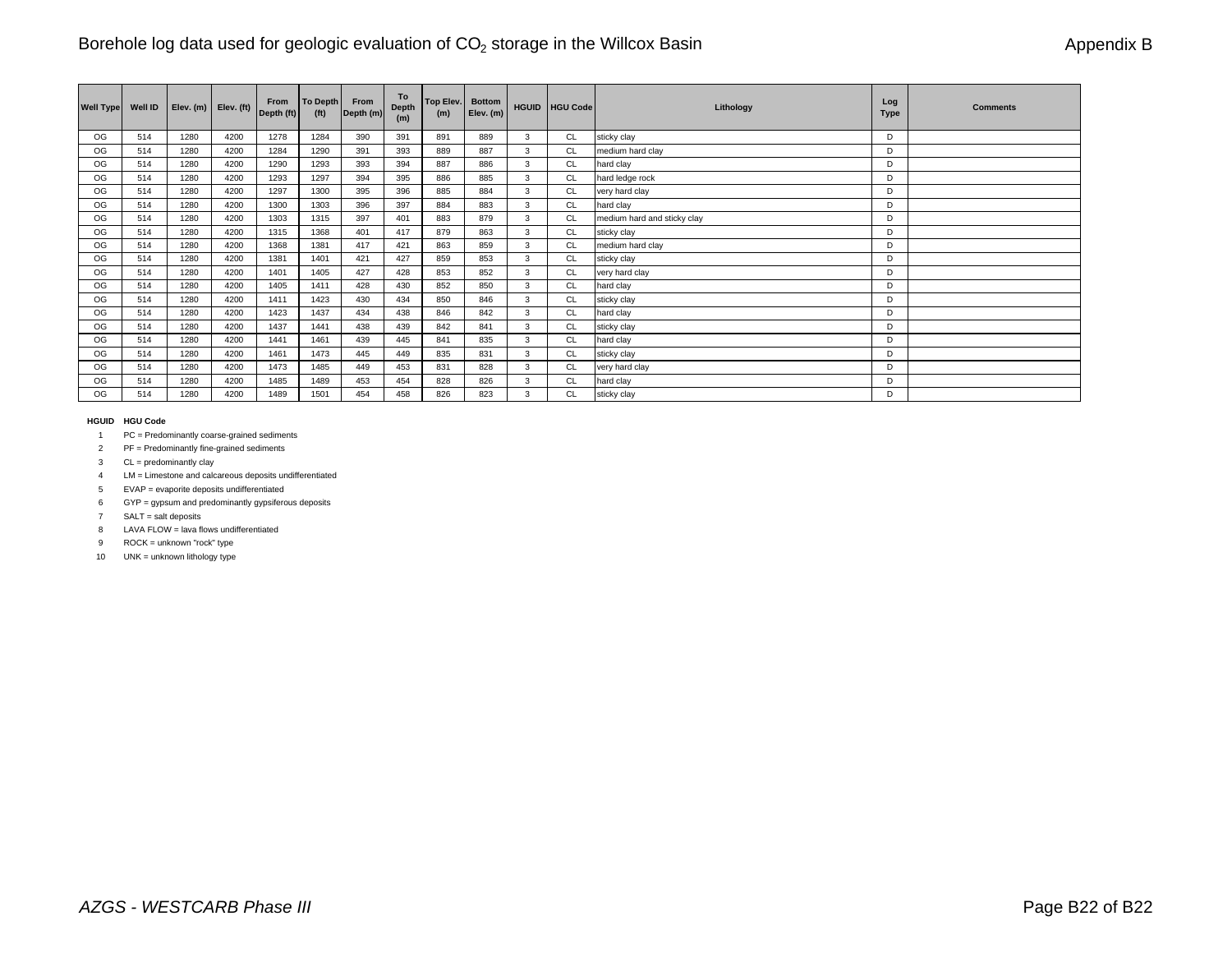| Well Type | Well ID | Elev. (m) | Elev. (ft) | From Depth (ft) | To Depth (ft) | From Depth (m) | To Depth (m) | Top Elev. (m) | Bottom Elev. (m) | HGUID | HGU Code | Lithology | Log Type | Comments |
|---|---|---|---|---|---|---|---|---|---|---|---|---|---|---|
| OG | 514 | 1280 | 4200 | 1278 | 1284 | 390 | 391 | 891 | 889 | 3 | CL | sticky clay | D | |
| OG | 514 | 1280 | 4200 | 1284 | 1290 | 391 | 393 | 889 | 887 | 3 | CL | medium hard clay | D | |
| OG | 514 | 1280 | 4200 | 1290 | 1293 | 393 | 394 | 887 | 886 | 3 | CL | hard clay | D | |
| OG | 514 | 1280 | 4200 | 1293 | 1297 | 394 | 395 | 886 | 885 | 3 | CL | hard ledge rock | D | |
| OG | 514 | 1280 | 4200 | 1297 | 1300 | 395 | 396 | 885 | 884 | 3 | CL | very hard clay | D | |
| OG | 514 | 1280 | 4200 | 1300 | 1303 | 396 | 397 | 884 | 883 | 3 | CL | hard clay | D | |
| OG | 514 | 1280 | 4200 | 1303 | 1315 | 397 | 401 | 883 | 879 | 3 | CL | medium hard and sticky clay | D | |
| OG | 514 | 1280 | 4200 | 1315 | 1368 | 401 | 417 | 879 | 863 | 3 | CL | sticky clay | D | |
| OG | 514 | 1280 | 4200 | 1368 | 1381 | 417 | 421 | 863 | 859 | 3 | CL | medium hard clay | D | |
| OG | 514 | 1280 | 4200 | 1381 | 1401 | 421 | 427 | 859 | 853 | 3 | CL | sticky clay | D | |
| OG | 514 | 1280 | 4200 | 1401 | 1405 | 427 | 428 | 853 | 852 | 3 | CL | very hard clay | D | |
| OG | 514 | 1280 | 4200 | 1405 | 1411 | 428 | 430 | 852 | 850 | 3 | CL | hard clay | D | |
| OG | 514 | 1280 | 4200 | 1411 | 1423 | 430 | 434 | 850 | 846 | 3 | CL | sticky clay | D | |
| OG | 514 | 1280 | 4200 | 1423 | 1437 | 434 | 438 | 846 | 842 | 3 | CL | hard clay | D | |
| OG | 514 | 1280 | 4200 | 1437 | 1441 | 438 | 439 | 842 | 841 | 3 | CL | sticky clay | D | |
| OG | 514 | 1280 | 4200 | 1441 | 1461 | 439 | 445 | 841 | 835 | 3 | CL | hard clay | D | |
| OG | 514 | 1280 | 4200 | 1461 | 1473 | 445 | 449 | 835 | 831 | 3 | CL | sticky clay | D | |
| OG | 514 | 1280 | 4200 | 1473 | 1485 | 449 | 453 | 831 | 828 | 3 | CL | very hard clay | D | |
| OG | 514 | 1280 | 4200 | 1485 | 1489 | 453 | 454 | 828 | 826 | 3 | CL | hard clay | D | |
| OG | 514 | 1280 | 4200 | 1489 | 1501 | 454 | 458 | 826 | 823 | 3 | CL | sticky clay | D | |

| HGUID | HGU Code |
|---|---|
| 1 | PC = Predominantly coarse-grained sediments |
| 2 | PF = Predominantly fine-grained sediments |
| 3 | CL = predominantly clay |
| 4 | LM = Limestone and calcareous deposits undifferentiated |
| 5 | EVAP = evaporite deposits undifferentiated |
| 6 | GYP = gypsum and predominantly gypsiferous deposits |
| 7 | SALT = salt deposits |
| 8 | LAVA FLOW = lava flows undifferentiated |
| 9 | ROCK = unknown "rock" type |
| 10 | UNK = unknown lithology type |